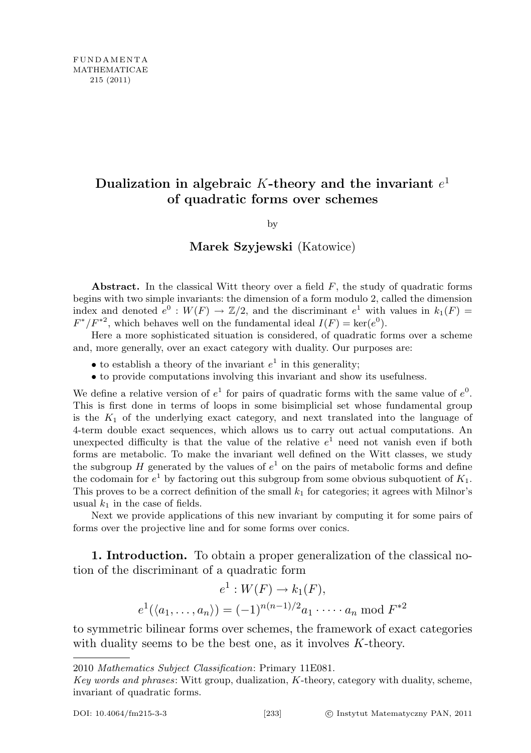# Dualization in algebraic $K$-theory and the invariant $e^1$ of quadratic forms over schemes

by

**Marek Szyjewski** (Katowice)

**Abstract.** In the classical Witt theory over a field $F$, the study of quadratic forms begins with two simple invariants: the dimension of a form modulo 2, called the dimension index and denoted $e^0 : W(F) \to \mathbb{Z}/2$, and the discriminant $e^1$ with values in $k_1(F) = F^*/F^{*2}$, which behaves well on the fundamental ideal $I(F) = \ker(e^0)$.

Here a more sophisticated situation is considered, of quadratic forms over a scheme and, more generally, over an exact category with duality. Our purposes are:

- to establish a theory of the invariant $e^1$ in this generality;
- to provide computations involving this invariant and show its usefulness.

We define a relative version of $e^1$ for pairs of quadratic forms with the same value of $e^0$. This is first done in terms of loops in some bisimplicial set whose fundamental group is the $K_1$ of the underlying exact category, and next translated into the language of 4-term double exact sequences, which allows us to carry out actual computations. An unexpected difficulty is that the value of the relative $e^1$ need not vanish even if both forms are metabolic. To make the invariant well defined on the Witt classes, we study the subgroup $H$ generated by the values of $e^1$ on the pairs of metabolic forms and define the codomain for $e^1$ by factoring out this subgroup from some obvious subquotient of $K_1$. This proves to be a correct definition of the small $k_1$ for categories; it agrees with Milnor's usual $k_1$ in the case of fields.

Next we provide applications of this new invariant by computing it for some pairs of forms over the projective line and for some forms over conics.

**1. Introduction.** To obtain a proper generalization of the classical notion of the discriminant of a quadratic form

$$e^1 : W(F) \to k_1(F),$$
$$e^1(\langle a_1, \dots, a_n\rangle) = (-1)^{n(n-1)/2} a_1 \cdot \dots \cdot a_n \bmod F^{*2}$$

to symmetric bilinear forms over schemes, the framework of exact categories with duality seems to be the best one, as it involves $K$-theory.

---

2010 *Mathematics Subject Classification*: Primary 11E081.

*Key words and phrases*: Witt group, dualization, $K$-theory, category with duality, scheme, invariant of quadratic forms.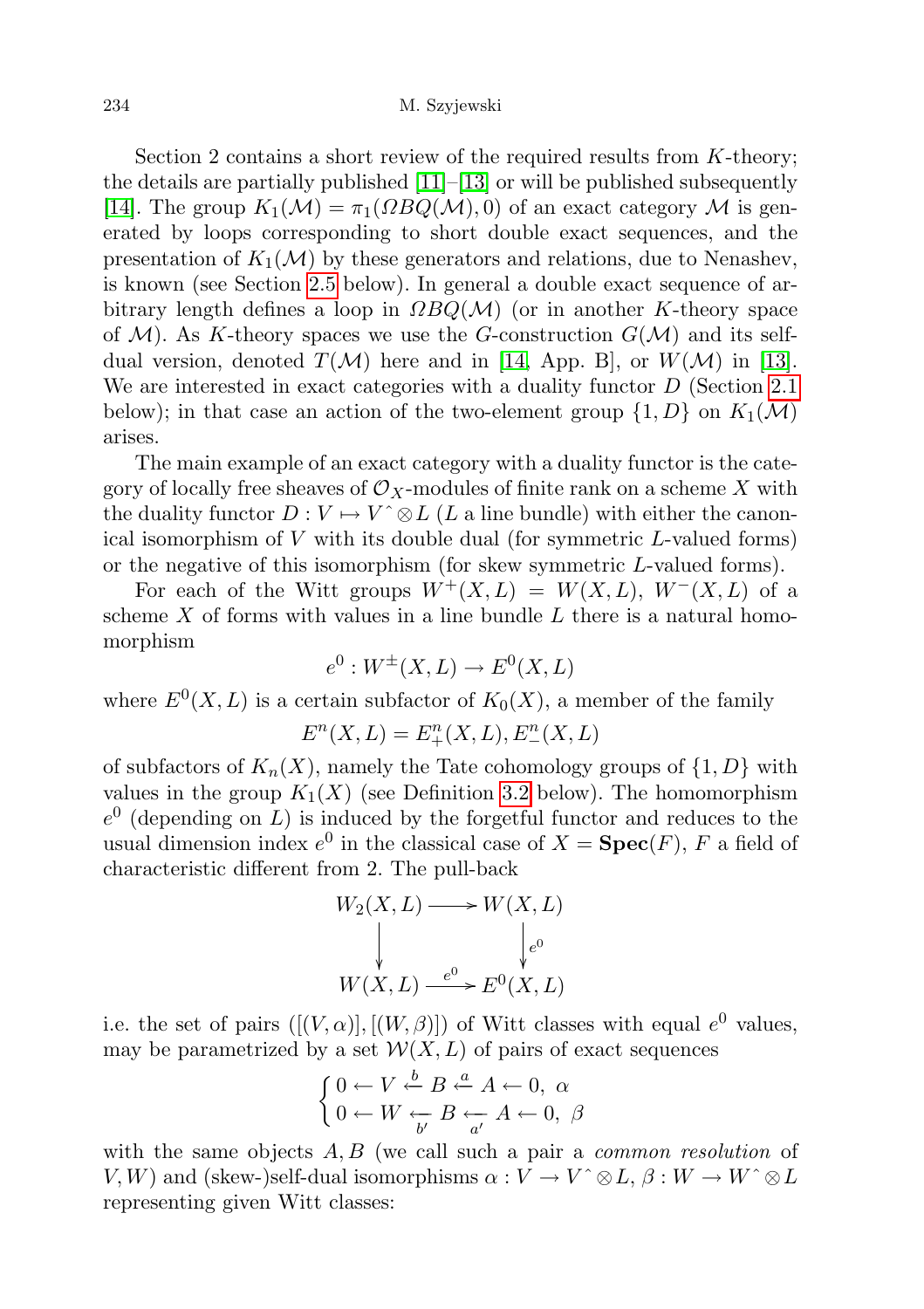Section 2 contains a short review of the required results from $K$-theory; the details are partially published [11]–[13] or will be published subsequently [14]. The group $K_1(\mathcal{M}) = \pi_1(\Omega BQ(\mathcal{M}), 0)$ of an exact category $\mathcal{M}$ is generated by loops corresponding to short double exact sequences, and the presentation of $K_1(\mathcal{M})$ by these generators and relations, due to Nenashev, is known (see Section 2.5 below). In general a double exact sequence of arbitrary length defines a loop in $\Omega BQ(\mathcal{M})$ (or in another $K$-theory space of $\mathcal{M}$). As $K$-theory spaces we use the $G$-construction $G(\mathcal{M})$ and its self-dual version, denoted $T(\mathcal{M})$ here and in [14, App. B], or $W(\mathcal{M})$ in [13]. We are interested in exact categories with a duality functor $D$ (Section 2.1 below); in that case an action of the two-element group $\{1, D\}$ on $K_1(\mathcal{M})$ arises.

The main example of an exact category with a duality functor is the category of locally free sheaves of $\mathcal{O}_X$-modules of finite rank on a scheme $X$ with the duality functor $D : V \mapsto V\hat{\ } \otimes L$ ($L$ a line bundle) with either the canonical isomorphism of $V$ with its double dual (for symmetric $L$-valued forms) or the negative of this isomorphism (for skew symmetric $L$-valued forms).

For each of the Witt groups $W^+(X, L) = W(X, L)$, $W^-(X, L)$ of a scheme $X$ of forms with values in a line bundle $L$ there is a natural homomorphism

$$e^0 : W^\pm(X, L) \to E^0(X, L)$$

where $E^0(X, L)$ is a certain subfactor of $K_0(X)$, a member of the family

$$E^n(X, L) = E^n_+(X, L), E^n_-(X, L)$$

of subfactors of $K_n(X)$, namely the Tate cohomology groups of $\{1, D\}$ with values in the group $K_1(X)$ (see Definition 3.2 below). The homomorphism $e^0$ (depending on $L$) is induced by the forgetful functor and reduces to the usual dimension index $e^0$ in the classical case of $X = \mathbf{Spec}(F)$, $F$ a field of characteristic different from 2. The pull-back

$$\begin{array}{ccc} W_2(X, L) & \longrightarrow & W(X, L) \\ \big\downarrow & & \big\downarrow{\scriptstyle e^0} \\ W(X, L) & \xrightarrow{e^0} & E^0(X, L) \end{array}$$

i.e. the set of pairs $([(V, \alpha)], [(W, \beta)])$ of Witt classes with equal $e^0$ values, may be parametrized by a set $\mathcal{W}(X, L)$ of pairs of exact sequences

$$\begin{cases} 0 \leftarrow V \overset{b}{\leftarrow} B \overset{a}{\leftarrow} A \leftarrow 0, \ \alpha \\ 0 \leftarrow W \underset{b'}{\leftarrow} B \underset{a'}{\leftarrow} A \leftarrow 0, \ \beta \end{cases}$$

with the same objects $A, B$ (we call such a pair a *common resolution* of $V, W$) and (skew-)self-dual isomorphisms $\alpha : V \to V\hat{\ } \otimes L$, $\beta : W \to W\hat{\ } \otimes L$ representing given Witt classes: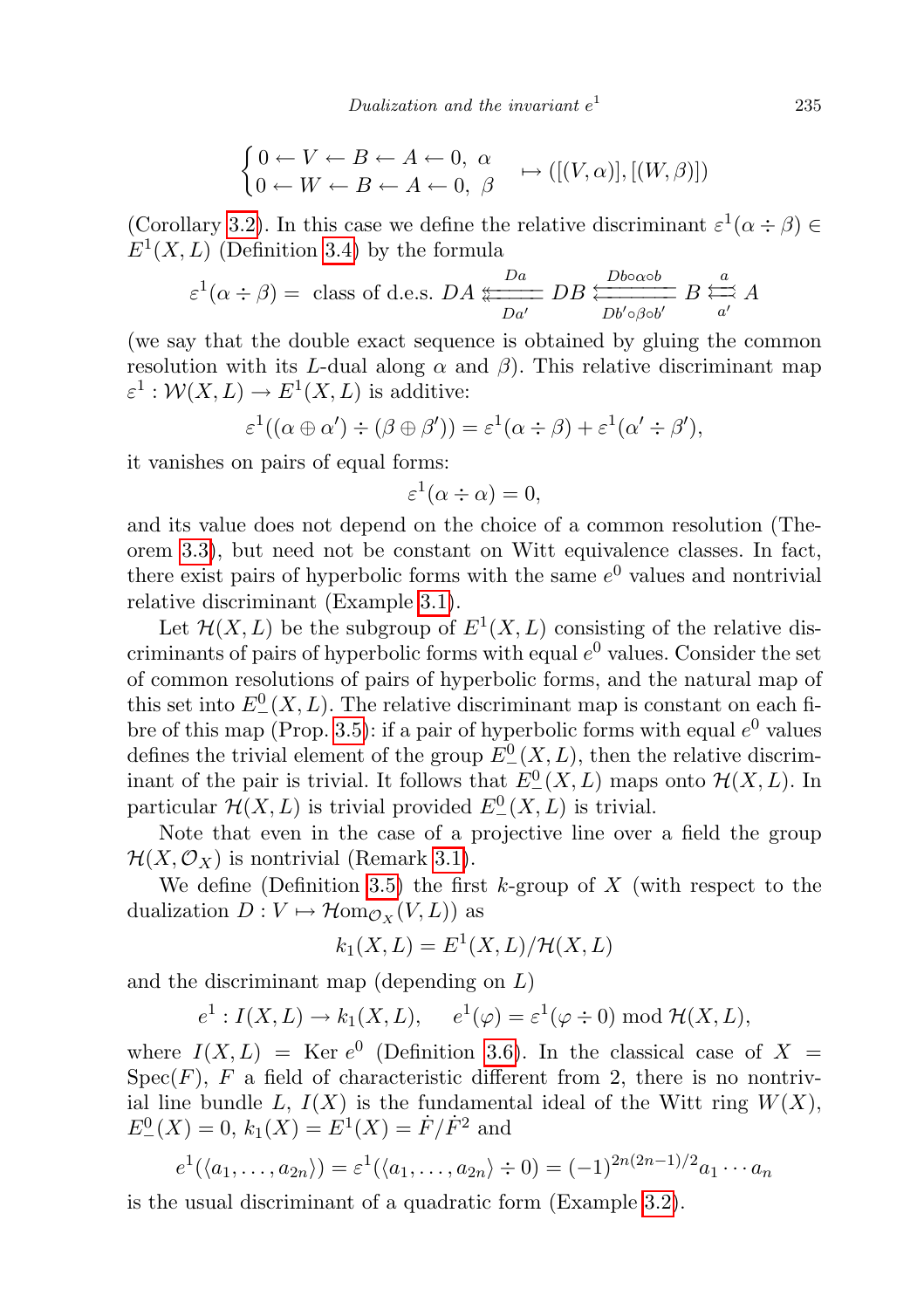$$\begin{cases} 0 \leftarrow V \leftarrow B \leftarrow A \leftarrow 0, \ \alpha \\ 0 \leftarrow W \leftarrow B \leftarrow A \leftarrow 0, \ \beta \end{cases} \mapsto ([(V,\alpha)],[(W,\beta)])$$

(Corollary 3.2). In this case we define the relative discriminant $\varepsilon^1(\alpha \div \beta) \in E^1(X,L)$ (Definition 3.4) by the formula

$$\varepsilon^1(\alpha \div \beta) = \text{ class of d.e.s. } DA \underset{Da'}{\overset{Da}{\leftleftarrows}} DB \underset{Db' \circ \beta \circ b'}{\overset{Db \circ \alpha \circ b}{\leftleftarrows}} B \underset{a'}{\overset{a}{\leftleftarrows}} A$$

(we say that the double exact sequence is obtained by gluing the common resolution with its $L$-dual along $\alpha$ and $\beta$). This relative discriminant map $\varepsilon^1 : \mathcal{W}(X,L) \to E^1(X,L)$ is additive:

$$\varepsilon^1((\alpha \oplus \alpha') \div (\beta \oplus \beta')) = \varepsilon^1(\alpha \div \beta) + \varepsilon^1(\alpha' \div \beta'),$$

it vanishes on pairs of equal forms:

$$\varepsilon^1(\alpha \div \alpha) = 0,$$

and its value does not depend on the choice of a common resolution (Theorem 3.3), but need not be constant on Witt equivalence classes. In fact, there exist pairs of hyperbolic forms with the same $e^0$ values and nontrivial relative discriminant (Example 3.1).

Let $\mathcal{H}(X,L)$ be the subgroup of $E^1(X,L)$ consisting of the relative discriminants of pairs of hyperbolic forms with equal $e^0$ values. Consider the set of common resolutions of pairs of hyperbolic forms, and the natural map of this set into $E^0_-(X,L)$. The relative discriminant map is constant on each fibre of this map (Prop. 3.5): if a pair of hyperbolic forms with equal $e^0$ values defines the trivial element of the group $E^0_-(X,L)$, then the relative discriminant of the pair is trivial. It follows that $E^0_-(X,L)$ maps onto $\mathcal{H}(X,L)$. In particular $\mathcal{H}(X,L)$ is trivial provided $E^0_-(X,L)$ is trivial.

Note that even in the case of a projective line over a field the group $\mathcal{H}(X,\mathcal{O}_X)$ is nontrivial (Remark 3.1).

We define (Definition 3.5) the first $k$-group of $X$ (with respect to the dualization $D : V \mapsto \mathcal{H}om_{\mathcal{O}_X}(V,L)$) as

$$k_1(X,L) = E^1(X,L)/\mathcal{H}(X,L)$$

and the discriminant map (depending on $L$)

$$e^1 : I(X,L) \to k_1(X,L), \quad e^1(\varphi) = \varepsilon^1(\varphi \div 0) \bmod \mathcal{H}(X,L),$$

where $I(X,L) = \operatorname{Ker} e^0$ (Definition 3.6). In the classical case of $X = \operatorname{Spec}(F)$, $F$ a field of characteristic different from 2, there is no nontrivial line bundle $L$, $I(X)$ is the fundamental ideal of the Witt ring $W(X)$, $E^0_-(X) = 0$, $k_1(X) = E^1(X) = \dot{F}/\dot{F}^2$ and

$$e^1(\langle a_1,\ldots,a_{2n}\rangle) = \varepsilon^1(\langle a_1,\ldots,a_{2n}\rangle \div 0) = (-1)^{2n(2n-1)/2} a_1 \cdots a_n$$

is the usual discriminant of a quadratic form (Example 3.2).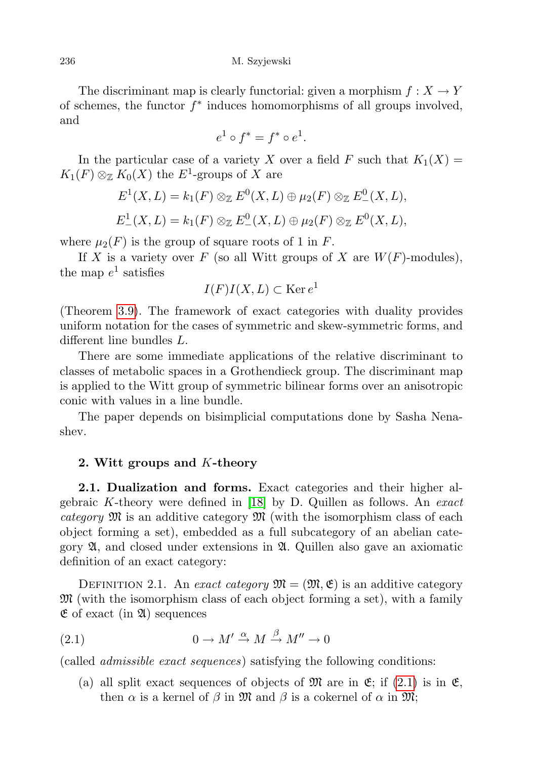The discriminant map is clearly functorial: given a morphism $f : X \to Y$ of schemes, the functor $f^*$ induces homomorphisms of all groups involved, and

$$e^1 \circ f^* = f^* \circ e^1.$$

In the particular case of a variety $X$ over a field $F$ such that $K_1(X) = K_1(F) \otimes_{\mathbb{Z}} K_0(X)$ the $E^1$-groups of $X$ are

$$E^1(X, L) = k_1(F) \otimes_{\mathbb{Z}} E^0(X, L) \oplus \mu_2(F) \otimes_{\mathbb{Z}} E^0_-(X, L),$$

$$E^1_-(X, L) = k_1(F) \otimes_{\mathbb{Z}} E^0_-(X, L) \oplus \mu_2(F) \otimes_{\mathbb{Z}} E^0(X, L),$$

where $\mu_2(F)$ is the group of square roots of 1 in $F$.

If $X$ is a variety over $F$ (so all Witt groups of $X$ are $W(F)$-modules), the map $e^1$ satisfies

$$I(F)I(X, L) \subset \operatorname{Ker} e^1$$

(Theorem 3.9). The framework of exact categories with duality provides uniform notation for the cases of symmetric and skew-symmetric forms, and different line bundles $L$.

There are some immediate applications of the relative discriminant to classes of metabolic spaces in a Grothendieck group. The discriminant map is applied to the Witt group of symmetric bilinear forms over an anisotropic conic with values in a line bundle.

The paper depends on bisimplicial computations done by Sasha Nenashev.

## 2. Witt groups and $K$-theory

**2.1. Dualization and forms.** Exact categories and their higher algebraic $K$-theory were defined in [18] by D. Quillen as follows. An *exact category* $\mathfrak{M}$ is an additive category $\mathfrak{M}$ (with the isomorphism class of each object forming a set), embedded as a full subcategory of an abelian category $\mathfrak{A}$, and closed under extensions in $\mathfrak{A}$. Quillen also gave an axiomatic definition of an exact category:

DEFINITION 2.1. An *exact category* $\mathfrak{M} = (\mathfrak{M}, \mathfrak{E})$ is an additive category $\mathfrak{M}$ (with the isomorphism class of each object forming a set), with a family $\mathfrak{E}$ of exact (in $\mathfrak{A}$) sequences

$$0 \to M' \xrightarrow{\alpha} M \xrightarrow{\beta} M'' \to 0 \tag{2.1}$$

(called *admissible exact sequences*) satisfying the following conditions:

(a) all split exact sequences of objects of $\mathfrak{M}$ are in $\mathfrak{E}$; if (2.1) is in $\mathfrak{E}$, then $\alpha$ is a kernel of $\beta$ in $\mathfrak{M}$ and $\beta$ is a cokernel of $\alpha$ in $\mathfrak{M}$;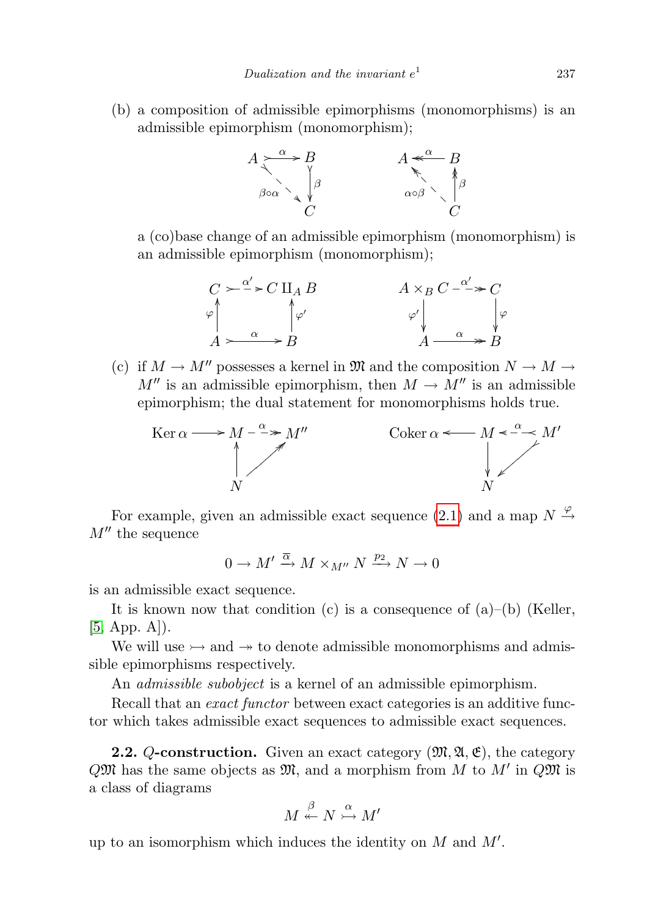(b) a composition of admissible epimorphisms (monomorphisms) is an admissible epimorphism (monomorphism);

$$A \xrightarrow{\alpha} B \xrightarrow{\beta} C, \quad \beta\circ\alpha \qquad\qquad C \xrightarrow{\beta} B \xrightarrow{\alpha} A, \quad \alpha\circ\beta$$

a (co)base change of an admissible epimorphism (monomorphism) is an admissible epimorphism (monomorphism);

$$\begin{array}{ccc} C & \overset{\alpha'}{\rightarrowtail} & C \amalg_A B \\ \uparrow{\scriptstyle\varphi} & & \uparrow{\scriptstyle\varphi'} \\ A & \overset{\alpha}{\rightarrowtail} & B \end{array} \qquad\qquad \begin{array}{ccc} A \times_B C & \overset{\alpha'}{\twoheadrightarrow} & C \\ \downarrow{\scriptstyle\varphi'} & & \downarrow{\scriptstyle\varphi} \\ A & \overset{\alpha}{\twoheadrightarrow} & B \end{array}$$

(c) if $M \to M''$ possesses a kernel in $\mathfrak{M}$ and the composition $N \to M \to M''$ is an admissible epimorphism, then $M \to M''$ is an admissible epimorphism; the dual statement for monomorphisms holds true.

$$\begin{array}{ccccc} \operatorname{Ker}\alpha & \longrightarrow & M & \overset{\alpha}{\twoheadrightarrow} & M'' \\ & & \uparrow & \nearrow & \\ & & N & & \end{array} \qquad\qquad \begin{array}{ccccc} \operatorname{Coker}\alpha & \longleftarrow & M & \overset{\alpha}{\leftarrowtail} & M' \\ & & \downarrow & \swarrow & \\ & & N & & \end{array}$$

For example, given an admissible exact sequence (2.1) and a map $N \xrightarrow{\varphi} M''$ the sequence

$$0 \to M' \xrightarrow{\overline{\alpha}} M \times_{M''} N \xrightarrow{p_2} N \to 0$$

is an admissible exact sequence.

It is known now that condition (c) is a consequence of (a)–(b) (Keller, [5, App. A]).

We will use $\rightarrowtail$ and $\twoheadrightarrow$ to denote admissible monomorphisms and admissible epimorphisms respectively.

An *admissible subobject* is a kernel of an admissible epimorphism.

Recall that an *exact functor* between exact categories is an additive functor which takes admissible exact sequences to admissible exact sequences.

**2.2.** ***Q*-construction.** Given an exact category $(\mathfrak{M}, \mathfrak{A}, \mathfrak{E})$, the category $Q\mathfrak{M}$ has the same objects as $\mathfrak{M}$, and a morphism from $M$ to $M'$ in $Q\mathfrak{M}$ is a class of diagrams

$$M \overset{\beta}{\twoheadleftarrow} N \overset{\alpha}{\rightarrowtail} M'$$

up to an isomorphism which induces the identity on $M$ and $M'$.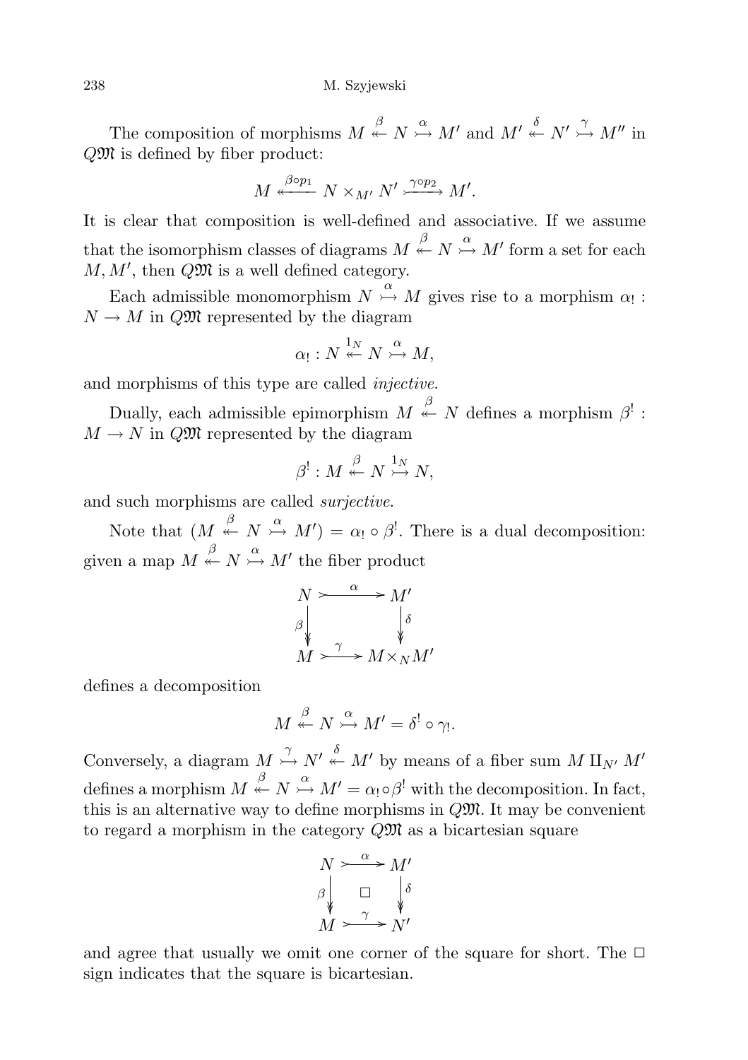The composition of morphisms $M \overset{\beta}{\twoheadleftarrow} N \overset{\alpha}{\rightarrowtail} M'$ and $M' \overset{\delta}{\twoheadleftarrow} N' \overset{\gamma}{\rightarrowtail} M''$ in $Q\mathfrak{M}$ is defined by fiber product:

$$M \xleftarrow{\beta \circ p_1} N \times_{M'} N' \xrightarrow{\gamma \circ p_2} M'.$$

It is clear that composition is well-defined and associative. If we assume that the isomorphism classes of diagrams $M \overset{\beta}{\twoheadleftarrow} N \overset{\alpha}{\rightarrowtail} M'$ form a set for each $M, M'$, then $Q\mathfrak{M}$ is a well defined category.

Each admissible monomorphism $N \overset{\alpha}{\rightarrowtail} M$ gives rise to a morphism $\alpha_! : N \to M$ in $Q\mathfrak{M}$ represented by the diagram

$$\alpha_! : N \overset{1_N}{\twoheadleftarrow} N \overset{\alpha}{\rightarrowtail} M,$$

and morphisms of this type are called *injective*.

Dually, each admissible epimorphism $M \overset{\beta}{\twoheadleftarrow} N$ defines a morphism $\beta^! : M \to N$ in $Q\mathfrak{M}$ represented by the diagram

$$\beta^! : M \overset{\beta}{\twoheadleftarrow} N \overset{1_N}{\rightarrowtail} N,$$

and such morphisms are called *surjective*.

Note that $(M \overset{\beta}{\twoheadleftarrow} N \overset{\alpha}{\rightarrowtail} M') = \alpha_! \circ \beta^!$. There is a dual decomposition: given a map $M \overset{\beta}{\twoheadleftarrow} N \overset{\alpha}{\rightarrowtail} M'$ the fiber product

$$\begin{array}{ccc} N & \overset{\alpha}{\rightarrowtail} & M' \\ {\scriptstyle\beta}\big\downarrow & & \big\downarrow{\scriptstyle\delta} \\ M & \overset{\gamma}{\rightarrowtail} & M \times_N M' \end{array}$$

defines a decomposition

$$M \overset{\beta}{\twoheadleftarrow} N \overset{\alpha}{\rightarrowtail} M' = \delta^! \circ \gamma_!.$$

Conversely, a diagram $M \overset{\gamma}{\rightarrowtail} N' \overset{\delta}{\twoheadleftarrow} M'$ by means of a fiber sum $M \amalg_{N'} M'$ defines a morphism $M \overset{\beta}{\twoheadleftarrow} N \overset{\alpha}{\rightarrowtail} M' = \alpha_! \circ \beta^!$ with the decomposition. In fact, this is an alternative way to define morphisms in $Q\mathfrak{M}$. It may be convenient to regard a morphism in the category $Q\mathfrak{M}$ as a bicartesian square

$$\begin{array}{ccc} N & \overset{\alpha}{\rightarrowtail} & M' \\ {\scriptstyle\beta}\big\downarrow & \square & \big\downarrow{\scriptstyle\delta} \\ M & \overset{\gamma}{\rightarrowtail} & N' \end{array}$$

and agree that usually we omit one corner of the square for short. The $\square$ sign indicates that the square is bicartesian.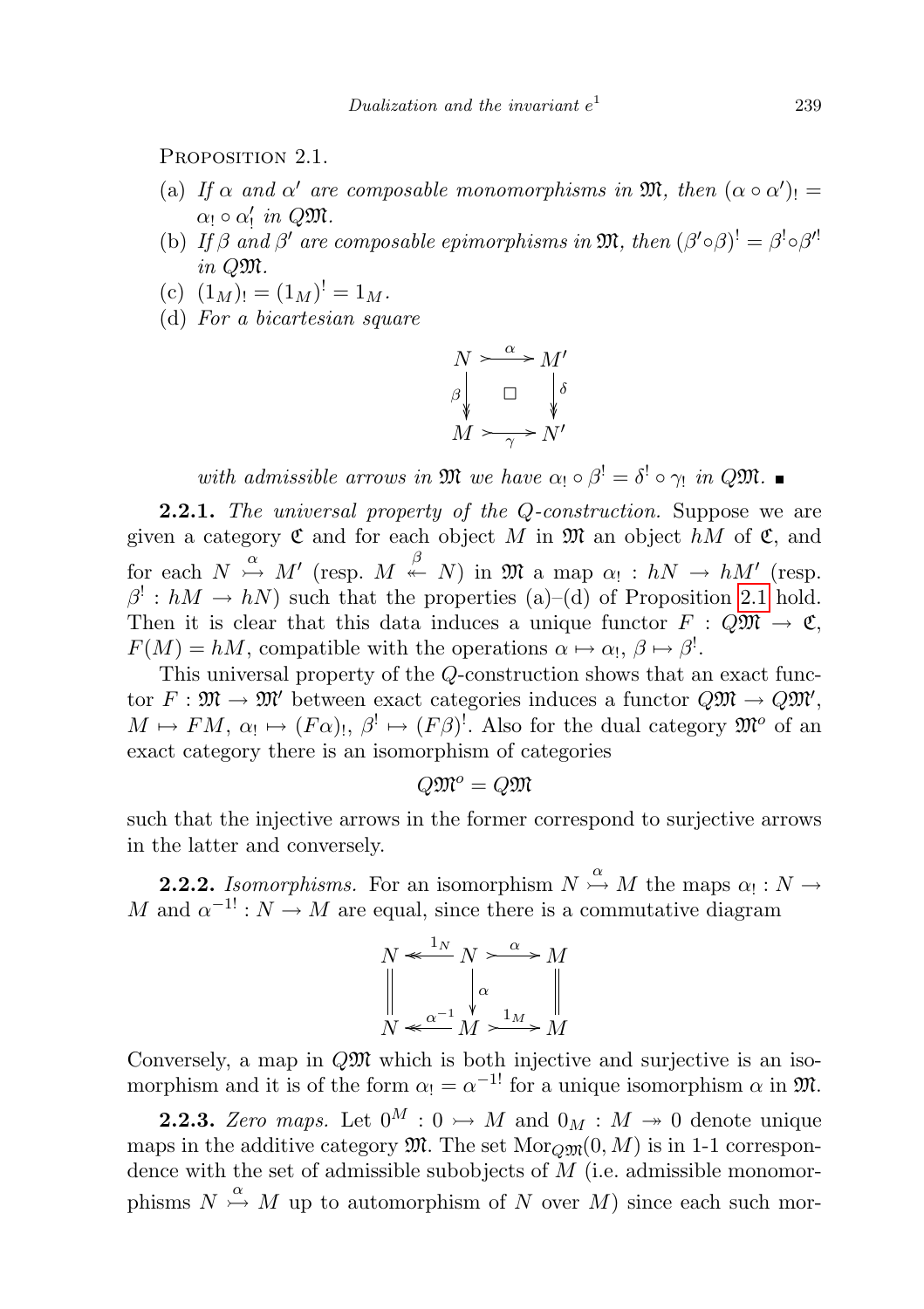Proposition 2.1.

(a) *If $\alpha$ and $\alpha'$ are composable monomorphisms in $\mathfrak{M}$, then $(\alpha \circ \alpha')_! = \alpha_! \circ \alpha'_!$ in $Q\mathfrak{M}$.*
(b) *If $\beta$ and $\beta'$ are composable epimorphisms in $\mathfrak{M}$, then $(\beta' \circ \beta)^! = \beta^! \circ \beta'^!$ in $Q\mathfrak{M}$.*
(c) $(1_M)_! = (1_M)^! = 1_M$.
(d) *For a bicartesian square*

$$\begin{array}{ccc} N & \overset{\alpha}{\rightarrowtail} & M' \\ {\scriptstyle\beta}\downarrow\!\!\downarrow & \square & \downarrow\!\!\downarrow{\scriptstyle\delta} \\ M & \underset{\gamma}{\rightarrowtail} & N' \end{array}$$

*with admissible arrows in $\mathfrak{M}$ we have $\alpha_! \circ \beta^! = \delta^! \circ \gamma_!$ in $Q\mathfrak{M}$.* ∎

**2.2.1.** *The universal property of the Q-construction.* Suppose we are given a category $\mathfrak{C}$ and for each object $M$ in $\mathfrak{M}$ an object $hM$ of $\mathfrak{C}$, and for each $N \overset{\alpha}{\rightarrowtail} M'$ (resp. $M \overset{\beta}{\twoheadleftarrow} N$) in $\mathfrak{M}$ a map $\alpha_! : hN \to hM'$ (resp. $\beta^! : hM \to hN$) such that the properties (a)–(d) of Proposition 2.1 hold. Then it is clear that this data induces a unique functor $F : Q\mathfrak{M} \to \mathfrak{C}$, $F(M) = hM$, compatible with the operations $\alpha \mapsto \alpha_!$, $\beta \mapsto \beta^!$.

This universal property of the $Q$-construction shows that an exact functor $F : \mathfrak{M} \to \mathfrak{M}'$ between exact categories induces a functor $Q\mathfrak{M} \to Q\mathfrak{M}'$, $M \mapsto FM$, $\alpha_! \mapsto (F\alpha)_!$, $\beta^! \mapsto (F\beta)^!$. Also for the dual category $\mathfrak{M}^o$ of an exact category there is an isomorphism of categories

$$Q\mathfrak{M}^o = Q\mathfrak{M}$$

such that the injective arrows in the former correspond to surjective arrows in the latter and conversely.

**2.2.2.** *Isomorphisms.* For an isomorphism $N \overset{\alpha}{\rightarrowtail} M$ the maps $\alpha_! : N \to M$ and $\alpha^{-1!} : N \to M$ are equal, since there is a commutative diagram

$$\begin{array}{ccccc} N & \overset{1_N}{\twoheadleftarrow} & N & \overset{\alpha}{\rightarrowtail} & M \\ \| & & \downarrow{\scriptstyle\alpha} & & \| \\ N & \underset{\alpha^{-1}}{\twoheadleftarrow} & M & \underset{1_M}{\rightarrowtail} & M \end{array}$$

Conversely, a map in $Q\mathfrak{M}$ which is both injective and surjective is an isomorphism and it is of the form $\alpha_! = \alpha^{-1!}$ for a unique isomorphism $\alpha$ in $\mathfrak{M}$.

**2.2.3.** *Zero maps.* Let $0^M : 0 \rightarrowtail M$ and $0_M : M \twoheadrightarrow 0$ denote unique maps in the additive category $\mathfrak{M}$. The set $\mathrm{Mor}_{Q\mathfrak{M}}(0, M)$ is in 1-1 correspondence with the set of admissible subobjects of $M$ (i.e. admissible monomorphisms $N \overset{\alpha}{\rightarrowtail} M$ up to automorphism of $N$ over $M$) since each such mor-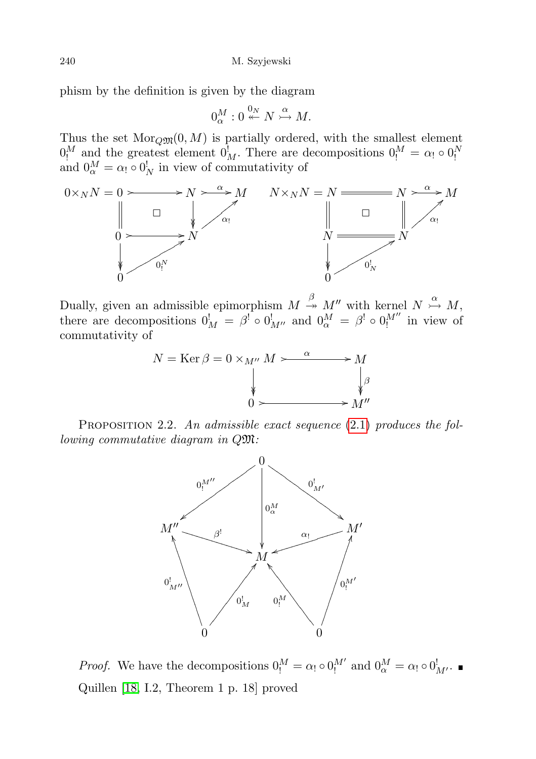phism by the definition is given by the diagram

$$0^M_\alpha : 0 \overset{0_N}{\twoheadleftarrow} N \overset{\alpha}{\rightarrowtail} M.$$

Thus the set $\mathrm{Mor}_{Q\mathfrak{M}}(0, M)$ is partially ordered, with the smallest element $0^M_!$ and the greatest element $0^!_M$. There are decompositions $0^M_! = \alpha_! \circ 0^N_!$ and $0^M_\alpha = \alpha_! \circ 0^!_N$ in view of commutativity of

$$\begin{array}{ccccc} 0\times_N N = 0 & \rightarrowtail & N & \overset{\alpha}{\rightarrowtail} & M \\ \| & \square & \downarrow & \nearrow_{\alpha_!} & \\ 0 & \rightarrowtail & N & & \\ \downarrow & \nearrow_{0^N_!} & & & \\ 0 & & & & \end{array} \qquad \begin{array}{ccccc} N\times_N N = N & = & N & \overset{\alpha}{\rightarrowtail} & M \\ \| & \square & \| & \nearrow_{\alpha_!} & \\ N & = & N & & \\ \downarrow & \nearrow_{0^!_N} & & & \\ 0 & & & & \end{array}$$

Dually, given an admissible epimorphism $M \overset{\beta}{\twoheadrightarrow} M''$ with kernel $N \overset{\alpha}{\rightarrowtail} M$, there are decompositions $0^!_M = \beta^! \circ 0^!_{M''}$ and $0^M_\alpha = \beta^! \circ 0^{M''}_!$ in view of commutativity of

$$\begin{array}{ccc} N = \operatorname{Ker}\beta = 0 \times_{M''} M & \overset{\alpha}{\rightarrowtail} & M \\ \downarrow & & \downarrow \beta \\ 0 & \rightarrowtail & M'' \end{array}$$

Proposition 2.2. *An admissible exact sequence* (2.1) *produces the following commutative diagram in* $Q\mathfrak{M}$*:*

$$\begin{array}{ccccc} & & 0 & & \\ & \swarrow^{0^{M''}_!} & \downarrow^{0^M_\alpha} & \searrow^{0^!_{M'}} & \\ M'' & \overset{\beta^!}{\longrightarrow} & M & \overset{\alpha_!}{\longleftarrow} & M' \\ \uparrow^{0^!_{M''}} & \nearrow^{0^!_M} & & \nwarrow^{0^M_!} & \uparrow^{0^{M'}_!} \\ 0 & & & & 0 \end{array}$$

*Proof.* We have the decompositions $0^M_! = \alpha_! \circ 0^{M'}_!$ and $0^M_\alpha = \alpha_! \circ 0^!_{M'}$. ∎

Quillen [18, I.2, Theorem 1 p. 18] proved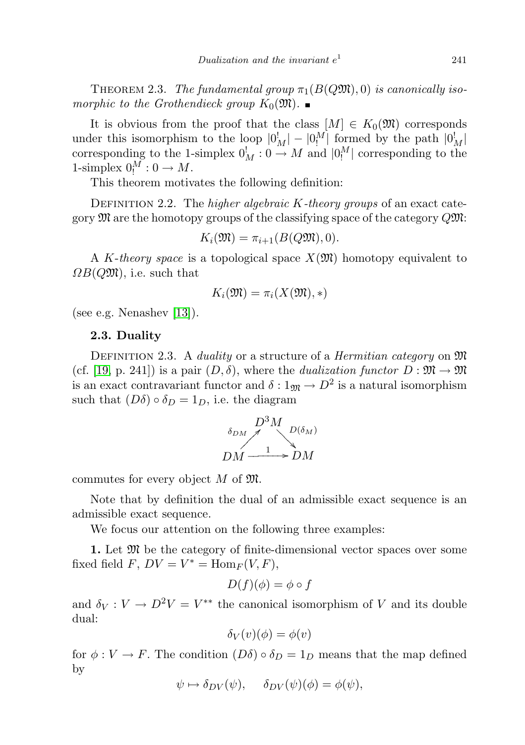THEOREM 2.3. *The fundamental group $\pi_1(B(Q\mathfrak{M}), 0)$ is canonically isomorphic to the Grothendieck group $K_0(\mathfrak{M})$.* ∎

It is obvious from the proof that the class $[M] \in K_0(\mathfrak{M})$ corresponds under this isomorphism to the loop $|0^!_M| - |0^M_!|$ formed by the path $|0^!_M|$ corresponding to the 1-simplex $0^!_M : 0 \to M$ and $|0^M_!|$ corresponding to the 1-simplex $0^M_! : 0 \to M$.

This theorem motivates the following definition:

DEFINITION 2.2. The *higher algebraic K-theory groups* of an exact category $\mathfrak{M}$ are the homotopy groups of the classifying space of the category $Q\mathfrak{M}$:

$$K_i(\mathfrak{M}) = \pi_{i+1}(B(Q\mathfrak{M}), 0).$$

A *K-theory space* is a topological space $X(\mathfrak{M})$ homotopy equivalent to $\Omega B(Q\mathfrak{M})$, i.e. such that

$$K_i(\mathfrak{M}) = \pi_i(X(\mathfrak{M}), *)$$

(see e.g. Nenashev [13]).

### 2.3. Duality

DEFINITION 2.3. A *duality* or a structure of a *Hermitian category* on $\mathfrak{M}$ (cf. [19, p. 241]) is a pair $(D, \delta)$, where the *dualization functor* $D : \mathfrak{M} \to \mathfrak{M}$ is an exact contravariant functor and $\delta : 1_{\mathfrak{M}} \to D^2$ is a natural isomorphism such that $(D\delta) \circ \delta_D = 1_D$, i.e. the diagram

$$\begin{array}{ccc} & D^3M & \\ {}^{\delta_{DM}}\nearrow & & \searrow^{D(\delta_M)} \\ DM & \xrightarrow{\quad 1 \quad} & DM \end{array}$$

commutes for every object $M$ of $\mathfrak{M}$.

Note that by definition the dual of an admissible exact sequence is an admissible exact sequence.

We focus our attention on the following three examples:

**1.** Let $\mathfrak{M}$ be the category of finite-dimensional vector spaces over some fixed field $F$, $DV = V^* = \mathrm{Hom}_F(V, F)$,

$$D(f)(\phi) = \phi \circ f$$

and $\delta_V : V \to D^2V = V^{**}$ the canonical isomorphism of $V$ and its double dual:

$$\delta_V(v)(\phi) = \phi(v)$$

for $\phi : V \to F$. The condition $(D\delta) \circ \delta_D = 1_D$ means that the map defined by

$$\psi \mapsto \delta_{DV}(\psi), \quad \delta_{DV}(\psi)(\phi) = \phi(\psi),$$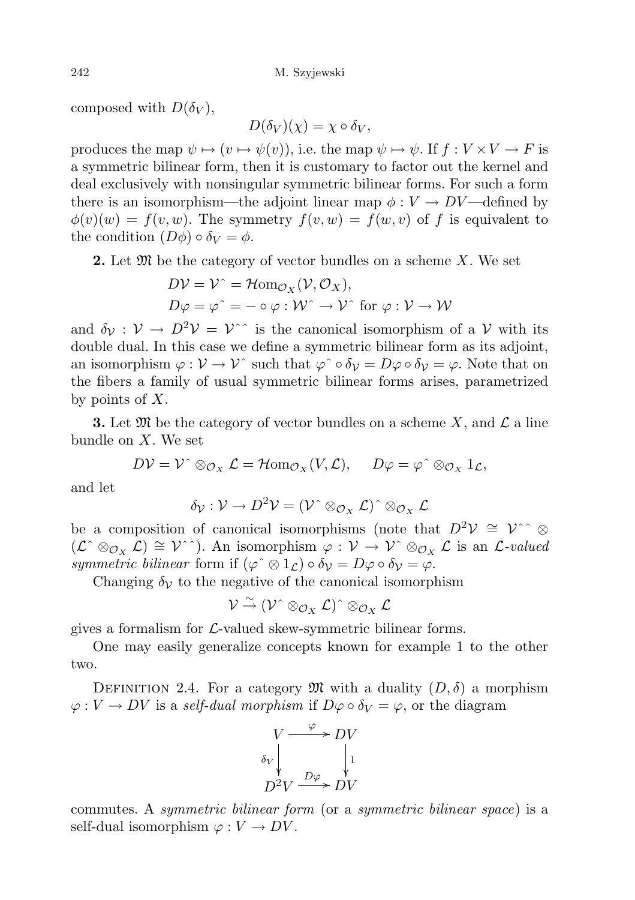composed with $D(\delta_V)$,

$$D(\delta_V)(\chi) = \chi \circ \delta_V,$$

produces the map $\psi \mapsto (v \mapsto \psi(v))$, i.e. the map $\psi \mapsto \psi$. If $f : V \times V \to F$ is a symmetric bilinear form, then it is customary to factor out the kernel and deal exclusively with nonsingular symmetric bilinear forms. For such a form there is an isomorphism—the adjoint linear map $\phi : V \to DV$—defined by $\phi(v)(w) = f(v, w)$. The symmetry $f(v, w) = f(w, v)$ of $f$ is equivalent to the condition $(D\phi) \circ \delta_V = \phi$.

**2.** Let $\mathfrak{M}$ be the category of vector bundles on a scheme $X$. We set

$$D\mathcal{V} = \mathcal{V}\hat{} = \mathcal{H}\mathrm{om}_{\mathcal{O}_X}(\mathcal{V}, \mathcal{O}_X),$$
$$D\varphi = \varphi\hat{} = - \circ \varphi : \mathcal{W}\hat{} \to \mathcal{V}\hat{} \text{ for } \varphi : \mathcal{V} \to \mathcal{W}$$

and $\delta_{\mathcal{V}} : \mathcal{V} \to D^2\mathcal{V} = \mathcal{V}\hat{}\hat{}$ is the canonical isomorphism of a $\mathcal{V}$ with its double dual. In this case we define a symmetric bilinear form as its adjoint, an isomorphism $\varphi : \mathcal{V} \to \mathcal{V}\hat{}$ such that $\varphi\hat{} \circ \delta_{\mathcal{V}} = D\varphi \circ \delta_{\mathcal{V}} = \varphi$. Note that on the fibers a family of usual symmetric bilinear forms arises, parametrized by points of $X$.

**3.** Let $\mathfrak{M}$ be the category of vector bundles on a scheme $X$, and $\mathcal{L}$ a line bundle on $X$. We set

$$D\mathcal{V} = \mathcal{V}\hat{} \otimes_{\mathcal{O}_X} \mathcal{L} = \mathcal{H}\mathrm{om}_{\mathcal{O}_X}(V, \mathcal{L}), \qquad D\varphi = \varphi\hat{} \otimes_{\mathcal{O}_X} 1_{\mathcal{L}},$$

and let

$$\delta_{\mathcal{V}} : \mathcal{V} \to D^2\mathcal{V} = (\mathcal{V}\hat{} \otimes_{\mathcal{O}_X} \mathcal{L})\hat{} \otimes_{\mathcal{O}_X} \mathcal{L}$$

be a composition of canonical isomorphisms (note that $D^2\mathcal{V} \cong \mathcal{V}\hat{}\hat{} \otimes (\mathcal{L}\hat{} \otimes_{\mathcal{O}_X} \mathcal{L}) \cong \mathcal{V}\hat{}\hat{}$). An isomorphism $\varphi : \mathcal{V} \to \mathcal{V}\hat{} \otimes_{\mathcal{O}_X} \mathcal{L}$ is an *$\mathcal{L}$-valued symmetric bilinear* form if $(\varphi\hat{} \otimes 1_{\mathcal{L}}) \circ \delta_{\mathcal{V}} = D\varphi \circ \delta_{\mathcal{V}} = \varphi$.

Changing $\delta_{\mathcal{V}}$ to the negative of the canonical isomorphism

$$\mathcal{V} \xrightarrow{\sim} (\mathcal{V}\hat{} \otimes_{\mathcal{O}_X} \mathcal{L})\hat{} \otimes_{\mathcal{O}_X} \mathcal{L}$$

gives a formalism for $\mathcal{L}$-valued skew-symmetric bilinear forms.

One may easily generalize concepts known for example 1 to the other two.

Definition 2.4. For a category $\mathfrak{M}$ with a duality $(D, \delta)$ a morphism $\varphi : V \to DV$ is a *self-dual morphism* if $D\varphi \circ \delta_V = \varphi$, or the diagram

$$\begin{array}{ccc} V & \xrightarrow{\varphi} & DV \\ {\scriptstyle \delta_V}\downarrow & & \downarrow{\scriptstyle 1} \\ D^2V & \xrightarrow{D\varphi} & DV \end{array}$$

commutes. A *symmetric bilinear form* (or a *symmetric bilinear space*) is a self-dual isomorphism $\varphi : V \to DV$.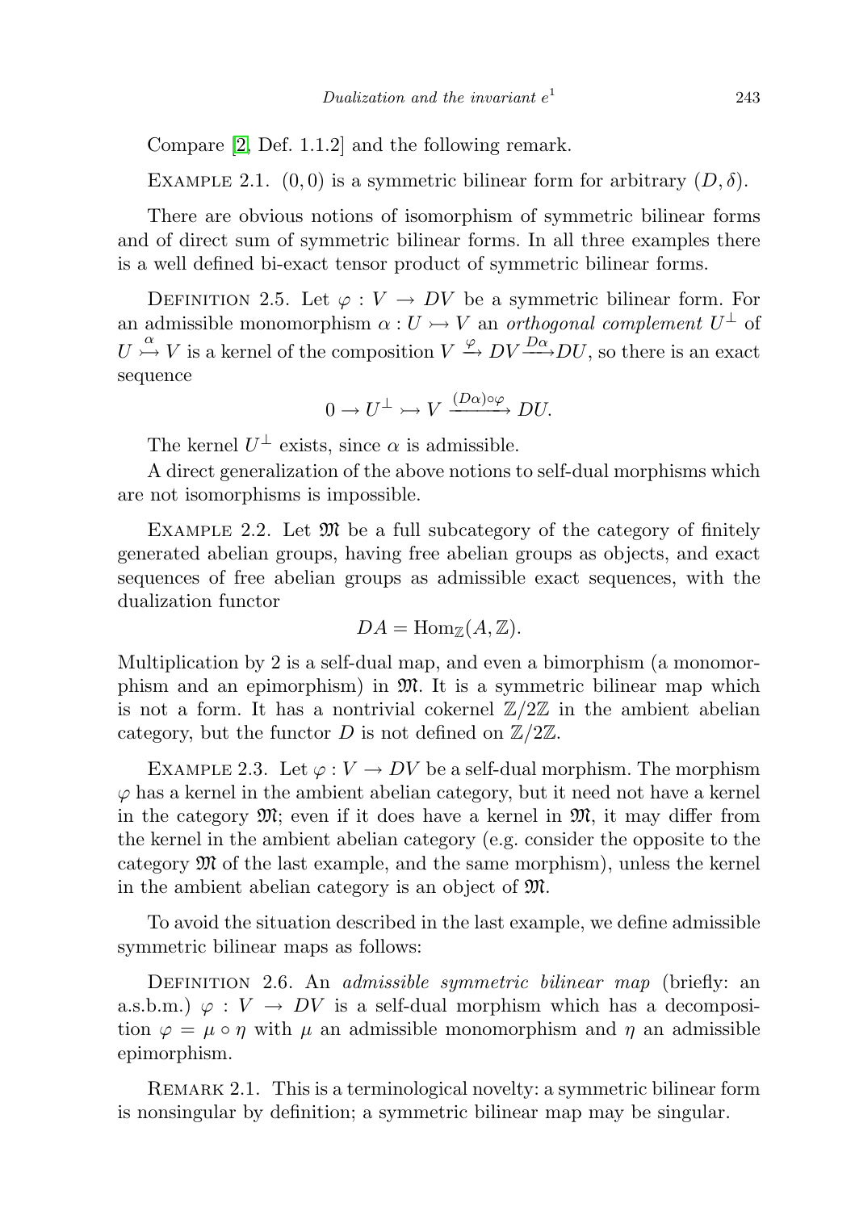Compare [2, Def. 1.1.2] and the following remark.

Example 2.1. $(0, 0)$ is a symmetric bilinear form for arbitrary $(D, \delta)$.

There are obvious notions of isomorphism of symmetric bilinear forms and of direct sum of symmetric bilinear forms. In all three examples there is a well defined bi-exact tensor product of symmetric bilinear forms.

Definition 2.5. Let $\varphi : V \to DV$ be a symmetric bilinear form. For an admissible monomorphism $\alpha : U \rightarrowtail V$ an *orthogonal complement* $U^\perp$ of $U \overset{\alpha}{\rightarrowtail} V$ is a kernel of the composition $V \xrightarrow{\varphi} DV \xrightarrow{D\alpha} DU$, so there is an exact sequence

$$0 \to U^\perp \rightarrowtail V \xrightarrow{(D\alpha)\circ\varphi} DU.$$

The kernel $U^\perp$ exists, since $\alpha$ is admissible.

A direct generalization of the above notions to self-dual morphisms which are not isomorphisms is impossible.

Example 2.2. Let $\mathfrak{M}$ be a full subcategory of the category of finitely generated abelian groups, having free abelian groups as objects, and exact sequences of free abelian groups as admissible exact sequences, with the dualization functor

$$DA = \operatorname{Hom}_{\mathbb{Z}}(A, \mathbb{Z}).$$

Multiplication by 2 is a self-dual map, and even a bimorphism (a monomorphism and an epimorphism) in $\mathfrak{M}$. It is a symmetric bilinear map which is not a form. It has a nontrivial cokernel $\mathbb{Z}/2\mathbb{Z}$ in the ambient abelian category, but the functor $D$ is not defined on $\mathbb{Z}/2\mathbb{Z}$.

Example 2.3. Let $\varphi : V \to DV$ be a self-dual morphism. The morphism $\varphi$ has a kernel in the ambient abelian category, but it need not have a kernel in the category $\mathfrak{M}$; even if it does have a kernel in $\mathfrak{M}$, it may differ from the kernel in the ambient abelian category (e.g. consider the opposite to the category $\mathfrak{M}$ of the last example, and the same morphism), unless the kernel in the ambient abelian category is an object of $\mathfrak{M}$.

To avoid the situation described in the last example, we define admissible symmetric bilinear maps as follows:

Definition 2.6. An *admissible symmetric bilinear map* (briefly: an a.s.b.m.) $\varphi : V \to DV$ is a self-dual morphism which has a decomposition $\varphi = \mu \circ \eta$ with $\mu$ an admissible monomorphism and $\eta$ an admissible epimorphism.

Remark 2.1. This is a terminological novelty: a symmetric bilinear form is nonsingular by definition; a symmetric bilinear map may be singular.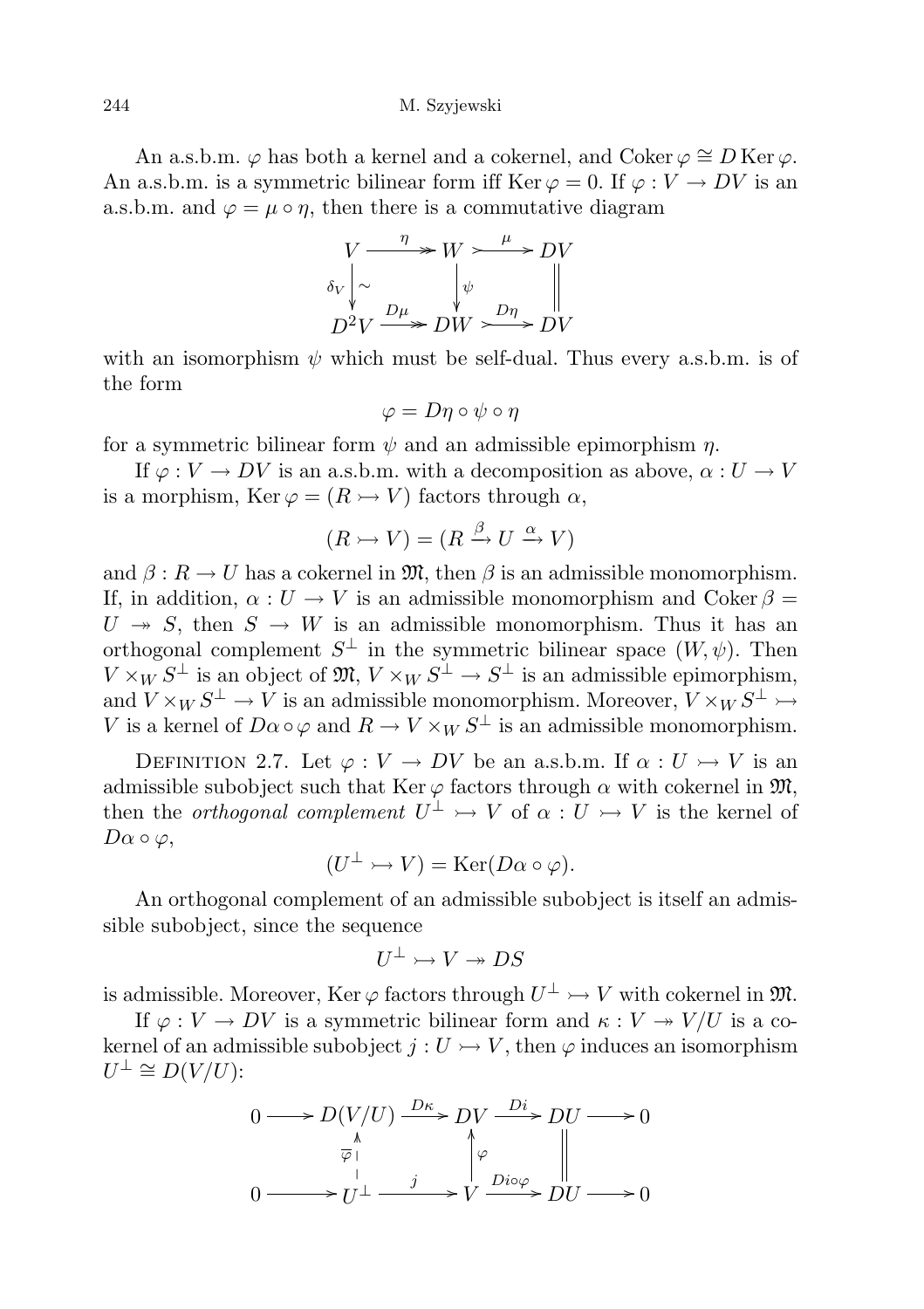An a.s.b.m. $\varphi$ has both a kernel and a cokernel, and $\operatorname{Coker}\varphi \cong D\operatorname{Ker}\varphi$. An a.s.b.m. is a symmetric bilinear form iff $\operatorname{Ker}\varphi = 0$. If $\varphi : V \to DV$ is an a.s.b.m. and $\varphi = \mu \circ \eta$, then there is a commutative diagram

$$\begin{array}{ccccc} V & \overset{\eta}{\twoheadrightarrow} & W & \overset{\mu}{\rightarrowtail} & DV \\ {\scriptstyle \delta_V}\downarrow\wr & & \downarrow{\scriptstyle\psi} & & \| \\ D^2V & \underset{D\mu}{\twoheadrightarrow} & DW & \underset{D\eta}{\rightarrowtail} & DV \end{array}$$

with an isomorphism $\psi$ which must be self-dual. Thus every a.s.b.m. is of the form

$$\varphi = D\eta \circ \psi \circ \eta$$

for a symmetric bilinear form $\psi$ and an admissible epimorphism $\eta$.

If $\varphi : V \to DV$ is an a.s.b.m. with a decomposition as above, $\alpha : U \to V$ is a morphism, $\operatorname{Ker}\varphi = (R \rightarrowtail V)$ factors through $\alpha$,

$$(R \rightarrowtail V) = (R \xrightarrow{\beta} U \xrightarrow{\alpha} V)$$

and $\beta : R \to U$ has a cokernel in $\mathfrak{M}$, then $\beta$ is an admissible monomorphism. If, in addition, $\alpha : U \to V$ is an admissible monomorphism and $\operatorname{Coker}\beta = U \twoheadrightarrow S$, then $S \to W$ is an admissible monomorphism. Thus it has an orthogonal complement $S^\perp$ in the symmetric bilinear space $(W, \psi)$. Then $V \times_W S^\perp$ is an object of $\mathfrak{M}$, $V \times_W S^\perp \to S^\perp$ is an admissible epimorphism, and $V \times_W S^\perp \to V$ is an admissible monomorphism. Moreover, $V \times_W S^\perp \rightarrowtail V$ is a kernel of $D\alpha \circ \varphi$ and $R \to V \times_W S^\perp$ is an admissible monomorphism.

Definition 2.7. Let $\varphi : V \to DV$ be an a.s.b.m. If $\alpha : U \rightarrowtail V$ is an admissible subobject such that $\operatorname{Ker}\varphi$ factors through $\alpha$ with cokernel in $\mathfrak{M}$, then the *orthogonal complement* $U^\perp \rightarrowtail V$ of $\alpha : U \rightarrowtail V$ is the kernel of $D\alpha \circ \varphi$,

$$(U^\perp \rightarrowtail V) = \operatorname{Ker}(D\alpha \circ \varphi).$$

An orthogonal complement of an admissible subobject is itself an admissible subobject, since the sequence

$$U^\perp \rightarrowtail V \twoheadrightarrow DS$$

is admissible. Moreover, $\operatorname{Ker}\varphi$ factors through $U^\perp \rightarrowtail V$ with cokernel in $\mathfrak{M}$.

If $\varphi : V \to DV$ is a symmetric bilinear form and $\kappa : V \twoheadrightarrow V/U$ is a cokernel of an admissible subobject $j : U \rightarrowtail V$, then $\varphi$ induces an isomorphism $U^\perp \cong D(V/U)$:

$$\begin{array}{ccccccccc} 0 & \longrightarrow & D(V/U) & \overset{D\kappa}{\rightarrowtail} & DV & \overset{Di}{\twoheadrightarrow} & DU & \longrightarrow & 0 \\ & & {\scriptstyle\overline{\varphi}}\uparrow & & \uparrow{\scriptstyle\varphi} & & \| & & \\ 0 & \longrightarrow & U^\perp & \overset{j}{\rightarrowtail} & V & \overset{Di\circ\varphi}{\twoheadrightarrow} & DU & \longrightarrow & 0 \end{array}$$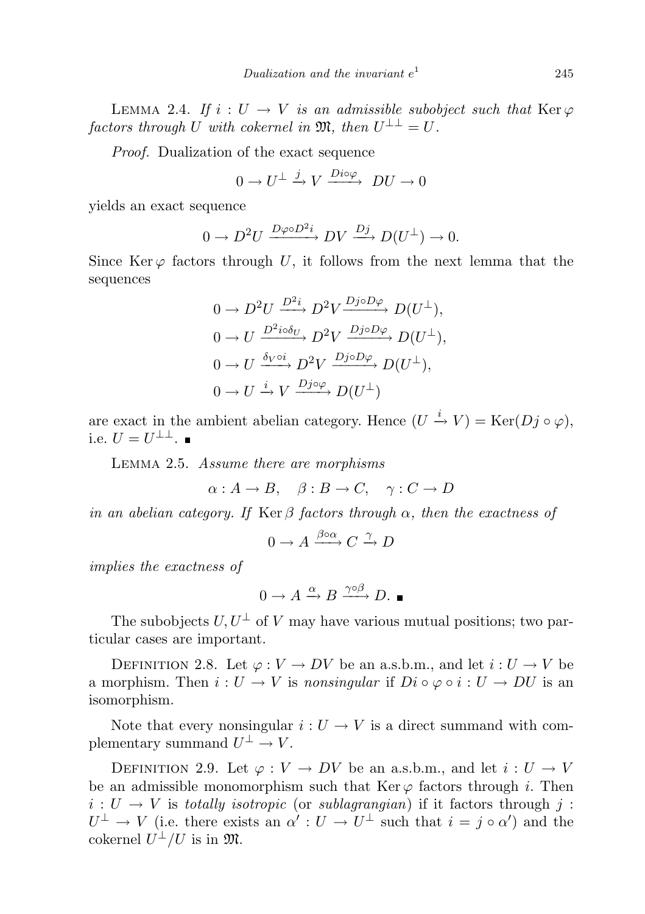LEMMA 2.4. *If $i : U \to V$ is an admissible subobject such that* $\operatorname{Ker}\varphi$ *factors through $U$ with cokernel in $\mathfrak{M}$, then $U^{\perp\perp} = U$.*

*Proof.* Dualization of the exact sequence

$$0 \to U^{\perp} \xrightarrow{j} V \xrightarrow{Di\circ\varphi} DU \to 0$$

yields an exact sequence

$$0 \to D^2U \xrightarrow{D\varphi\circ D^2 i} DV \xrightarrow{Dj} D(U^{\perp}) \to 0.$$

Since $\operatorname{Ker}\varphi$ factors through $U$, it follows from the next lemma that the sequences

$$\begin{aligned}
&0 \to D^2U \xrightarrow{D^2 i} D^2V \xrightarrow{Dj\circ D\varphi} D(U^{\perp}),\\
&0 \to U \xrightarrow{D^2 i\circ \delta_U} D^2V \xrightarrow{Dj\circ D\varphi} D(U^{\perp}),\\
&0 \to U \xrightarrow{\delta_V\circ i} D^2V \xrightarrow{Dj\circ D\varphi} D(U^{\perp}),\\
&0 \to U \xrightarrow{i} V \xrightarrow{Dj\circ\varphi} D(U^{\perp})
\end{aligned}$$

are exact in the ambient abelian category. Hence $(U \xrightarrow{i} V) = \operatorname{Ker}(Dj\circ\varphi)$, i.e. $U = U^{\perp\perp}$. ∎

LEMMA 2.5. *Assume there are morphisms*

$$\alpha : A \to B, \quad \beta : B \to C, \quad \gamma : C \to D$$

*in an abelian category. If* $\operatorname{Ker}\beta$ *factors through $\alpha$, then the exactness of*

$$0 \to A \xrightarrow{\beta\circ\alpha} C \xrightarrow{\gamma} D$$

*implies the exactness of*

$$0 \to A \xrightarrow{\alpha} B \xrightarrow{\gamma\circ\beta} D. \;∎$$

The subobjects $U, U^{\perp}$ of $V$ may have various mutual positions; two particular cases are important.

DEFINITION 2.8. Let $\varphi : V \to DV$ be an a.s.b.m., and let $i : U \to V$ be a morphism. Then $i : U \to V$ is *nonsingular* if $Di\circ\varphi\circ i : U \to DU$ is an isomorphism.

Note that every nonsingular $i : U \to V$ is a direct summand with complementary summand $U^{\perp} \to V$.

DEFINITION 2.9. Let $\varphi : V \to DV$ be an a.s.b.m., and let $i : U \to V$ be an admissible monomorphism such that $\operatorname{Ker}\varphi$ factors through $i$. Then $i : U \to V$ is *totally isotropic* (or *sublagrangian*) if it factors through $j : U^{\perp} \to V$ (i.e. there exists an $\alpha' : U \to U^{\perp}$ such that $i = j\circ\alpha'$) and the cokernel $U^{\perp}/U$ is in $\mathfrak{M}$.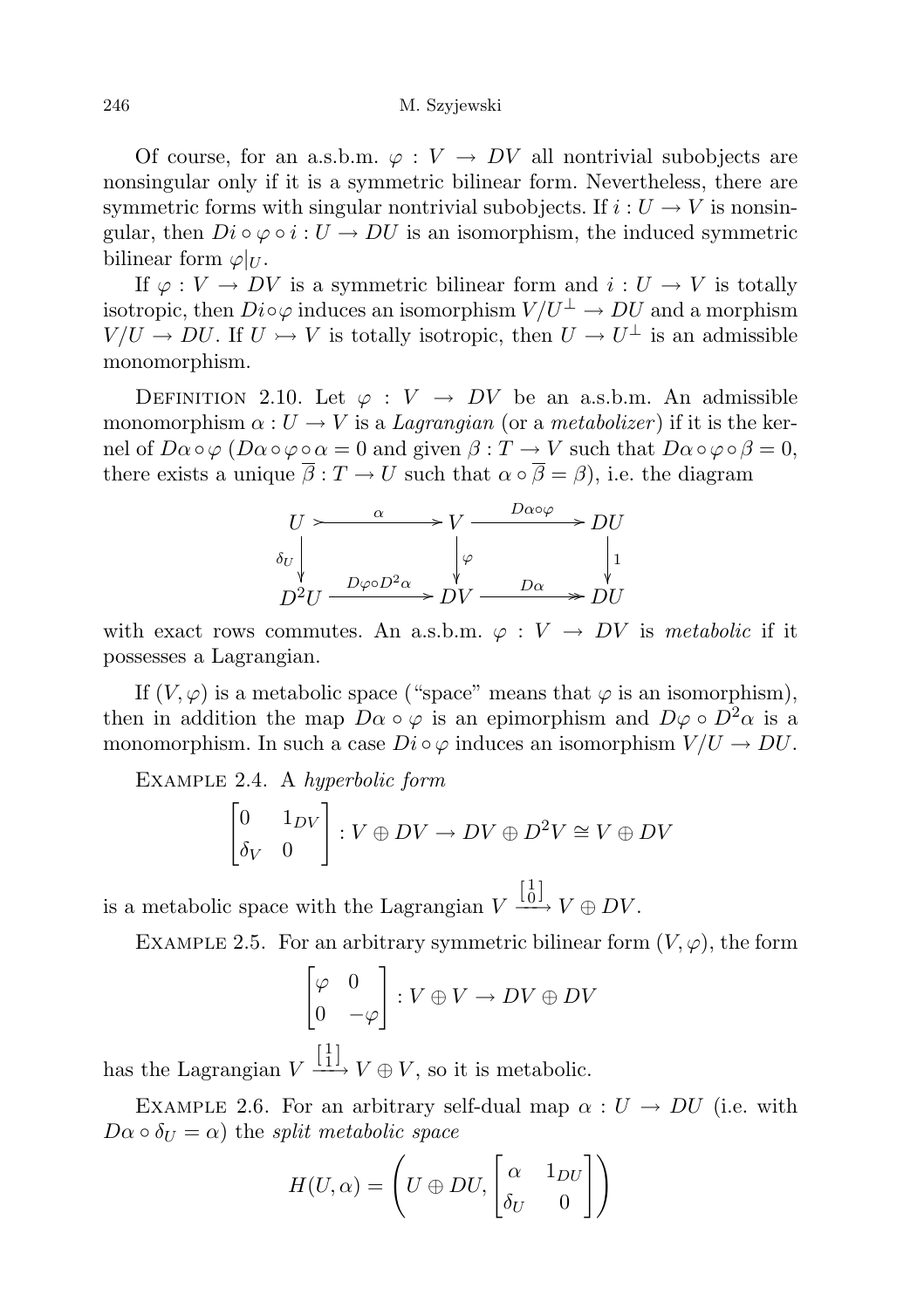Of course, for an a.s.b.m. $\varphi : V \to DV$ all nontrivial subobjects are nonsingular only if it is a symmetric bilinear form. Nevertheless, there are symmetric forms with singular nontrivial subobjects. If $i : U \to V$ is nonsingular, then $Di \circ \varphi \circ i : U \to DU$ is an isomorphism, the induced symmetric bilinear form $\varphi|_U$.

If $\varphi : V \to DV$ is a symmetric bilinear form and $i : U \to V$ is totally isotropic, then $Di \circ \varphi$ induces an isomorphism $V/U^\perp \to DU$ and a morphism $V/U \to DU$. If $U \rightarrowtail V$ is totally isotropic, then $U \to U^\perp$ is an admissible monomorphism.

Definition 2.10. Let $\varphi : V \to DV$ be an a.s.b.m. An admissible monomorphism $\alpha : U \to V$ is a *Lagrangian* (or a *metabolizer*) if it is the kernel of $D\alpha \circ \varphi$ ($D\alpha \circ \varphi \circ \alpha = 0$ and given $\beta : T \to V$ such that $D\alpha \circ \varphi \circ \beta = 0$, there exists a unique $\overline{\beta} : T \to U$ such that $\alpha \circ \overline{\beta} = \beta$), i.e. the diagram

$$\begin{array}{ccccc}
U & \xrightarrow{\alpha} & V & \xrightarrow{D\alpha\circ\varphi} & DU \\
\downarrow{\scriptstyle \delta_U} & & \downarrow{\scriptstyle \varphi} & & \downarrow{\scriptstyle 1} \\
D^2U & \xrightarrow{D\varphi\circ D^2\alpha} & DV & \xrightarrow{D\alpha} & DU
\end{array}$$

with exact rows commutes. An a.s.b.m. $\varphi : V \to DV$ is *metabolic* if it possesses a Lagrangian.

If $(V, \varphi)$ is a metabolic space ("space" means that $\varphi$ is an isomorphism), then in addition the map $D\alpha \circ \varphi$ is an epimorphism and $D\varphi \circ D^2\alpha$ is a monomorphism. In such a case $Di \circ \varphi$ induces an isomorphism $V/U \to DU$.

Example 2.4. A *hyperbolic form*

$$\begin{bmatrix} 0 & 1_{DV} \\ \delta_V & 0 \end{bmatrix} : V \oplus DV \to DV \oplus D^2V \cong V \oplus DV$$

is a metabolic space with the Lagrangian $V \xrightarrow{\left[\begin{smallmatrix}1\\0\end{smallmatrix}\right]} V \oplus DV$.

Example 2.5. For an arbitrary symmetric bilinear form $(V, \varphi)$, the form

$$\begin{bmatrix} \varphi & 0 \\ 0 & -\varphi \end{bmatrix} : V \oplus V \to DV \oplus DV$$

has the Lagrangian $V \xrightarrow{\left[\begin{smallmatrix}1\\1\end{smallmatrix}\right]} V \oplus V$, so it is metabolic.

Example 2.6. For an arbitrary self-dual map $\alpha : U \to DU$ (i.e. with $D\alpha \circ \delta_U = \alpha$) the *split metabolic space*

$$H(U, \alpha) = \left( U \oplus DU, \begin{bmatrix} \alpha & 1_{DU} \\ \delta_U & 0 \end{bmatrix} \right)$$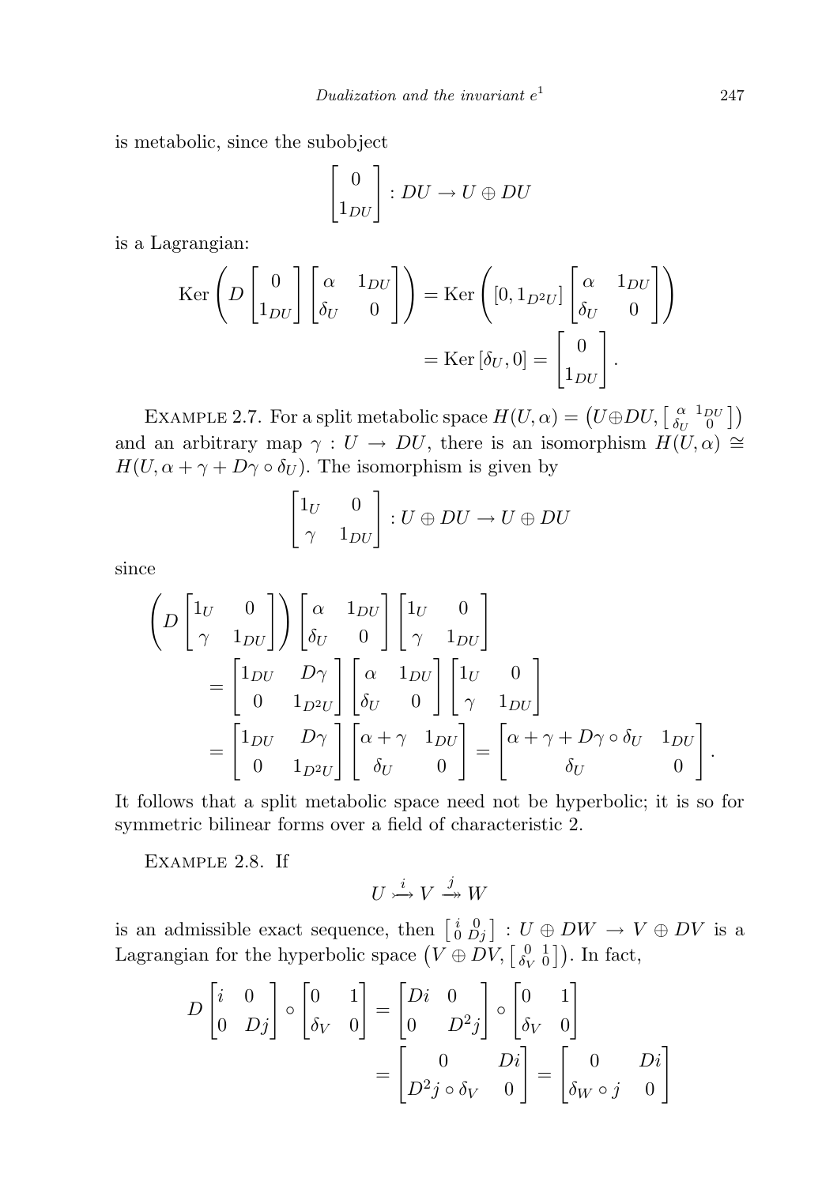is metabolic, since the subobject

$$\begin{bmatrix} 0 \\ 1_{DU} \end{bmatrix} : DU \to U \oplus DU$$

is a Lagrangian:

$$\begin{aligned}
\operatorname{Ker}\left( D\begin{bmatrix} 0 \\ 1_{DU} \end{bmatrix} \begin{bmatrix} \alpha & 1_{DU} \\ \delta_U & 0 \end{bmatrix} \right) &= \operatorname{Ker}\left( [0, 1_{D^2U}] \begin{bmatrix} \alpha & 1_{DU} \\ \delta_U & 0 \end{bmatrix} \right) \\
&= \operatorname{Ker}\,[\delta_U, 0] = \begin{bmatrix} 0 \\ 1_{DU} \end{bmatrix}.
\end{aligned}$$

Example 2.7. For a split metabolic space $H(U,\alpha) = \left(U \oplus DU, \left[\begin{smallmatrix} \alpha & 1_{DU} \\ \delta_U & 0 \end{smallmatrix}\right]\right)$ and an arbitrary map $\gamma : U \to DU$, there is an isomorphism $H(U,\alpha) \cong H(U, \alpha + \gamma + D\gamma \circ \delta_U)$. The isomorphism is given by

$$\begin{bmatrix} 1_U & 0 \\ \gamma & 1_{DU} \end{bmatrix} : U \oplus DU \to U \oplus DU$$

since

$$\begin{aligned}
&\left( D\begin{bmatrix} 1_U & 0 \\ \gamma & 1_{DU} \end{bmatrix} \right) \begin{bmatrix} \alpha & 1_{DU} \\ \delta_U & 0 \end{bmatrix} \begin{bmatrix} 1_U & 0 \\ \gamma & 1_{DU} \end{bmatrix} \\
&\quad = \begin{bmatrix} 1_{DU} & D\gamma \\ 0 & 1_{D^2U} \end{bmatrix} \begin{bmatrix} \alpha & 1_{DU} \\ \delta_U & 0 \end{bmatrix} \begin{bmatrix} 1_U & 0 \\ \gamma & 1_{DU} \end{bmatrix} \\
&\quad = \begin{bmatrix} 1_{DU} & D\gamma \\ 0 & 1_{D^2U} \end{bmatrix} \begin{bmatrix} \alpha + \gamma & 1_{DU} \\ \delta_U & 0 \end{bmatrix} = \begin{bmatrix} \alpha + \gamma + D\gamma \circ \delta_U & 1_{DU} \\ \delta_U & 0 \end{bmatrix}.
\end{aligned}$$

It follows that a split metabolic space need not be hyperbolic; it is so for symmetric bilinear forms over a field of characteristic 2.

Example 2.8. If

$$U \overset{i}{\rightarrowtail} V \overset{j}{\twoheadrightarrow} W$$

is an admissible exact sequence, then $\left[\begin{smallmatrix} i & 0 \\ 0 & Dj \end{smallmatrix}\right] : U \oplus DW \to V \oplus DV$ is a Lagrangian for the hyperbolic space $\left(V \oplus DV, \left[\begin{smallmatrix} 0 & 1 \\ \delta_V & 0 \end{smallmatrix}\right]\right)$. In fact,

$$\begin{aligned}
D\begin{bmatrix} i & 0 \\ 0 & Dj \end{bmatrix} \circ \begin{bmatrix} 0 & 1 \\ \delta_V & 0 \end{bmatrix} &= \begin{bmatrix} Di & 0 \\ 0 & D^2j \end{bmatrix} \circ \begin{bmatrix} 0 & 1 \\ \delta_V & 0 \end{bmatrix} \\
&= \begin{bmatrix} 0 & Di \\ D^2j \circ \delta_V & 0 \end{bmatrix} = \begin{bmatrix} 0 & Di \\ \delta_W \circ j & 0 \end{bmatrix}
\end{aligned}$$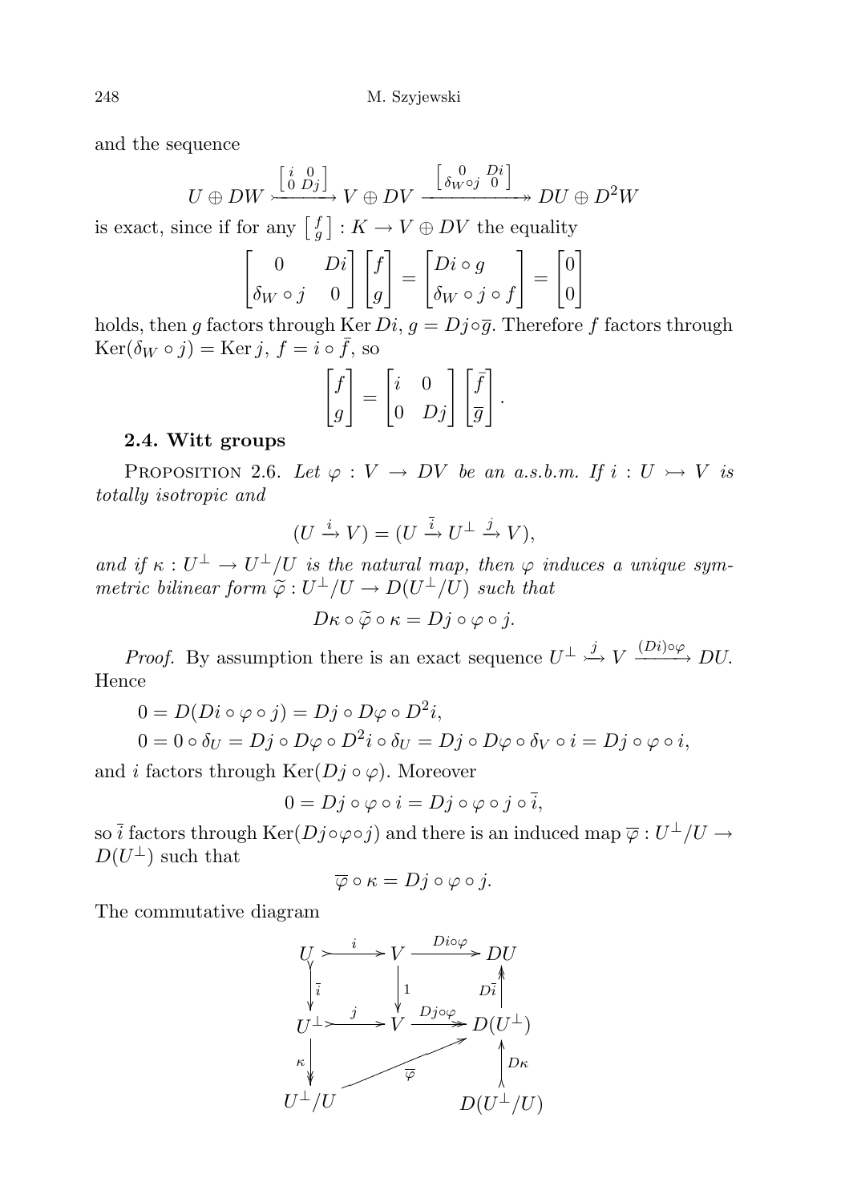and the sequence

$$U \oplus DW \xrightarrow{\left[\begin{smallmatrix} i & 0 \\ 0 & Dj \end{smallmatrix}\right]} V \oplus DV \xrightarrow{\left[\begin{smallmatrix} 0 & Di \\ \delta_W \circ j & 0 \end{smallmatrix}\right]} DU \oplus D^2W$$

is exact, since if for any $\left[\begin{smallmatrix} f \\ g \end{smallmatrix}\right] : K \to V \oplus DV$ the equality

$$\begin{bmatrix} 0 & Di \\ \delta_W \circ j & 0 \end{bmatrix} \begin{bmatrix} f \\ g \end{bmatrix} = \begin{bmatrix} Di \circ g \\ \delta_W \circ j \circ f \end{bmatrix} = \begin{bmatrix} 0 \\ 0 \end{bmatrix}$$

holds, then $g$ factors through $\operatorname{Ker} Di$, $g = Dj \circ \overline{g}$. Therefore $f$ factors through $\operatorname{Ker}(\delta_W \circ j) = \operatorname{Ker} j$, $f = i \circ \bar{f}$, so

$$\begin{bmatrix} f \\ g \end{bmatrix} = \begin{bmatrix} i & 0 \\ 0 & Dj \end{bmatrix} \begin{bmatrix} \bar{f} \\ \overline{g} \end{bmatrix}.$$

**2.4. Witt groups**

Proposition 2.6. *Let $\varphi : V \to DV$ be an a.s.b.m. If $i : U \rightarrowtail V$ is totally isotropic and*

$$(U \xrightarrow{i} V) = (U \xrightarrow{\bar{i}} U^{\perp} \xrightarrow{j} V),$$

*and if $\kappa : U^{\perp} \to U^{\perp}/U$ is the natural map, then $\varphi$ induces a unique symmetric bilinear form $\widetilde{\varphi} : U^{\perp}/U \to D(U^{\perp}/U)$ such that*

$$D\kappa \circ \widetilde{\varphi} \circ \kappa = Dj \circ \varphi \circ j.$$

*Proof.* By assumption there is an exact sequence $U^{\perp} \overset{j}{\rightarrowtail} V \xrightarrow{(Di)\circ\varphi} DU$. Hence

$$0 = D(Di \circ \varphi \circ j) = Dj \circ D\varphi \circ D^2 i,$$
$$0 = 0 \circ \delta_U = Dj \circ D\varphi \circ D^2 i \circ \delta_U = Dj \circ D\varphi \circ \delta_V \circ i = Dj \circ \varphi \circ i,$$

and $i$ factors through $\operatorname{Ker}(Dj \circ \varphi)$. Moreover

$$0 = Dj \circ \varphi \circ i = Dj \circ \varphi \circ j \circ \bar{i},$$

so $\bar{i}$ factors through $\operatorname{Ker}(Dj \circ \varphi \circ j)$ and there is an induced map $\overline{\varphi} : U^{\perp}/U \to D(U^{\perp})$ such that

$$\overline{\varphi} \circ \kappa = Dj \circ \varphi \circ j.$$

The commutative diagram

$$\begin{array}{ccccc}
U & \overset{i}{\rightarrowtail} & V & \xrightarrow{Di\circ\varphi} & DU \\
\downarrow{\scriptstyle \bar{i}} & & \downarrow{\scriptstyle 1} & & \uparrow{\scriptstyle D\bar{i}} \\
U^{\perp} & \overset{j}{\rightarrowtail} & V & \xrightarrow{Dj\circ\varphi} & D(U^{\perp}) \\
\downarrow{\scriptstyle \kappa} & & & \nearrow{\scriptstyle \overline{\varphi}} & \uparrow{\scriptstyle D\kappa} \\
U^{\perp}/U & & & & D(U^{\perp}/U)
\end{array}$$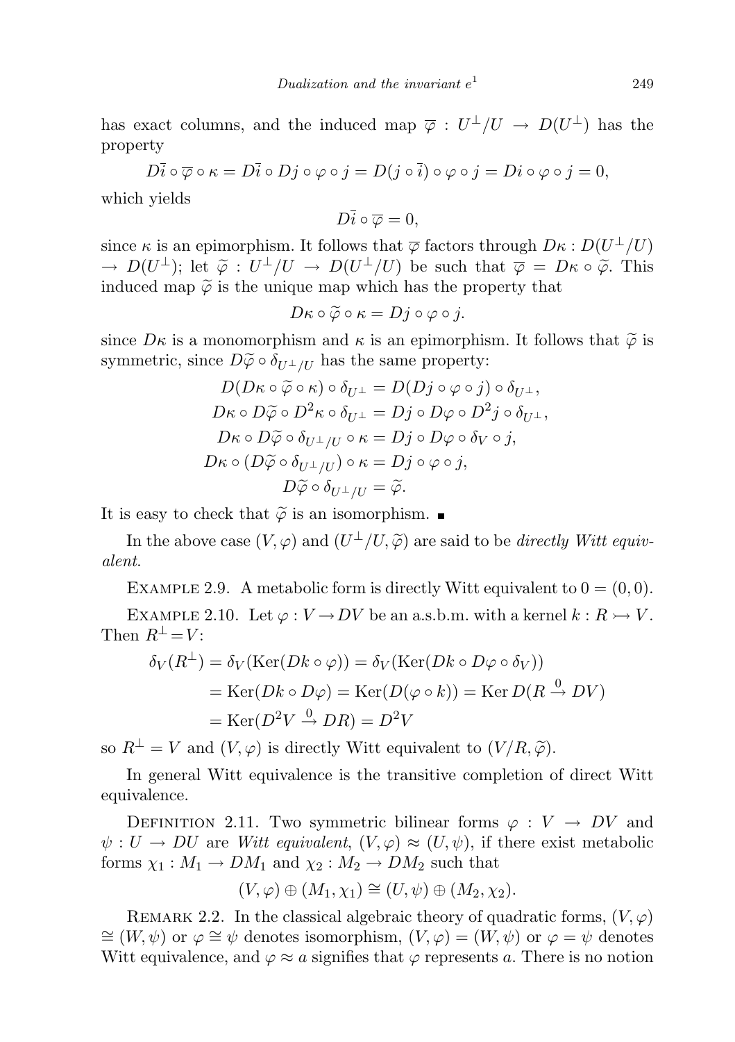has exact columns, and the induced map $\overline{\varphi} : U^{\perp}/U \to D(U^{\perp})$ has the property

$$D\overline{i} \circ \overline{\varphi} \circ \kappa = D\overline{i} \circ Dj \circ \varphi \circ j = D(j \circ \overline{i}) \circ \varphi \circ j = Di \circ \varphi \circ j = 0,$$

which yields

$$D\overline{i} \circ \overline{\varphi} = 0,$$

since $\kappa$ is an epimorphism. It follows that $\overline{\varphi}$ factors through $D\kappa : D(U^{\perp}/U) \to D(U^{\perp})$; let $\widetilde{\varphi} : U^{\perp}/U \to D(U^{\perp}/U)$ be such that $\overline{\varphi} = D\kappa \circ \widetilde{\varphi}$. This induced map $\widetilde{\varphi}$ is the unique map which has the property that

$$D\kappa \circ \widetilde{\varphi} \circ \kappa = Dj \circ \varphi \circ j.$$

since $D\kappa$ is a monomorphism and $\kappa$ is an epimorphism. It follows that $\widetilde{\varphi}$ is symmetric, since $D\widetilde{\varphi} \circ \delta_{U^{\perp}/U}$ has the same property:

$$\begin{aligned}
D(D\kappa \circ \widetilde{\varphi} \circ \kappa) \circ \delta_{U^{\perp}} &= D(Dj \circ \varphi \circ j) \circ \delta_{U^{\perp}}, \\
D\kappa \circ D\widetilde{\varphi} \circ D^2\kappa \circ \delta_{U^{\perp}} &= Dj \circ D\varphi \circ D^2 j \circ \delta_{U^{\perp}}, \\
D\kappa \circ D\widetilde{\varphi} \circ \delta_{U^{\perp}/U} \circ \kappa &= Dj \circ D\varphi \circ \delta_V \circ j, \\
D\kappa \circ (D\widetilde{\varphi} \circ \delta_{U^{\perp}/U}) \circ \kappa &= Dj \circ \varphi \circ j, \\
D\widetilde{\varphi} \circ \delta_{U^{\perp}/U} &= \widetilde{\varphi}.
\end{aligned}$$

It is easy to check that $\widetilde{\varphi}$ is an isomorphism. ∎

In the above case $(V, \varphi)$ and $(U^{\perp}/U, \widetilde{\varphi})$ are said to be *directly Witt equivalent*.

Example 2.9. A metabolic form is directly Witt equivalent to $0 = (0, 0)$.

Example 2.10. Let $\varphi : V \to DV$ be an a.s.b.m. with a kernel $k : R \rightarrowtail V$. Then $R^{\perp} = V$:

$$\begin{aligned}
\delta_V(R^{\perp}) &= \delta_V(\operatorname{Ker}(Dk \circ \varphi)) = \delta_V(\operatorname{Ker}(Dk \circ D\varphi \circ \delta_V)) \\
&= \operatorname{Ker}(Dk \circ D\varphi) = \operatorname{Ker}(D(\varphi \circ k)) = \operatorname{Ker} D(R \xrightarrow{0} DV) \\
&= \operatorname{Ker}(D^2 V \xrightarrow{0} DR) = D^2 V
\end{aligned}$$

so $R^{\perp} = V$ and $(V, \varphi)$ is directly Witt equivalent to $(V/R, \widetilde{\varphi})$.

In general Witt equivalence is the transitive completion of direct Witt equivalence.

Definition 2.11. Two symmetric bilinear forms $\varphi : V \to DV$ and $\psi : U \to DU$ are *Witt equivalent*, $(V, \varphi) \approx (U, \psi)$, if there exist metabolic forms $\chi_1 : M_1 \to DM_1$ and $\chi_2 : M_2 \to DM_2$ such that

$$(V, \varphi) \oplus (M_1, \chi_1) \cong (U, \psi) \oplus (M_2, \chi_2).$$

Remark 2.2. In the classical algebraic theory of quadratic forms, $(V, \varphi) \cong (W, \psi)$ or $\varphi \cong \psi$ denotes isomorphism, $(V, \varphi) = (W, \psi)$ or $\varphi = \psi$ denotes Witt equivalence, and $\varphi \approx a$ signifies that $\varphi$ represents $a$. There is no notion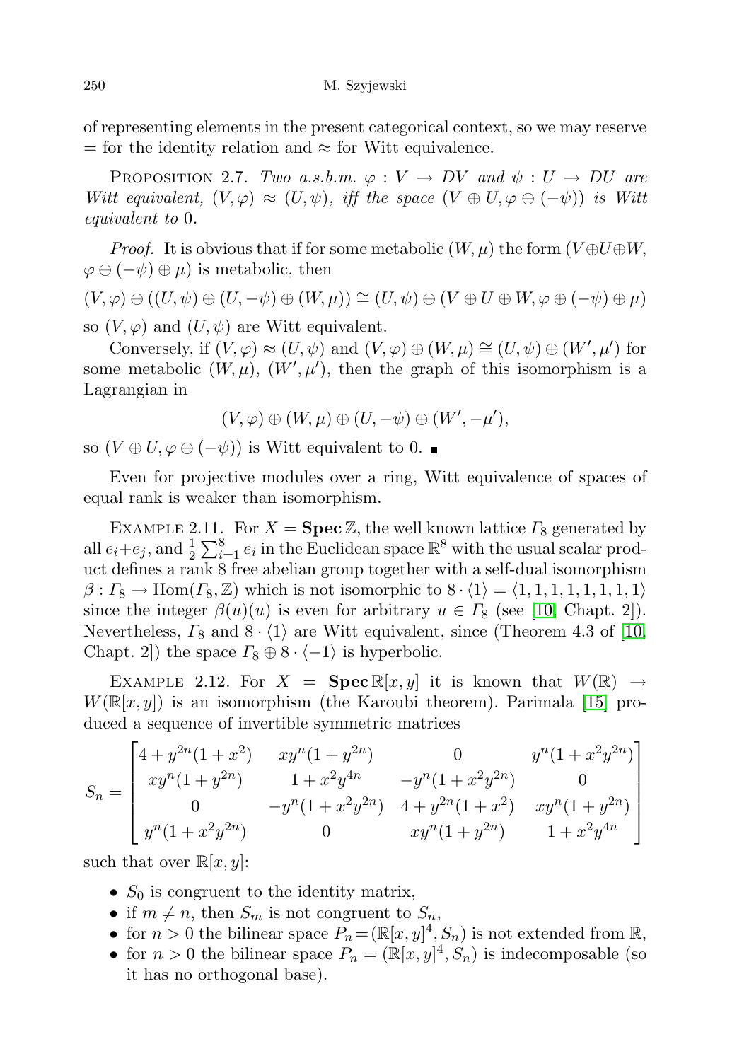of representing elements in the present categorical context, so we may reserve $=$ for the identity relation and $\approx$ for Witt equivalence.

Proposition 2.7. *Two a.s.b.m. $\varphi : V \to DV$ and $\psi : U \to DU$ are Witt equivalent, $(V,\varphi) \approx (U,\psi)$, iff the space $(V \oplus U, \varphi \oplus (-\psi))$ is Witt equivalent to* 0.

*Proof.* It is obvious that if for some metabolic $(W,\mu)$ the form $(V \oplus U \oplus W, \varphi \oplus (-\psi) \oplus \mu)$ is metabolic, then

$$(V,\varphi) \oplus ((U,\psi) \oplus (U,-\psi) \oplus (W,\mu)) \cong (U,\psi) \oplus (V \oplus U \oplus W, \varphi \oplus (-\psi) \oplus \mu)$$

so $(V,\varphi)$ and $(U,\psi)$ are Witt equivalent.

Conversely, if $(V,\varphi) \approx (U,\psi)$ and $(V,\varphi) \oplus (W,\mu) \cong (U,\psi) \oplus (W',\mu')$ for some metabolic $(W,\mu)$, $(W',\mu')$, then the graph of this isomorphism is a Lagrangian in

$$(V,\varphi) \oplus (W,\mu) \oplus (U,-\psi) \oplus (W',-\mu'),$$

so $(V \oplus U, \varphi \oplus (-\psi))$ is Witt equivalent to 0. ■

Even for projective modules over a ring, Witt equivalence of spaces of equal rank is weaker than isomorphism.

Example 2.11. For $X = \mathbf{Spec}\,\mathbb{Z}$, the well known lattice $\Gamma_8$ generated by all $e_i+e_j$, and $\frac{1}{2}\sum_{i=1}^{8} e_i$ in the Euclidean space $\mathbb{R}^8$ with the usual scalar product defines a rank 8 free abelian group together with a self-dual isomorphism $\beta : \Gamma_8 \to \mathrm{Hom}(\Gamma_8,\mathbb{Z})$ which is not isomorphic to $8 \cdot \langle 1\rangle = \langle 1,1,1,1,1,1,1,1\rangle$ since the integer $\beta(u)(u)$ is even for arbitrary $u \in \Gamma_8$ (see [10, Chapt. 2]). Nevertheless, $\Gamma_8$ and $8 \cdot \langle 1\rangle$ are Witt equivalent, since (Theorem 4.3 of [10, Chapt. 2]) the space $\Gamma_8 \oplus 8 \cdot \langle -1\rangle$ is hyperbolic.

Example 2.12. For $X = \mathbf{Spec}\,\mathbb{R}[x,y]$ it is known that $W(\mathbb{R}) \to W(\mathbb{R}[x,y])$ is an isomorphism (the Karoubi theorem). Parimala [15] produced a sequence of invertible symmetric matrices

$$S_n = \begin{bmatrix} 4+y^{2n}(1+x^2) & xy^n(1+y^{2n}) & 0 & y^n(1+x^2y^{2n}) \\ xy^n(1+y^{2n}) & 1+x^2y^{4n} & -y^n(1+x^2y^{2n}) & 0 \\ 0 & -y^n(1+x^2y^{2n}) & 4+y^{2n}(1+x^2) & xy^n(1+y^{2n}) \\ y^n(1+x^2y^{2n}) & 0 & xy^n(1+y^{2n}) & 1+x^2y^{4n} \end{bmatrix}$$

such that over $\mathbb{R}[x,y]$:

- $S_0$ is congruent to the identity matrix,
- if $m \neq n$, then $S_m$ is not congruent to $S_n$,
- for $n > 0$ the bilinear space $P_n = (\mathbb{R}[x,y]^4, S_n)$ is not extended from $\mathbb{R}$,
- for $n > 0$ the bilinear space $P_n = (\mathbb{R}[x,y]^4, S_n)$ is indecomposable (so it has no orthogonal base).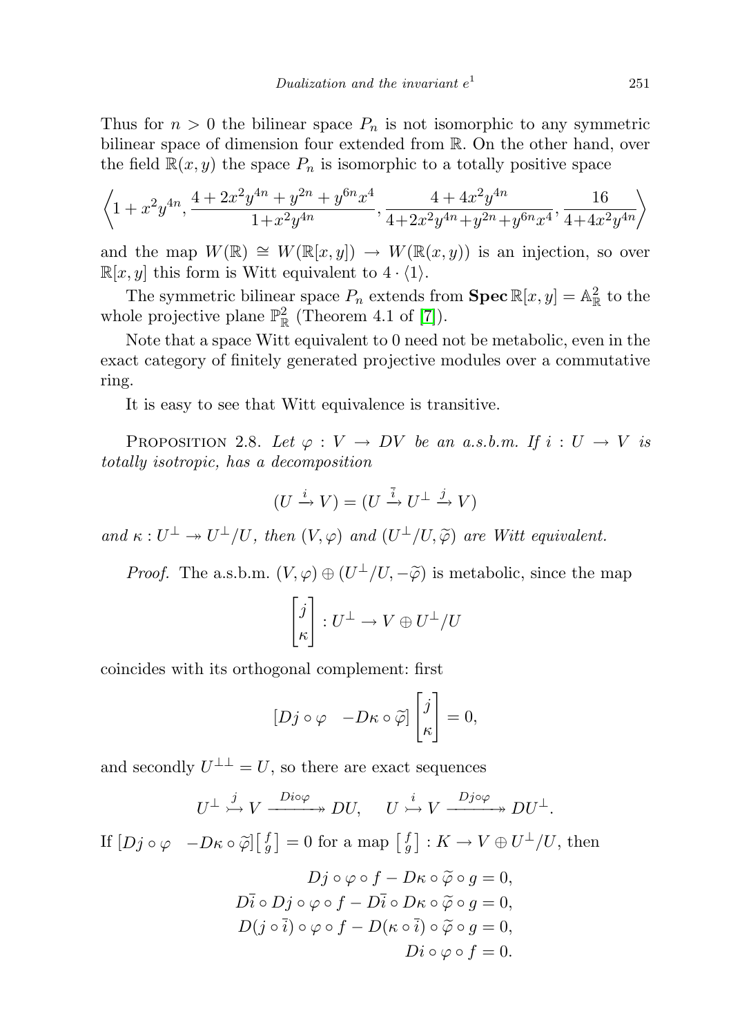Thus for $n > 0$ the bilinear space $P_n$ is not isomorphic to any symmetric bilinear space of dimension four extended from $\mathbb{R}$. On the other hand, over the field $\mathbb{R}(x,y)$ the space $P_n$ is isomorphic to a totally positive space

$$\left\langle 1 + x^2y^{4n}, \frac{4 + 2x^2y^{4n} + y^{2n} + y^{6n}x^4}{1+x^2y^{4n}}, \frac{4 + 4x^2y^{4n}}{4+2x^2y^{4n}+y^{2n}+y^{6n}x^4}, \frac{16}{4+4x^2y^{4n}} \right\rangle$$

and the map $W(\mathbb{R}) \cong W(\mathbb{R}[x,y]) \to W(\mathbb{R}(x,y))$ is an injection, so over $\mathbb{R}[x,y]$ this form is Witt equivalent to $4 \cdot \langle 1 \rangle$.

The symmetric bilinear space $P_n$ extends from $\mathbf{Spec}\, \mathbb{R}[x,y] = \mathbb{A}^2_{\mathbb{R}}$ to the whole projective plane $\mathbb{P}^2_{\mathbb{R}}$ (Theorem 4.1 of [7]).

Note that a space Witt equivalent to 0 need not be metabolic, even in the exact category of finitely generated projective modules over a commutative ring.

It is easy to see that Witt equivalence is transitive.

Proposition 2.8. *Let $\varphi : V \to DV$ be an a.s.b.m. If $i : U \to V$ is totally isotropic, has a decomposition*

$$(U \xrightarrow{i} V) = (U \xrightarrow{\bar{i}} U^\perp \xrightarrow{j} V)$$

*and $\kappa : U^\perp \twoheadrightarrow U^\perp/U$, then $(V, \varphi)$ and $(U^\perp/U, \widetilde{\varphi})$ are Witt equivalent.*

*Proof.* The a.s.b.m. $(V,\varphi) \oplus (U^\perp/U, -\widetilde{\varphi})$ is metabolic, since the map

$$\begin{bmatrix} j \\ \kappa \end{bmatrix} : U^\perp \to V \oplus U^\perp/U$$

coincides with its orthogonal complement: first

$$[Dj \circ \varphi \quad -D\kappa \circ \widetilde{\varphi}] \begin{bmatrix} j \\ \kappa \end{bmatrix} = 0,$$

and secondly $U^{\perp\perp} = U$, so there are exact sequences

$$U^\perp \overset{j}{\rightarrowtail} V \xrightarrow{Di\circ\varphi} DU, \qquad U \overset{i}{\rightarrowtail} V \xrightarrow{Dj\circ\varphi} DU^\perp.$$

If $[Dj \circ \varphi \quad -D\kappa \circ \widetilde{\varphi}]\left[\begin{smallmatrix} f \\ g \end{smallmatrix}\right] = 0$ for a map $\left[\begin{smallmatrix} f \\ g \end{smallmatrix}\right] : K \to V \oplus U^\perp/U$, then

$$\begin{aligned}
Dj \circ \varphi \circ f - D\kappa \circ \widetilde{\varphi} \circ g &= 0, \\
D\bar{i} \circ Dj \circ \varphi \circ f - D\bar{i} \circ D\kappa \circ \widetilde{\varphi} \circ g &= 0, \\
D(j \circ \bar{i}) \circ \varphi \circ f - D(\kappa \circ \bar{i}) \circ \widetilde{\varphi} \circ g &= 0, \\
Di \circ \varphi \circ f &= 0.
\end{aligned}$$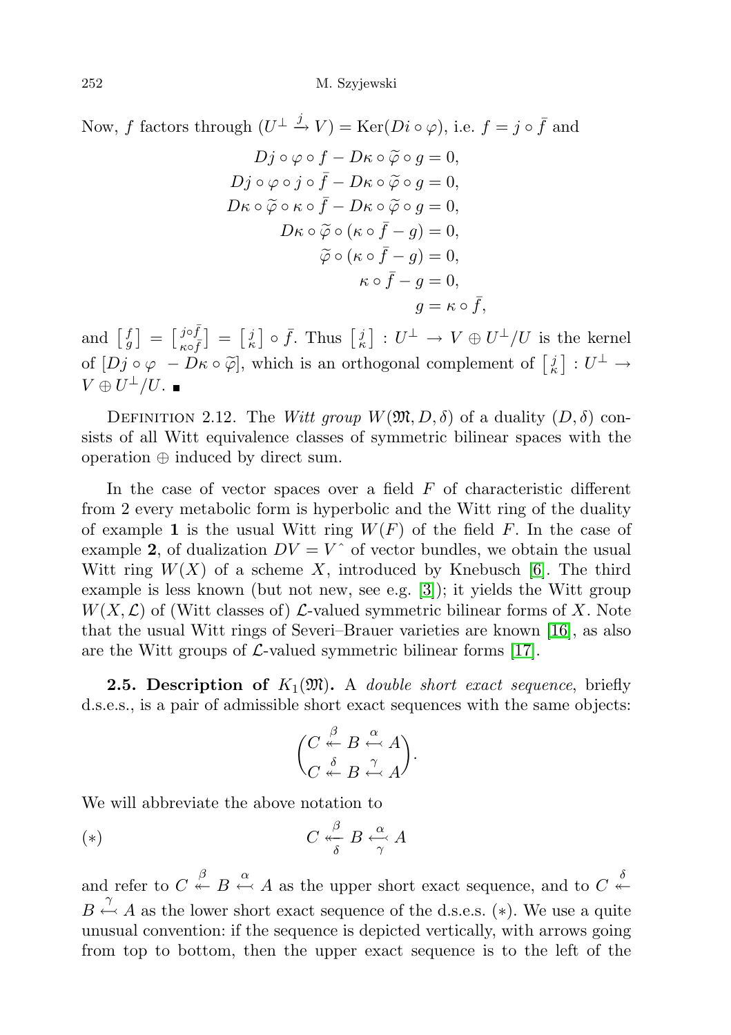Now, $f$ factors through $(U^\perp \xrightarrow{j} V) = \operatorname{Ker}(Di \circ \varphi)$, i.e. $f = j \circ \bar{f}$ and

$$
\begin{aligned}
Dj \circ \varphi \circ f - D\kappa \circ \widetilde{\varphi} \circ g &= 0,\\
Dj \circ \varphi \circ j \circ \bar{f} - D\kappa \circ \widetilde{\varphi} \circ g &= 0,\\
D\kappa \circ \widetilde{\varphi} \circ \kappa \circ \bar{f} - D\kappa \circ \widetilde{\varphi} \circ g &= 0,\\
D\kappa \circ \widetilde{\varphi} \circ (\kappa \circ \bar{f} - g) &= 0,\\
\widetilde{\varphi} \circ (\kappa \circ \bar{f} - g) &= 0,\\
\kappa \circ \bar{f} - g &= 0,\\
g &= \kappa \circ \bar{f},
\end{aligned}
$$

and $\left[\begin{smallmatrix} f \\ g \end{smallmatrix}\right] = \left[\begin{smallmatrix} j\circ\bar{f} \\ \kappa\circ\bar{f} \end{smallmatrix}\right] = \left[\begin{smallmatrix} j \\ \kappa \end{smallmatrix}\right] \circ \bar{f}$. Thus $\left[\begin{smallmatrix} j \\ \kappa \end{smallmatrix}\right] : U^\perp \to V \oplus U^\perp/U$ is the kernel of $[Dj \circ \varphi \ \ -D\kappa \circ \widetilde{\varphi}]$, which is an orthogonal complement of $\left[\begin{smallmatrix} j \\ \kappa \end{smallmatrix}\right] : U^\perp \to V \oplus U^\perp/U$. ∎

Definition 2.12. The *Witt group* $W(\mathfrak{M}, D, \delta)$ of a duality $(D, \delta)$ consists of all Witt equivalence classes of symmetric bilinear spaces with the operation $\oplus$ induced by direct sum.

In the case of vector spaces over a field $F$ of characteristic different from 2 every metabolic form is hyperbolic and the Witt ring of the duality of example **1** is the usual Witt ring $W(F)$ of the field $F$. In the case of example **2**, of dualization $DV = V\hat{}$ of vector bundles, we obtain the usual Witt ring $W(X)$ of a scheme $X$, introduced by Knebusch [6]. The third example is less known (but not new, see e.g. [3]); it yields the Witt group $W(X, \mathcal{L})$ of (Witt classes of) $\mathcal{L}$-valued symmetric bilinear forms of $X$. Note that the usual Witt rings of Severi–Brauer varieties are known [16], as also are the Witt groups of $\mathcal{L}$-valued symmetric bilinear forms [17].

**2.5. Description of $K_1(\mathfrak{M})$.** A *double short exact sequence*, briefly d.s.e.s., is a pair of admissible short exact sequences with the same objects:

$$
\begin{pmatrix} C \overset{\beta}{\twoheadleftarrow} B \overset{\alpha}{\hookleftarrow} A \\ C \overset{\delta}{\twoheadleftarrow} B \overset{\gamma}{\hookleftarrow} A \end{pmatrix}.
$$

We will abbreviate the above notation to

$$
(*) \qquad\qquad C \underset{\delta}{\overset{\beta}{\twoheadleftarrow}} B \underset{\gamma}{\overset{\alpha}{\hookleftarrow}} A
$$

and refer to $C \overset{\beta}{\twoheadleftarrow} B \overset{\alpha}{\hookleftarrow} A$ as the upper short exact sequence, and to $C \overset{\delta}{\twoheadleftarrow} B \overset{\gamma}{\hookleftarrow} A$ as the lower short exact sequence of the d.s.e.s. $(*)$. We use a quite unusual convention: if the sequence is depicted vertically, with arrows going from top to bottom, then the upper exact sequence is to the left of the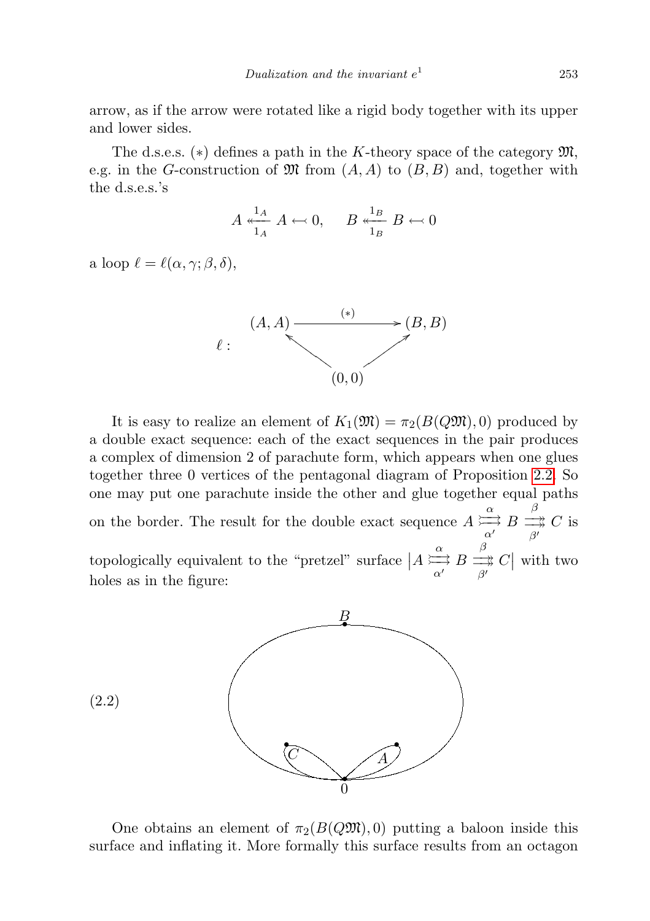arrow, as if the arrow were rotated like a rigid body together with its upper and lower sides.

The d.s.e.s. $(*)$ defines a path in the $K$-theory space of the category $\mathfrak{M}$, e.g. in the $G$-construction of $\mathfrak{M}$ from $(A,A)$ to $(B,B)$ and, together with the d.s.e.s.'s

$$A \overset{1_A}{\underset{1_A}{\twoheadleftarrow}} A \leftarrowtail 0, \qquad B \overset{1_B}{\underset{1_B}{\twoheadleftarrow}} B \leftarrowtail 0$$

a loop $\ell = \ell(\alpha,\gamma;\beta,\delta)$,

$$\ell : \quad \begin{array}{ccc} (A,A) & \xrightarrow{\quad (*) \quad} & (B,B) \\ & \nwarrow \qquad \nearrow & \\ & (0,0) & \end{array}$$

It is easy to realize an element of $K_1(\mathfrak{M}) = \pi_2(B(Q\mathfrak{M}),0)$ produced by a double exact sequence: each of the exact sequences in the pair produces a complex of dimension 2 of parachute form, which appears when one glues together three 0 vertices of the pentagonal diagram of Proposition 2.2. So one may put one parachute inside the other and glue together equal paths on the border. The result for the double exact sequence $A \overset{\alpha}{\underset{\alpha'}{\rightrightarrows}} B \overset{\beta}{\underset{\beta'}{\rightrightarrows}} C$ is topologically equivalent to the "pretzel" surface $\left|A \overset{\alpha}{\underset{\alpha'}{\rightrightarrows}} B \overset{\beta}{\underset{\beta'}{\rightrightarrows}} C\right|$ with two holes as in the figure:

(2.2)

One obtains an element of $\pi_2(B(Q\mathfrak{M}),0)$ putting a baloon inside this surface and inflating it. More formally this surface results from an octagon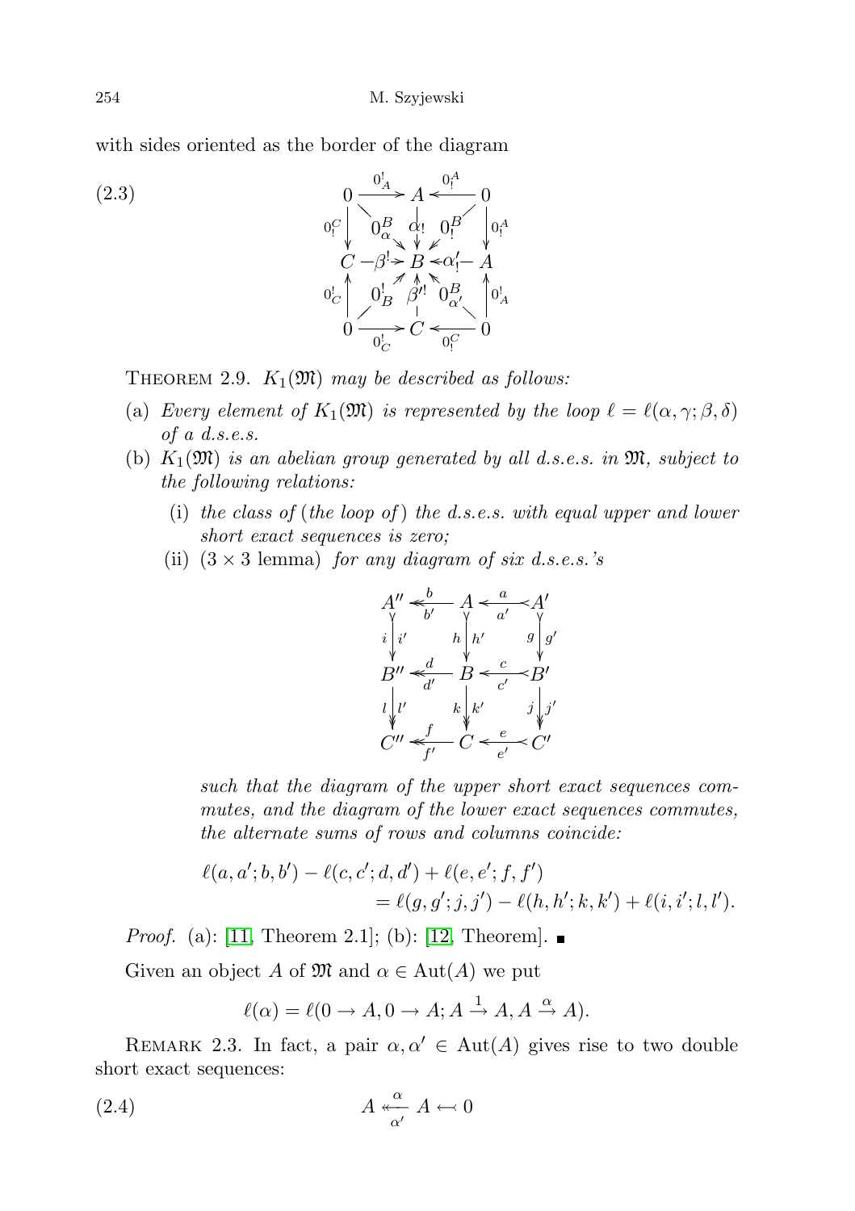with sides oriented as the border of the diagram

$$
\begin{array}{ccccc}
0 & \xrightarrow{0^!_A} & A & \xleftarrow{0^A_!} & 0 \\
{\scriptstyle 0^C_!}\downarrow & 0^B_\alpha \searrow & \downarrow \alpha_! & \swarrow 0^B_! & \downarrow{\scriptstyle 0^A_!} \\
C & \xrightarrow{\beta^!} & B & \xleftarrow{\alpha'_!} & A \\
{\scriptstyle 0^!_C}\uparrow & 0^!_B \nearrow & \uparrow \beta'^! & \nwarrow 0^B_{\alpha'} & \uparrow{\scriptstyle 0^!_A} \\
0 & \xrightarrow[0^!_C]{} & C & \xleftarrow[0^C_!]{} & 0
\end{array}
\tag{2.3}
$$

THEOREM 2.9. *$K_1(\mathfrak{M})$ may be described as follows:*

(a) *Every element of $K_1(\mathfrak{M})$ is represented by the loop $\ell = \ell(\alpha, \gamma; \beta, \delta)$ of a d.s.e.s.*

(b) *$K_1(\mathfrak{M})$ is an abelian group generated by all d.s.e.s. in $\mathfrak{M}$, subject to the following relations:*

   (i) *the class of (the loop of) the d.s.e.s. with equal upper and lower short exact sequences is zero;*

   (ii) *($3 \times 3$ lemma) for any diagram of six d.s.e.s.'s*

$$
\begin{array}{ccccc}
A'' & \overset{b}{\underset{b'}{\twoheadleftarrow}} & A & \overset{a}{\underset{a'}{\leftarrowtail}} & A' \\
{\scriptstyle i}\downarrow{\scriptstyle i'} & & {\scriptstyle h}\downarrow{\scriptstyle h'} & & {\scriptstyle g}\downarrow{\scriptstyle g'} \\
B'' & \overset{d}{\underset{d'}{\twoheadleftarrow}} & B & \overset{c}{\underset{c'}{\leftarrowtail}} & B' \\
{\scriptstyle l}\downarrow{\scriptstyle l'} & & {\scriptstyle k}\downarrow{\scriptstyle k'} & & {\scriptstyle j}\downarrow{\scriptstyle j'} \\
C'' & \overset{f}{\underset{f'}{\twoheadleftarrow}} & C & \overset{e}{\underset{e'}{\leftarrowtail}} & C'
\end{array}
$$

*such that the diagram of the upper short exact sequences commutes, and the diagram of the lower exact sequences commutes, the alternate sums of rows and columns coincide:*

$$
\begin{aligned}
\ell(a, a'; b, b') - \ell(c, c'; d, d') + \ell(e, e'; f, f') \\
= \ell(g, g'; j, j') - \ell(h, h'; k, k') + \ell(i, i'; l, l').
\end{aligned}
$$

*Proof.* (a): [11, Theorem 2.1]; (b): [12, Theorem]. ■

Given an object $A$ of $\mathfrak{M}$ and $\alpha \in \mathrm{Aut}(A)$ we put

$$
\ell(\alpha) = \ell(0 \to A, 0 \to A; A \xrightarrow{1} A, A \xrightarrow{\alpha} A).
$$

REMARK 2.3. In fact, a pair $\alpha, \alpha' \in \mathrm{Aut}(A)$ gives rise to two double short exact sequences:

$$
A \overset{\alpha}{\underset{\alpha'}{\twoheadleftarrow}} A \leftarrowtail 0 \tag{2.4}
$$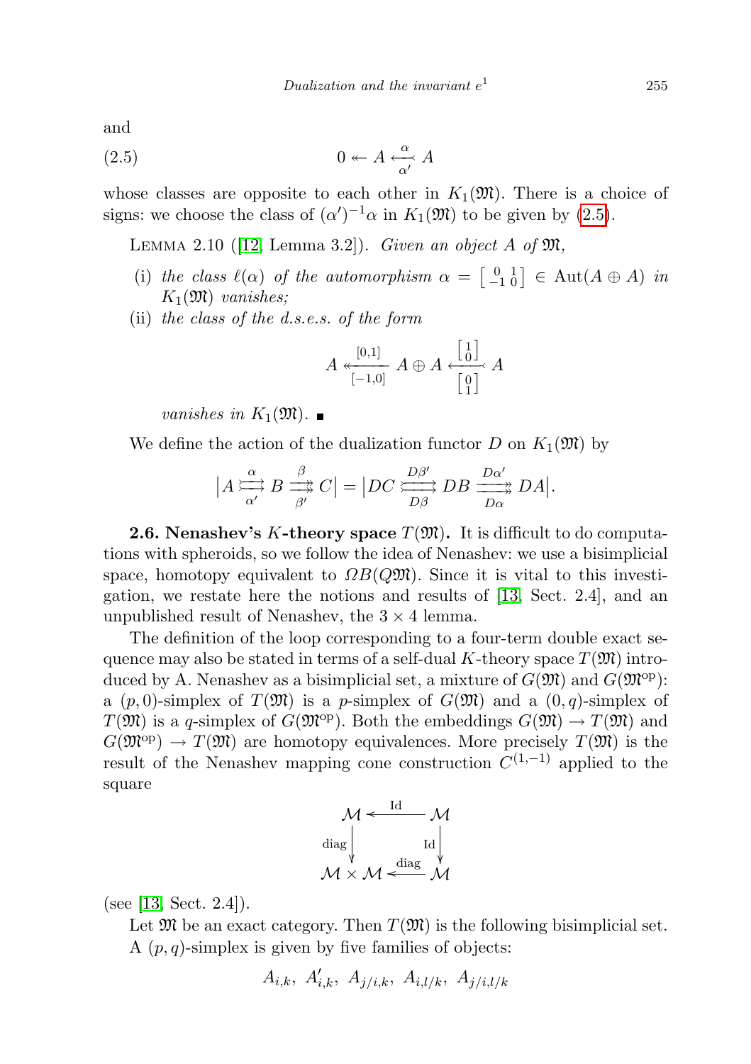and

$$0 \twoheadleftarrow A \underset{\alpha'}{\overset{\alpha}{\leftarrowtail}} A \tag{2.5}$$

whose classes are opposite to each other in $K_1(\mathfrak{M})$. There is a choice of signs: we choose the class of $(\alpha')^{-1}\alpha$ in $K_1(\mathfrak{M})$ to be given by (2.5).

LEMMA 2.10 ([12, Lemma 3.2]). *Given an object $A$ of $\mathfrak{M}$,*

- (i) *the class $\ell(\alpha)$ of the automorphism $\alpha = \left[\begin{smallmatrix} 0 & 1 \\ -1 & 0 \end{smallmatrix}\right] \in \mathrm{Aut}(A \oplus A)$ in $K_1(\mathfrak{M})$ vanishes;*
- (ii) *the class of the d.s.e.s. of the form*

$$A \underset{[-1,0]}{\overset{[0,1]}{\twoheadleftarrow}} A \oplus A \underset{\left[\begin{smallmatrix} 0 \\ 1 \end{smallmatrix}\right]}{\overset{\left[\begin{smallmatrix} 1 \\ 0 \end{smallmatrix}\right]}{\leftarrowtail}} A$$

*vanishes in $K_1(\mathfrak{M})$.* ∎

We define the action of the dualization functor $D$ on $K_1(\mathfrak{M})$ by

$$\left|A \underset{\alpha'}{\overset{\alpha}{\rightarrowtail}} B \underset{\beta'}{\overset{\beta}{\twoheadrightarrow}} C\right| = \left|DC \underset{D\beta}{\overset{D\beta'}{\rightarrowtail}} DB \underset{D\alpha}{\overset{D\alpha'}{\twoheadrightarrow}} DA\right|.$$

**2.6. Nenashev's $K$-theory space $T(\mathfrak{M})$.** It is difficult to do computations with spheroids, so we follow the idea of Nenashev: we use a bisimplicial space, homotopy equivalent to $\Omega B(Q\mathfrak{M})$. Since it is vital to this investigation, we restate here the notions and results of [13, Sect. 2.4], and an unpublished result of Nenashev, the $3 \times 4$ lemma.

The definition of the loop corresponding to a four-term double exact sequence may also be stated in terms of a self-dual $K$-theory space $T(\mathfrak{M})$ introduced by A. Nenashev as a bisimplicial set, a mixture of $G(\mathfrak{M})$ and $G(\mathfrak{M}^{\mathrm{op}})$: a $(p,0)$-simplex of $T(\mathfrak{M})$ is a $p$-simplex of $G(\mathfrak{M})$ and a $(0,q)$-simplex of $T(\mathfrak{M})$ is a $q$-simplex of $G(\mathfrak{M}^{\mathrm{op}})$. Both the embeddings $G(\mathfrak{M}) \to T(\mathfrak{M})$ and $G(\mathfrak{M}^{\mathrm{op}}) \to T(\mathfrak{M})$ are homotopy equivalences. More precisely $T(\mathfrak{M})$ is the result of the Nenashev mapping cone construction $C^{(1,-1)}$ applied to the square

$$\begin{array}{ccc} \mathcal{M} & \xleftarrow{\mathrm{Id}} & \mathcal{M} \\ {\scriptstyle \mathrm{diag}}\downarrow & & \downarrow{\scriptstyle \mathrm{Id}} \\ \mathcal{M} \times \mathcal{M} & \xleftarrow{\mathrm{diag}} & \mathcal{M} \end{array}$$

(see [13, Sect. 2.4]).

Let $\mathfrak{M}$ be an exact category. Then $T(\mathfrak{M})$ is the following bisimplicial set. A $(p,q)$-simplex is given by five families of objects:

$$A_{i,k},\ A'_{i,k},\ A_{j/i,k},\ A_{i,l/k},\ A_{j/i,l/k}$$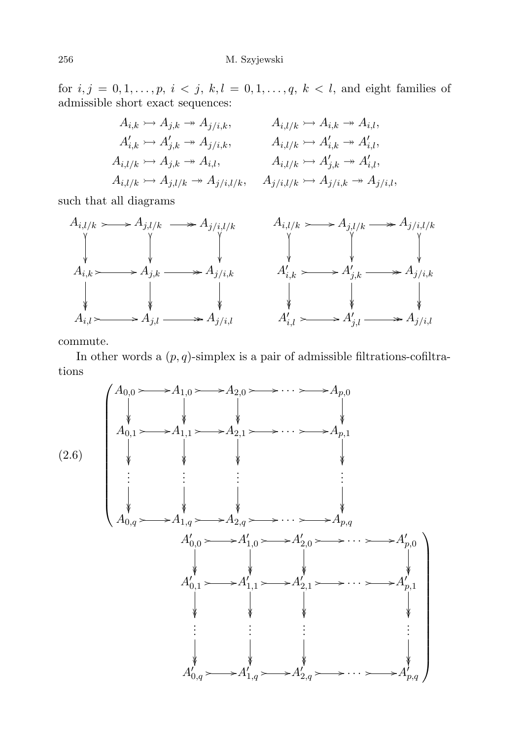for $i, j = 0, 1, \ldots, p$, $i < j$, $k, l = 0, 1, \ldots, q$, $k < l$, and eight families of admissible short exact sequences:

$$\begin{array}{ll}
A_{i,k} \rightarrowtail A_{j,k} \twoheadrightarrow A_{j/i,k}, & A_{i,l/k} \rightarrowtail A_{i,k} \twoheadrightarrow A_{i,l}, \\
A'_{i,k} \rightarrowtail A'_{j,k} \twoheadrightarrow A_{j/i,k}, & A_{i,l/k} \rightarrowtail A'_{i,k} \twoheadrightarrow A'_{i,l}, \\
A_{i,l/k} \rightarrowtail A_{j,k} \twoheadrightarrow A_{i,l}, & A_{i,l/k} \rightarrowtail A'_{j,k} \twoheadrightarrow A'_{i,l}, \\
A_{i,l/k} \rightarrowtail A_{j,l/k} \twoheadrightarrow A_{j/i,l/k}, & A_{j/i,l/k} \rightarrowtail A_{j/i,k} \twoheadrightarrow A_{j/i,l},
\end{array}$$

such that all diagrams

$$\begin{array}{ccccc}
A_{i,l/k} & \rightarrowtail & A_{j,l/k} & \twoheadrightarrow & A_{j/i,l/k} \\
\downarrow & & \downarrow & & \downarrow \\
A_{i,k} & \rightarrowtail & A_{j,k} & \twoheadrightarrow & A_{j/i,k} \\
\downarrow & & \downarrow & & \downarrow \\
A_{i,l} & \rightarrowtail & A_{j,l} & \twoheadrightarrow & A_{j/i,l}
\end{array}
\qquad
\begin{array}{ccccc}
A_{i,l/k} & \rightarrowtail & A_{j,l/k} & \twoheadrightarrow & A_{j/i,l/k} \\
\downarrow & & \downarrow & & \downarrow \\
A'_{i,k} & \rightarrowtail & A'_{j,k} & \twoheadrightarrow & A_{j/i,k} \\
\downarrow & & \downarrow & & \downarrow \\
A'_{i,l} & \rightarrowtail & A'_{j,l} & \twoheadrightarrow & A_{j/i,l}
\end{array}$$

commute.

In other words a $(p, q)$-simplex is a pair of admissible filtrations-cofiltrations

$$(2.6)\qquad \left(
\begin{array}{ccccccccc}
A_{0,0} & \rightarrowtail & A_{1,0} & \rightarrowtail & A_{2,0} & \rightarrowtail & \cdots & \rightarrowtail & A_{p,0} \\
\downarrow & & \downarrow & & \downarrow & & & & \downarrow \\
A_{0,1} & \rightarrowtail & A_{1,1} & \rightarrowtail & A_{2,1} & \rightarrowtail & \cdots & \rightarrowtail & A_{p,1} \\
\downarrow & & \downarrow & & \downarrow & & & & \downarrow \\
\vdots & & \vdots & & \vdots & & & & \vdots \\
\downarrow & & \downarrow & & \downarrow & & & & \downarrow \\
A_{0,q} & \rightarrowtail & A_{1,q} & \rightarrowtail & A_{2,q} & \rightarrowtail & \cdots & \rightarrowtail & A_{p,q}
\end{array}
\quad
\begin{array}{ccccccccc}
A'_{0,0} & \rightarrowtail & A'_{1,0} & \rightarrowtail & A'_{2,0} & \rightarrowtail & \cdots & \rightarrowtail & A'_{p,0} \\
\downarrow & & \downarrow & & \downarrow & & & & \downarrow \\
A'_{0,1} & \rightarrowtail & A'_{1,1} & \rightarrowtail & A'_{2,1} & \rightarrowtail & \cdots & \rightarrowtail & A'_{p,1} \\
\downarrow & & \downarrow & & \downarrow & & & & \downarrow \\
\vdots & & \vdots & & \vdots & & & & \vdots \\
\downarrow & & \downarrow & & \downarrow & & & & \downarrow \\
A'_{0,q} & \rightarrowtail & A'_{1,q} & \rightarrowtail & A'_{2,q} & \rightarrowtail & \cdots & \rightarrowtail & A'_{p,q}
\end{array}
\right)$$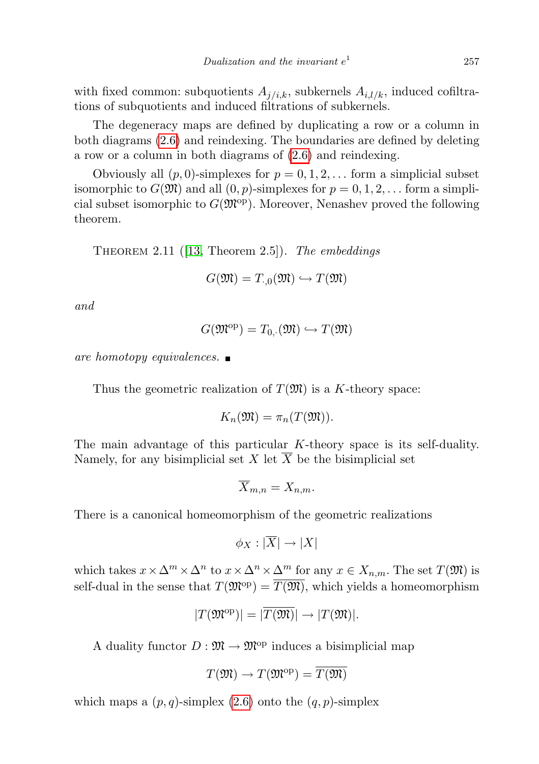with fixed common: subquotients $A_{j/i,k}$, subkernels $A_{i,l/k}$, induced cofiltrations of subquotients and induced filtrations of subkernels.

The degeneracy maps are defined by duplicating a row or a column in both diagrams (2.6) and reindexing. The boundaries are defined by deleting a row or a column in both diagrams of (2.6) and reindexing.

Obviously all $(p,0)$-simplexes for $p = 0,1,2,\dots$ form a simplicial subset isomorphic to $G(\mathfrak{M})$ and all $(0,p)$-simplexes for $p = 0,1,2,\dots$ form a simplicial subset isomorphic to $G(\mathfrak{M}^{\mathrm{op}})$. Moreover, Nenashev proved the following theorem.

Theorem 2.11 ([13, Theorem 2.5]). *The embeddings*

$$G(\mathfrak{M}) = T_{\cdot,0}(\mathfrak{M}) \hookrightarrow T(\mathfrak{M})$$

*and*

$$G(\mathfrak{M}^{\mathrm{op}}) = T_{0,\cdot}(\mathfrak{M}) \hookrightarrow T(\mathfrak{M})$$

*are homotopy equivalences.* ∎

Thus the geometric realization of $T(\mathfrak{M})$ is a $K$-theory space:

$$K_n(\mathfrak{M}) = \pi_n(T(\mathfrak{M})).$$

The main advantage of this particular $K$-theory space is its self-duality. Namely, for any bisimplicial set $X$ let $\overline{X}$ be the bisimplicial set

$$\overline{X}_{m,n} = X_{n,m}.$$

There is a canonical homeomorphism of the geometric realizations

$$\phi_X : |\overline{X}| \to |X|$$

which takes $x \times \Delta^m \times \Delta^n$ to $x \times \Delta^n \times \Delta^m$ for any $x \in X_{n,m}$. The set $T(\mathfrak{M})$ is self-dual in the sense that $T(\mathfrak{M}^{\mathrm{op}}) = \overline{T(\mathfrak{M})}$, which yields a homeomorphism

$$|T(\mathfrak{M}^{\mathrm{op}})| = |\overline{T(\mathfrak{M})}| \to |T(\mathfrak{M})|.$$

A duality functor $D : \mathfrak{M} \to \mathfrak{M}^{\mathrm{op}}$ induces a bisimplicial map

$$T(\mathfrak{M}) \to T(\mathfrak{M}^{\mathrm{op}}) = \overline{T(\mathfrak{M})}$$

which maps a $(p,q)$-simplex (2.6) onto the $(q,p)$-simplex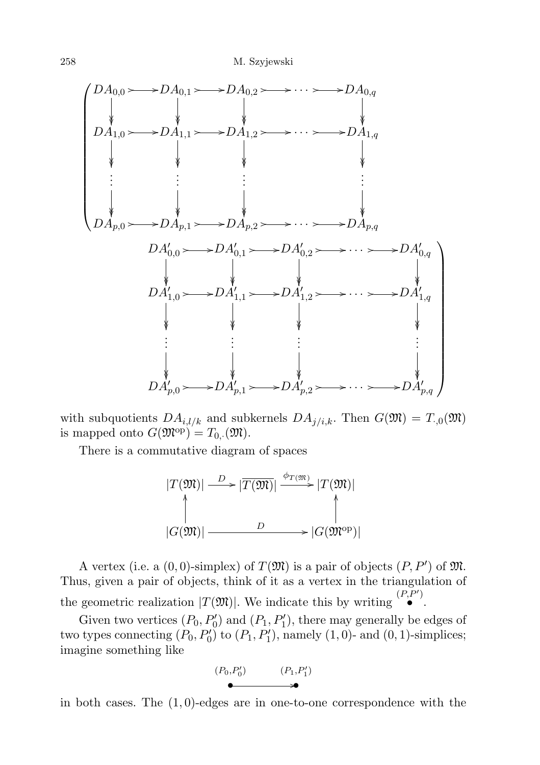$$
\left(
\begin{array}{ccccccccc}
DA_{0,0} & \rightarrowtail & DA_{0,1} & \rightarrowtail & DA_{0,2} & \rightarrowtail & \cdots & \rightarrowtail & DA_{0,q} \\
\downarrow & & \downarrow & & \downarrow & & & & \downarrow \\
DA_{1,0} & \rightarrowtail & DA_{1,1} & \rightarrowtail & DA_{1,2} & \rightarrowtail & \cdots & \rightarrowtail & DA_{1,q} \\
\downarrow & & \downarrow & & \downarrow & & & & \downarrow \\
\vdots & & \vdots & & \vdots & & & & \vdots \\
\downarrow & & \downarrow & & \downarrow & & & & \downarrow \\
DA_{p,0} & \rightarrowtail & DA_{p,1} & \rightarrowtail & DA_{p,2} & \rightarrowtail & \cdots & \rightarrowtail & DA_{p,q}
\end{array}
\quad
\begin{array}{ccccccccc}
DA'_{0,0} & \rightarrowtail & DA'_{0,1} & \rightarrowtail & DA'_{0,2} & \rightarrowtail & \cdots & \rightarrowtail & DA'_{0,q} \\
\downarrow & & \downarrow & & \downarrow & & & & \downarrow \\
DA'_{1,0} & \rightarrowtail & DA'_{1,1} & \rightarrowtail & DA'_{1,2} & \rightarrowtail & \cdots & \rightarrowtail & DA'_{1,q} \\
\downarrow & & \downarrow & & \downarrow & & & & \downarrow \\
\vdots & & \vdots & & \vdots & & & & \vdots \\
\downarrow & & \downarrow & & \downarrow & & & & \downarrow \\
DA'_{p,0} & \rightarrowtail & DA'_{p,1} & \rightarrowtail & DA'_{p,2} & \rightarrowtail & \cdots & \rightarrowtail & DA'_{p,q}
\end{array}
\right)
$$

with subquotients $DA_{i,l/k}$ and subkernels $DA_{j/i,k}$. Then $G(\mathfrak{M}) = T_{\cdot,0}(\mathfrak{M})$ is mapped onto $G(\mathfrak{M}^{\mathrm{op}}) = T_{0,\cdot}(\mathfrak{M})$.

There is a commutative diagram of spaces

$$
\begin{array}{ccccc}
|T(\mathfrak{M})| & \xrightarrow{D} & |\overline{T(\mathfrak{M})}| & \xrightarrow{\phi_{T(\mathfrak{M})}} & |T(\mathfrak{M})| \\
\uparrow & & & & \uparrow \\
|G(\mathfrak{M})| & & \xrightarrow{D} & & |G(\mathfrak{M}^{\mathrm{op}})|
\end{array}
$$

A vertex (i.e. a $(0,0)$-simplex) of $T(\mathfrak{M})$ is a pair of objects $(P, P')$ of $\mathfrak{M}$. Thus, given a pair of objects, think of it as a vertex in the triangulation of the geometric realization $|T(\mathfrak{M})|$. We indicate this by writing $\overset{(P,P')}{\bullet}$.

Given two vertices $(P_0, P'_0)$ and $(P_1, P'_1)$, there may generally be edges of two types connecting $(P_0, P'_0)$ to $(P_1, P'_1)$, namely $(1,0)$- and $(0,1)$-simplices; imagine something like

$$
\overset{(P_0,P'_0)}{\bullet} \longrightarrow \overset{(P_1,P'_1)}{\bullet}
$$

in both cases. The $(1,0)$-edges are in one-to-one correspondence with the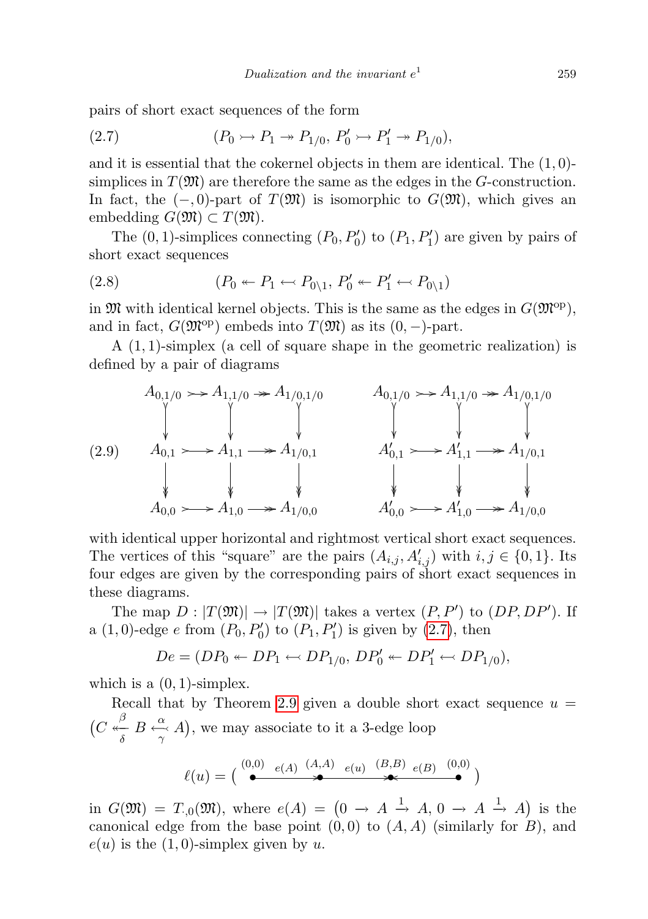pairs of short exact sequences of the form

$$(P_0 \rightarrowtail P_1 \twoheadrightarrow P_{1/0},\, P_0' \rightarrowtail P_1' \twoheadrightarrow P_{1/0}), \tag{2.7}$$

and it is essential that the cokernel objects in them are identical. The $(1,0)$-simplices in $T(\mathfrak{M})$ are therefore the same as the edges in the $G$-construction. In fact, the $(-,0)$-part of $T(\mathfrak{M})$ is isomorphic to $G(\mathfrak{M})$, which gives an embedding $G(\mathfrak{M}) \subset T(\mathfrak{M})$.

The $(0,1)$-simplices connecting $(P_0, P_0')$ to $(P_1, P_1')$ are given by pairs of short exact sequences

$$(P_0 \twoheadleftarrow P_1 \leftarrowtail P_{0\backslash 1},\, P_0' \twoheadleftarrow P_1' \leftarrowtail P_{0\backslash 1}) \tag{2.8}$$

in $\mathfrak{M}$ with identical kernel objects. This is the same as the edges in $G(\mathfrak{M}^{\mathrm{op}})$, and in fact, $G(\mathfrak{M}^{\mathrm{op}})$ embeds into $T(\mathfrak{M})$ as its $(0,-)$-part.

A $(1,1)$-simplex (a cell of square shape in the geometric realization) is defined by a pair of diagrams

$$\begin{array}{ccccc} A_{0,1/0} & \rightarrowtail & A_{1,1/0} & \twoheadrightarrow & A_{1/0,1/0} \\ \downarrow & & \downarrow & & \downarrow \\ A_{0,1} & \rightarrowtail & A_{1,1} & \twoheadrightarrow & A_{1/0,1} \\ \downarrow & & \downarrow & & \downarrow \\ A_{0,0} & \rightarrowtail & A_{1,0} & \twoheadrightarrow & A_{1/0,0} \end{array} \qquad \begin{array}{ccccc} A_{0,1/0} & \rightarrowtail & A_{1,1/0} & \twoheadrightarrow & A_{1/0,1/0} \\ \downarrow & & \downarrow & & \downarrow \\ A'_{0,1} & \rightarrowtail & A'_{1,1} & \twoheadrightarrow & A_{1/0,1} \\ \downarrow & & \downarrow & & \downarrow \\ A'_{0,0} & \rightarrowtail & A'_{1,0} & \twoheadrightarrow & A_{1/0,0} \end{array} \tag{2.9}$$

with identical upper horizontal and rightmost vertical short exact sequences. The vertices of this "square" are the pairs $(A_{i,j}, A'_{i,j})$ with $i,j \in \{0,1\}$. Its four edges are given by the corresponding pairs of short exact sequences in these diagrams.

The map $D : |T(\mathfrak{M})| \to |T(\mathfrak{M})|$ takes a vertex $(P,P')$ to $(DP, DP')$. If a $(1,0)$-edge $e$ from $(P_0, P_0')$ to $(P_1, P_1')$ is given by (2.7), then

$$De = (DP_0 \twoheadleftarrow DP_1 \leftarrowtail DP_{1/0},\, DP_0' \twoheadleftarrow DP_1' \leftarrowtail DP_{1/0}),$$

which is a $(0,1)$-simplex.

Recall that by Theorem 2.9 given a double short exact sequence $u = \big(C \overset{\beta}{\underset{\delta}{\twoheadleftarrow}} B \overset{\alpha}{\underset{\gamma}{\leftarrowtail}} A\big)$, we may associate to it a 3-edge loop

$$\ell(u) = \big( \overset{(0,0)}{\bullet} \xrightarrow{e(A)} \overset{(A,A)}{\bullet} \xrightarrow{e(u)} \overset{(B,B)}{\bullet} \xleftarrow{e(B)} \overset{(0,0)}{\bullet} \big)$$

in $G(\mathfrak{M}) = T_{\cdot,0}(\mathfrak{M})$, where $e(A) = \big(0 \to A \xrightarrow{1} A,\, 0 \to A \xrightarrow{1} A\big)$ is the canonical edge from the base point $(0,0)$ to $(A,A)$ (similarly for $B$), and $e(u)$ is the $(1,0)$-simplex given by $u$.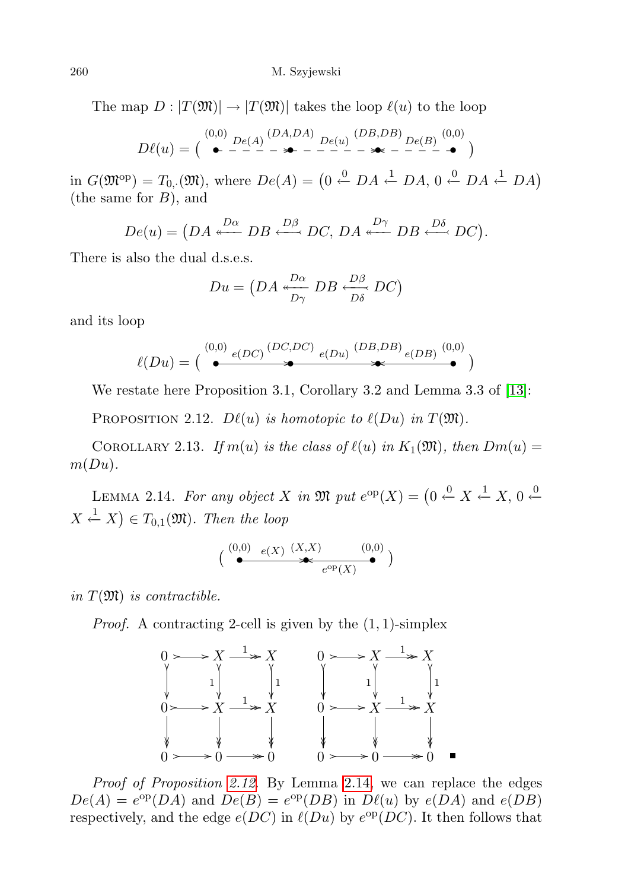The map $D : |T(\mathfrak{M})| \to |T(\mathfrak{M})|$ takes the loop $\ell(u)$ to the loop

$$D\ell(u) = \Big( \overset{(0,0)}{\bullet} \overset{De(A)}{- - - - \twoheadrightarrow} \overset{(DA,DA)}{\bullet} \overset{De(u)}{- - - - \twoheadrightarrow} \overset{(DB,DB)}{\bullet} \overset{De(B)}{\twoheadleftarrow - - - -} \overset{(0,0)}{\bullet} \Big)$$

in $G(\mathfrak{M}^{\mathrm{op}}) = T_{0,\cdot}(\mathfrak{M})$, where $De(A) = \big(0 \overset{0}{\leftarrow} DA \overset{1}{\leftarrow} DA,\, 0 \overset{0}{\leftarrow} DA \overset{1}{\leftarrow} DA\big)$ (the same for $B$), and

$$De(u) = \big(DA \overset{D\alpha}{\twoheadleftarrow} DB \overset{D\beta}{\leftarrowtail} DC,\, DA \overset{D\gamma}{\twoheadleftarrow} DB \overset{D\delta}{\leftarrowtail} DC\big).$$

There is also the dual d.s.e.s.

$$Du = \big(DA \underset{D\gamma}{\overset{D\alpha}{\twoheadleftarrow}} DB \underset{D\delta}{\overset{D\beta}{\leftarrowtail}} DC\big)$$

and its loop

$$\ell(Du) = \Big( \overset{(0,0)}{\bullet} \overset{e(DC)}{\longrightarrow} \overset{(DC,DC)}{\bullet} \overset{e(Du)}{\longrightarrow} \overset{(DB,DB)}{\bullet} \overset{e(DB)}{\longleftarrow} \overset{(0,0)}{\bullet} \Big)$$

We restate here Proposition 3.1, Corollary 3.2 and Lemma 3.3 of [13]:

Proposition 2.12. *$D\ell(u)$ is homotopic to $\ell(Du)$ in $T(\mathfrak{M})$.*

Corollary 2.13. *If $m(u)$ is the class of $\ell(u)$ in $K_1(\mathfrak{M})$, then $Dm(u) = m(Du)$.*

Lemma 2.14. *For any object $X$ in $\mathfrak{M}$ put $e^{\mathrm{op}}(X) = \big(0 \overset{0}{\leftarrow} X \overset{1}{\leftarrow} X,\, 0 \overset{0}{\leftarrow} X \overset{1}{\leftarrow} X\big) \in T_{0,1}(\mathfrak{M})$. Then the loop*

$$\Big( \overset{(0,0)}{\bullet} \overset{e(X)}{\longrightarrow} \overset{(X,X)}{\bullet} \underset{e^{\mathrm{op}}(X)}{\longleftarrow} \overset{(0,0)}{\bullet} \Big)$$

*in $T(\mathfrak{M})$ is contractible.*

*Proof.* A contracting 2-cell is given by the $(1,1)$-simplex

$$\begin{array}{ccccc} 0 & \rightarrowtail & X & \overset{1}{\twoheadrightarrow} & X \\ \downarrow & & \downarrow{\scriptstyle 1} & & \downarrow{\scriptstyle 1} \\ 0 & \rightarrowtail & X & \overset{1}{\twoheadrightarrow} & X \\ \downarrow & & \downarrow & & \downarrow \\ 0 & \rightarrowtail & 0 & \twoheadrightarrow & 0 \end{array} \qquad \begin{array}{ccccc} 0 & \rightarrowtail & X & \overset{1}{\twoheadrightarrow} & X \\ \downarrow & & \downarrow{\scriptstyle 1} & & \downarrow{\scriptstyle 1} \\ 0 & \rightarrowtail & X & \overset{1}{\twoheadrightarrow} & X \\ \downarrow & & \downarrow & & \downarrow \\ 0 & \rightarrowtail & 0 & \twoheadrightarrow & 0 \end{array} \quad \blacksquare$$

*Proof of Proposition 2.12.* By Lemma 2.14, we can replace the edges $De(A) = e^{\mathrm{op}}(DA)$ and $De(B) = e^{\mathrm{op}}(DB)$ in $D\ell(u)$ by $e(DA)$ and $e(DB)$ respectively, and the edge $e(DC)$ in $\ell(Du)$ by $e^{\mathrm{op}}(DC)$. It then follows that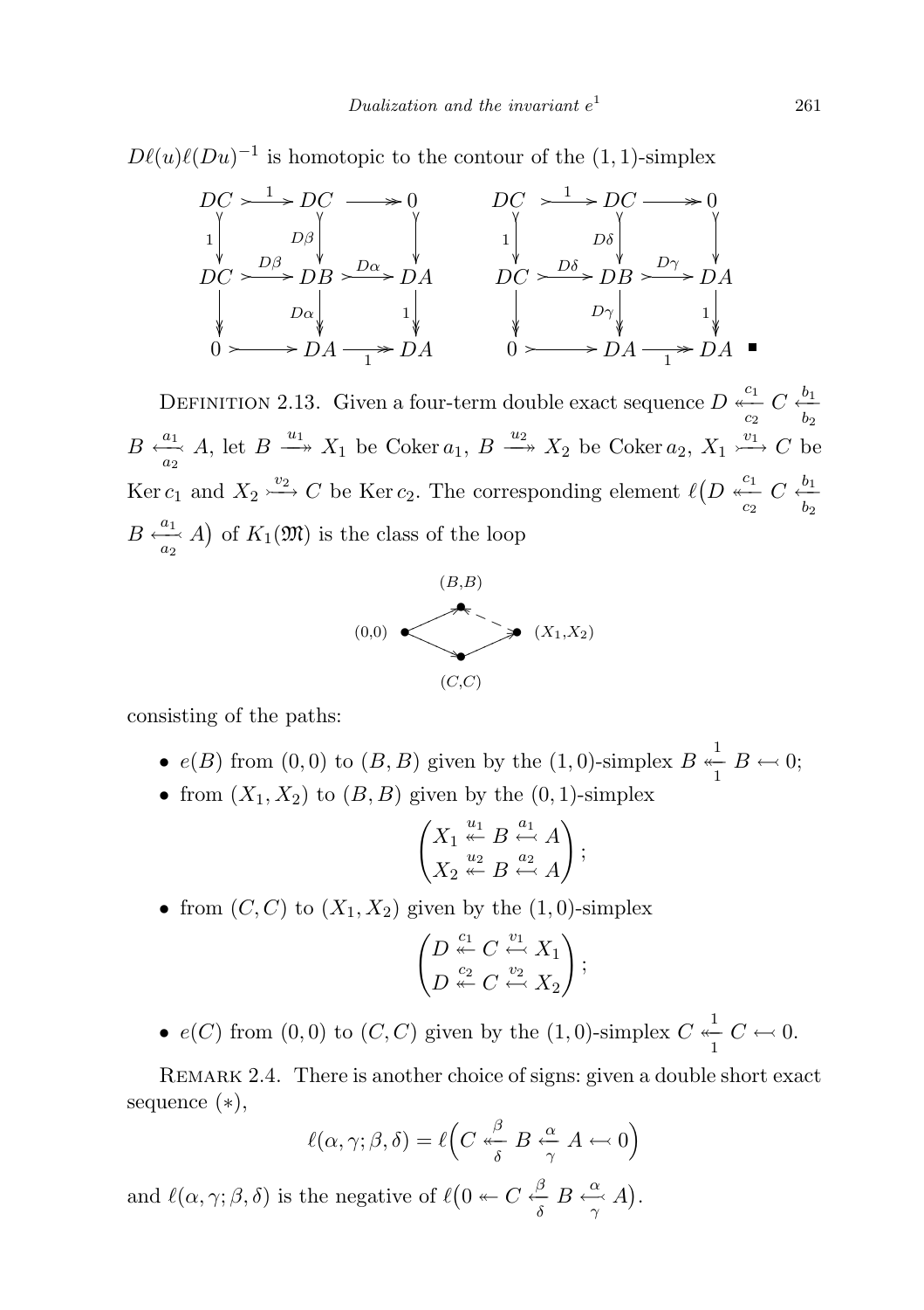$D\ell(u)\ell(Du)^{-1}$ is homotopic to the contour of the $(1,1)$-simplex

$$
\begin{array}{ccccc}
DC & \overset{1}{\rightarrowtail} & DC & \twoheadrightarrow & 0 \\
{\scriptstyle 1}\downarrow & & {\scriptstyle D\beta}\downarrow & & \downarrow \\
DC & \overset{D\beta}{\rightarrowtail} & DB & \overset{D\alpha}{\rightarrowtail} & DA \\
\downarrow & & {\scriptstyle D\alpha}\downarrow & & {\scriptstyle 1}\downarrow \\
0 & \rightarrowtail & DA & \underset{1}{\twoheadrightarrow} & DA
\end{array}
\qquad
\begin{array}{ccccc}
DC & \overset{1}{\rightarrowtail} & DC & \twoheadrightarrow & 0 \\
{\scriptstyle 1}\downarrow & & {\scriptstyle D\delta}\downarrow & & \downarrow \\
DC & \overset{D\delta}{\rightarrowtail} & DB & \overset{D\gamma}{\rightarrowtail} & DA \\
\downarrow & & {\scriptstyle D\gamma}\downarrow & & {\scriptstyle 1}\downarrow \\
0 & \rightarrowtail & DA & \underset{1}{\twoheadrightarrow} & DA
\end{array}
\quad \blacksquare
$$

Definition 2.13. Given a four-term double exact sequence $D \overset{c_1}{\underset{c_2}{\twoheadleftarrow}} C \overset{b_1}{\underset{b_2}{\leftarrow}} B \overset{a_1}{\underset{a_2}{\leftarrowtail}} A$, let $B \overset{u_1}{\twoheadrightarrow} X_1$ be $\operatorname{Coker} a_1$, $B \overset{u_2}{\twoheadrightarrow} X_2$ be $\operatorname{Coker} a_2$, $X_1 \overset{v_1}{\rightarrowtail} C$ be $\operatorname{Ker} c_1$ and $X_2 \overset{v_2}{\rightarrowtail} C$ be $\operatorname{Ker} c_2$. The corresponding element $\ell\big(D \overset{c_1}{\underset{c_2}{\twoheadleftarrow}} C \overset{b_1}{\underset{b_2}{\leftarrow}} B \overset{a_1}{\underset{a_2}{\leftarrowtail}} A\big)$ of $K_1(\mathfrak{M})$ is the class of the loop

$$
(0,0) \to (B,B) \dashrightarrow (X_1,X_2), \qquad (0,0) \to (C,C) \to (X_1,X_2)
$$

consisting of the paths:

- $e(B)$ from $(0,0)$ to $(B,B)$ given by the $(1,0)$-simplex $B \overset{1}{\underset{1}{\twoheadleftarrow}} B \leftarrowtail 0$;
- from $(X_1,X_2)$ to $(B,B)$ given by the $(0,1)$-simplex
$$\begin{pmatrix} X_1 \overset{u_1}{\twoheadleftarrow} B \overset{a_1}{\leftarrowtail} A \\ X_2 \overset{u_2}{\twoheadleftarrow} B \overset{a_2}{\leftarrowtail} A \end{pmatrix};$$
- from $(C,C)$ to $(X_1,X_2)$ given by the $(1,0)$-simplex
$$\begin{pmatrix} D \overset{c_1}{\twoheadleftarrow} C \overset{v_1}{\leftarrowtail} X_1 \\ D \overset{c_2}{\twoheadleftarrow} C \overset{v_2}{\leftarrowtail} X_2 \end{pmatrix};$$
- $e(C)$ from $(0,0)$ to $(C,C)$ given by the $(1,0)$-simplex $C \overset{1}{\underset{1}{\twoheadleftarrow}} C \leftarrowtail 0$.

Remark 2.4. There is another choice of signs: given a double short exact sequence $(*)$,

$$\ell(\alpha,\gamma;\beta,\delta) = \ell\Big(C \overset{\beta}{\underset{\delta}{\twoheadleftarrow}} B \overset{\alpha}{\underset{\gamma}{\leftarrowtail}} A \leftarrowtail 0\Big)$$

and $\ell(\alpha,\gamma;\beta,\delta)$ is the negative of $\ell\big(0 \twoheadleftarrow C \overset{\beta}{\underset{\delta}{\twoheadleftarrow}} B \overset{\alpha}{\underset{\gamma}{\leftarrowtail}} A\big)$.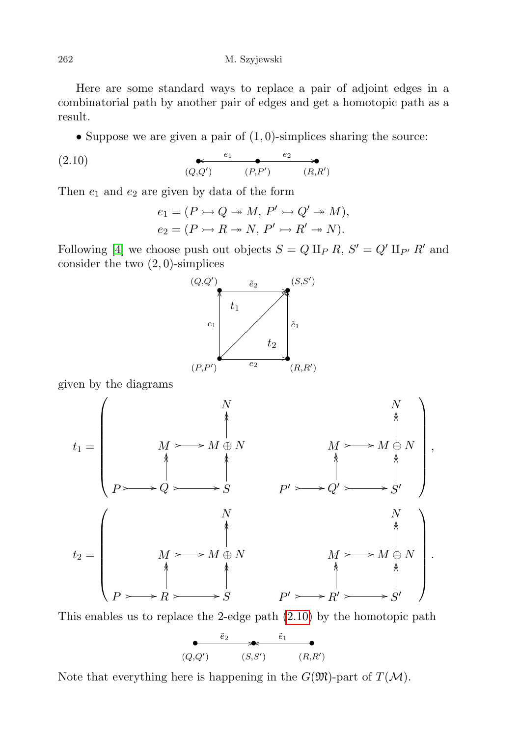Here are some standard ways to replace a pair of adjoint edges in a combinatorial path by another pair of edges and get a homotopic path as a result.

- Suppose we are given a pair of $(1,0)$-simplices sharing the source:

$$(Q,Q') \xleftarrow{\;e_1\;} (P,P') \xrightarrow{\;e_2\;} (R,R') \tag{2.10}$$

Then $e_1$ and $e_2$ are given by data of the form

$$e_1 = (P \rightarrowtail Q \twoheadrightarrow M,\ P' \rightarrowtail Q' \twoheadrightarrow M),$$
$$e_2 = (P \rightarrowtail R \twoheadrightarrow N,\ P' \rightarrowtail R' \twoheadrightarrow N).$$

Following [4] we choose push out objects $S = Q \amalg_P R$, $S' = Q' \amalg_{P'} R'$ and consider the two $(2,0)$-simplices

$$\begin{array}{ccc} (Q,Q') & \xrightarrow{\;\tilde e_2\;} & (S,S') \\ {\scriptstyle e_1}\uparrow & t_1 \nearrow t_2 & \uparrow{\scriptstyle \tilde e_1} \\ (P,P') & \xrightarrow{\;e_2\;} & (R,R') \end{array}$$

given by the diagrams

$$t_1 = \left( \begin{array}{ccccc} & & & & N \\ & & & & \uparrow \\ & & M & \rightarrowtail & M\oplus N \\ & & \uparrow & & \uparrow \\ P & \rightarrowtail & Q & \rightarrowtail & S \end{array} \qquad \begin{array}{ccccc} & & & & N \\ & & & & \uparrow \\ & & M & \rightarrowtail & M\oplus N \\ & & \uparrow & & \uparrow \\ P' & \rightarrowtail & Q' & \rightarrowtail & S' \end{array} \right),$$

$$t_2 = \left( \begin{array}{ccccc} & & & & N \\ & & & & \uparrow \\ & & M & \rightarrowtail & M\oplus N \\ & & \uparrow & & \uparrow \\ P & \rightarrowtail & R & \rightarrowtail & S \end{array} \qquad \begin{array}{ccccc} & & & & N \\ & & & & \uparrow \\ & & M & \rightarrowtail & M\oplus N \\ & & \uparrow & & \uparrow \\ P' & \rightarrowtail & R' & \rightarrowtail & S' \end{array} \right).$$

This enables us to replace the 2-edge path (2.10) by the homotopic path

$$(Q,Q') \xrightarrow{\;\tilde e_2\;} (S,S') \xleftarrow{\;\tilde e_1\;} (R,R')$$

Note that everything here is happening in the $G(\mathfrak{M})$-part of $T(\mathcal{M})$.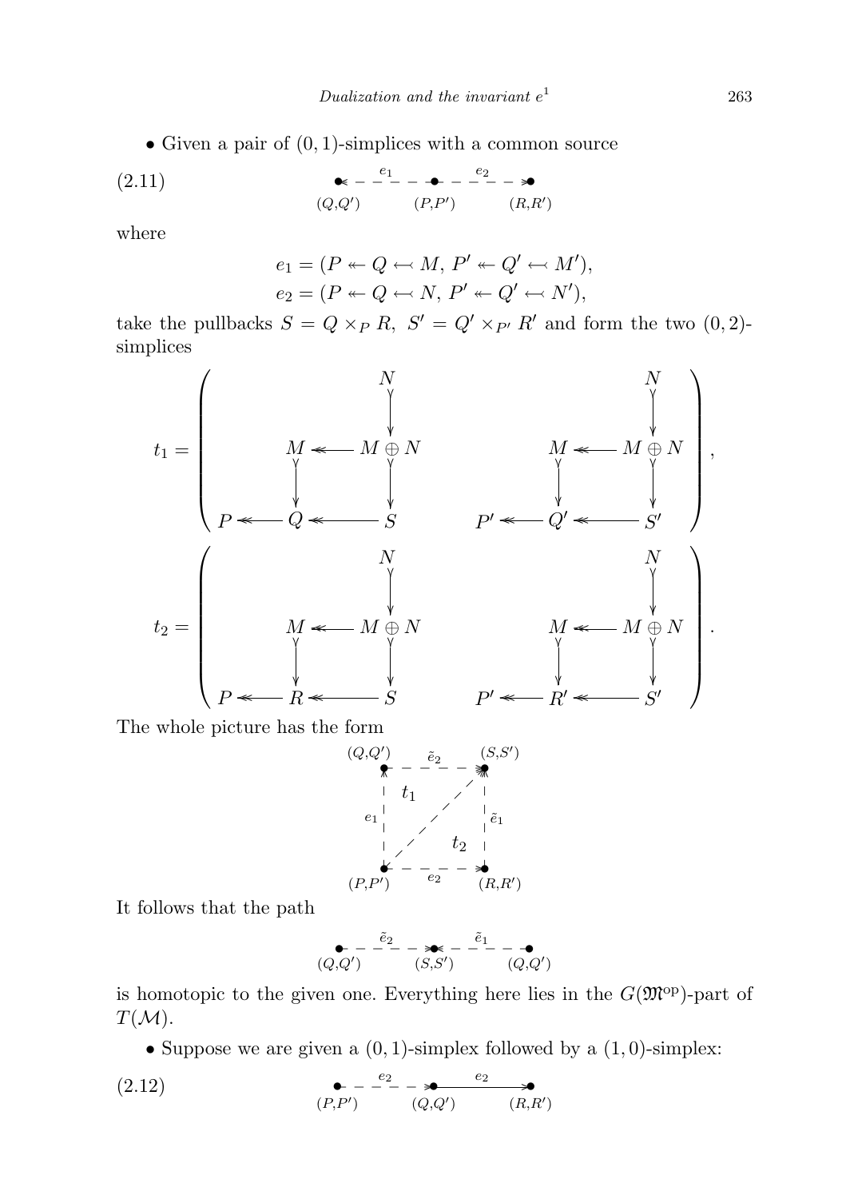- Given a pair of $(0,1)$-simplices with a common source

$$\bullet \overset{e_1}{\dashleftarrow} \bullet \overset{e_2}{\dashrightarrow} \bullet \tag{2.11}$$

$$(Q,Q') \qquad (P,P') \qquad (R,R')$$

where

$$e_1 = (P \twoheadleftarrow Q \leftarrowtail M,\ P' \twoheadleftarrow Q' \leftarrowtail M'),$$
$$e_2 = (P \twoheadleftarrow Q \leftarrowtail N,\ P' \twoheadleftarrow Q' \leftarrowtail N'),$$

take the pullbacks $S = Q \times_P R,\ S' = Q' \times_{P'} R'$ and form the two $(0,2)$-simplices

$$t_1 = \left( \begin{array}{ccc} & & N \\ & & \downarrow \\ & M \twoheadleftarrow & M \oplus N \\ & \downarrow & \downarrow \\ P \twoheadleftarrow & Q \twoheadleftarrow & S \end{array} \qquad \begin{array}{ccc} & & N \\ & & \downarrow \\ & M \twoheadleftarrow & M \oplus N \\ & \downarrow & \downarrow \\ P' \twoheadleftarrow & Q' \twoheadleftarrow & S' \end{array} \right),$$

$$t_2 = \left( \begin{array}{ccc} & & N \\ & & \downarrow \\ & M \twoheadleftarrow & M \oplus N \\ & \downarrow & \downarrow \\ P \twoheadleftarrow & R \twoheadleftarrow & S \end{array} \qquad \begin{array}{ccc} & & N \\ & & \downarrow \\ & M \twoheadleftarrow & M \oplus N \\ & \downarrow & \downarrow \\ P' \twoheadleftarrow & R' \twoheadleftarrow & S' \end{array} \right).$$

The whole picture has the form

$$\begin{array}{ccc} (Q,Q') & \overset{\tilde{e}_2}{\dashrightarrow} & (S,S') \\ \uparrow e_1 & t_1 \quad\nearrow\quad t_2 & \uparrow \tilde{e}_1 \\ (P,P') & \overset{e_2}{\dashrightarrow} & (R,R') \end{array}$$

It follows that the path

$$\bullet \overset{\tilde{e}_2}{\dashrightarrow} \bullet \overset{\tilde{e}_1}{\dashleftarrow} \bullet$$

$$(Q,Q') \qquad (S,S') \qquad (Q,Q')$$

is homotopic to the given one. Everything here lies in the $G(\mathfrak{M}^{\mathrm{op}})$-part of $T(\mathcal{M})$.

- Suppose we are given a $(0,1)$-simplex followed by a $(1,0)$-simplex:

$$\bullet \overset{e_2}{\dashrightarrow} \bullet \overset{e_2}{\longrightarrow} \bullet \tag{2.12}$$

$$(P,P') \qquad (Q,Q') \qquad (R,R')$$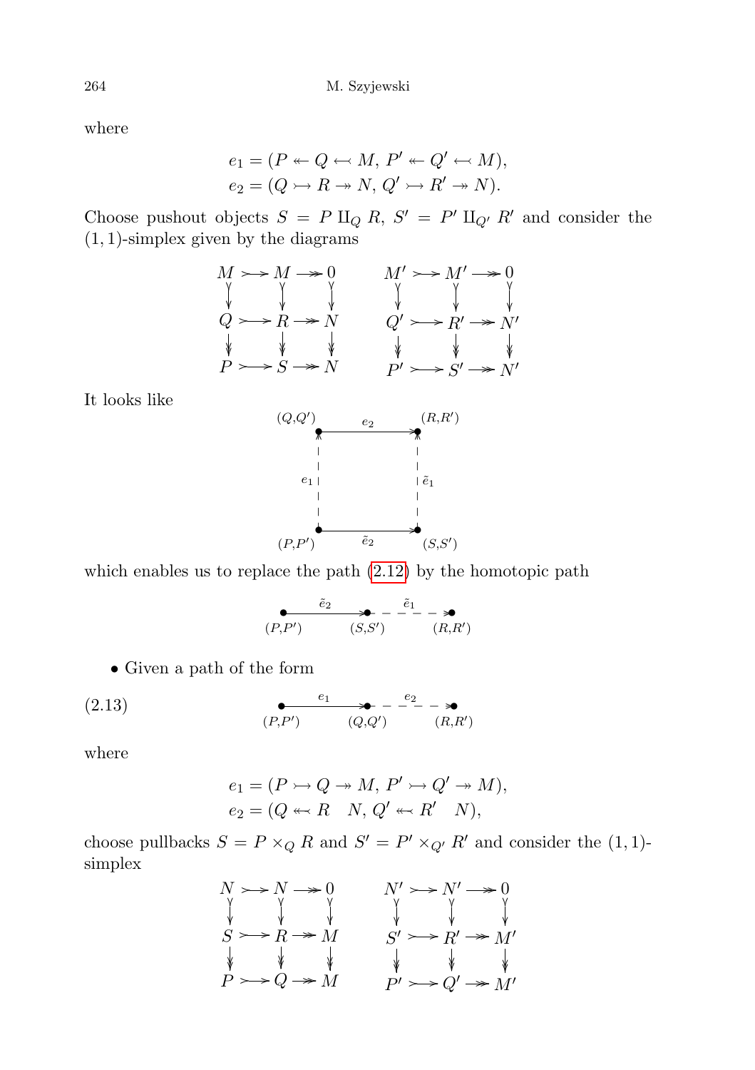where

$$e_1 = (P \twoheadleftarrow Q \leftarrowtail M,\ P' \twoheadleftarrow Q' \leftarrowtail M),$$
$$e_2 = (Q \rightarrowtail R \twoheadrightarrow N,\ Q' \rightarrowtail R' \twoheadrightarrow N).$$

Choose pushout objects $S = P \amalg_Q R$, $S' = P' \amalg_{Q'} R'$ and consider the $(1,1)$-simplex given by the diagrams

$$\begin{array}{ccccc} M & \rightarrowtail & M & \twoheadrightarrow & 0 \\ \downarrow & & \downarrow & & \downarrow \\ Q & \rightarrowtail & R & \twoheadrightarrow & N \\ \downarrow & & \downarrow & & \downarrow \\ P & \rightarrowtail & S & \twoheadrightarrow & N \end{array} \qquad \begin{array}{ccccc} M' & \rightarrowtail & M' & \twoheadrightarrow & 0 \\ \downarrow & & \downarrow & & \downarrow \\ Q' & \rightarrowtail & R' & \twoheadrightarrow & N' \\ \downarrow & & \downarrow & & \downarrow \\ P' & \rightarrowtail & S' & \twoheadrightarrow & N' \end{array}$$

It looks like

$$\begin{array}{ccc} (Q,Q') & \xrightarrow{e_2} & (R,R') \\ e_1 \uparrow & & \uparrow \tilde{e}_1 \\ (P,P') & \xrightarrow{\tilde{e}_2} & (S,S') \end{array}$$

which enables us to replace the path (2.12) by the homotopic path

$$(P,P') \xrightarrow{\tilde{e}_2} (S,S') \overset{\tilde{e}_1}{\dashrightarrow} (R,R')$$

- Given a path of the form

$$(P,P') \xrightarrow{e_1} (Q,Q') \overset{e_2}{\dashrightarrow} (R,R') \tag{2.13}$$

where

$$e_1 = (P \rightarrowtail Q \twoheadrightarrow M,\ P' \rightarrowtail Q' \twoheadrightarrow M),$$
$$e_2 = (Q \twoheadleftarrow R \quad N,\ Q' \twoheadleftarrow R' \quad N),$$

choose pullbacks $S = P \times_Q R$ and $S' = P' \times_{Q'} R'$ and consider the $(1,1)$-simplex

$$\begin{array}{ccccc} N & \rightarrowtail & N & \twoheadrightarrow & 0 \\ \downarrow & & \downarrow & & \downarrow \\ S & \rightarrowtail & R & \twoheadrightarrow & M \\ \downarrow & & \downarrow & & \downarrow \\ P & \rightarrowtail & Q & \twoheadrightarrow & M \end{array} \qquad \begin{array}{ccccc} N' & \rightarrowtail & N' & \twoheadrightarrow & 0 \\ \downarrow & & \downarrow & & \downarrow \\ S' & \rightarrowtail & R' & \twoheadrightarrow & M' \\ \downarrow & & \downarrow & & \downarrow \\ P' & \rightarrowtail & Q' & \twoheadrightarrow & M' \end{array}$$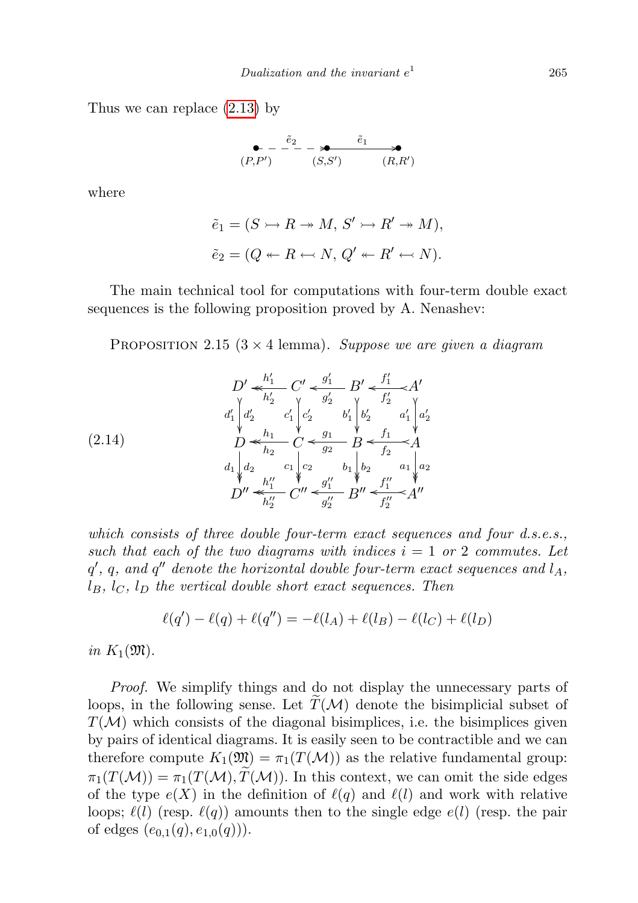Thus we can replace (2.13) by

$$\underset{(P,P')}{\bullet} \overset{\tilde{e}_2}{- - - - \rightarrow} \underset{(S,S')}{\bullet} \xrightarrow{\tilde{e}_1} \underset{(R,R')}{\bullet}$$

where

$$\tilde{e}_1 = (S \rightarrowtail R \twoheadrightarrow M,\, S' \rightarrowtail R' \twoheadrightarrow M),$$

$$\tilde{e}_2 = (Q \twoheadleftarrow R \leftarrowtail N,\, Q' \twoheadleftarrow R' \leftarrowtail N).$$

The main technical tool for computations with four-term double exact sequences is the following proposition proved by A. Nenashev:

Proposition 2.15 ($3 \times 4$ lemma). *Suppose we are given a diagram*

$$(2.14)\qquad \begin{array}{ccccccc}
D' & \overset{h_1'}{\underset{h_2'}{\twoheadleftarrow}} & C' & \overset{g_1'}{\underset{g_2'}{\leftarrowtail}} & B' & \overset{f_1'}{\underset{f_2'}{\leftarrowtail}} & A' \\
{\scriptstyle d_1'}\downarrow\downarrow{\scriptstyle d_2'} & & {\scriptstyle c_1'}\downarrow\downarrow{\scriptstyle c_2'} & & {\scriptstyle b_1'}\downarrow\downarrow{\scriptstyle b_2'} & & {\scriptstyle a_1'}\downarrow\downarrow{\scriptstyle a_2'} \\
D & \overset{h_1}{\underset{h_2}{\twoheadleftarrow}} & C & \overset{g_1}{\underset{g_2}{\leftarrowtail}} & B & \overset{f_1}{\underset{f_2}{\leftarrowtail}} & A \\
{\scriptstyle d_1}\downarrow\downarrow{\scriptstyle d_2} & & {\scriptstyle c_1}\downarrow\downarrow{\scriptstyle c_2} & & {\scriptstyle b_1}\downarrow\downarrow{\scriptstyle b_2} & & {\scriptstyle a_1}\downarrow\downarrow{\scriptstyle a_2} \\
D'' & \overset{h_1''}{\underset{h_2''}{\twoheadleftarrow}} & C'' & \overset{g_1''}{\underset{g_2''}{\leftarrowtail}} & B'' & \overset{f_1''}{\underset{f_2''}{\leftarrowtail}} & A''
\end{array}$$

*which consists of three double four-term exact sequences and four d.s.e.s., such that each of the two diagrams with indices $i = 1$ or $2$ commutes. Let $q'$, $q$, and $q''$ denote the horizontal double four-term exact sequences and $l_A$, $l_B$, $l_C$, $l_D$ the vertical double short exact sequences. Then*

$$\ell(q') - \ell(q) + \ell(q'') = -\ell(l_A) + \ell(l_B) - \ell(l_C) + \ell(l_D)$$

*in* $K_1(\mathfrak{M})$.

*Proof.* We simplify things and do not display the unnecessary parts of loops, in the following sense. Let $\widetilde{T}(\mathcal{M})$ denote the bisimplicial subset of $T(\mathcal{M})$ which consists of the diagonal bisimplices, i.e. the bisimplices given by pairs of identical diagrams. It is easily seen to be contractible and we can therefore compute $K_1(\mathfrak{M}) = \pi_1(T(\mathcal{M}))$ as the relative fundamental group: $\pi_1(T(\mathcal{M})) = \pi_1(T(\mathcal{M}), \widetilde{T}(\mathcal{M}))$. In this context, we can omit the side edges of the type $e(X)$ in the definition of $\ell(q)$ and $\ell(l)$ and work with relative loops; $\ell(l)$ (resp. $\ell(q)$) amounts then to the single edge $e(l)$ (resp. the pair of edges $(e_{0,1}(q), e_{1,0}(q))$).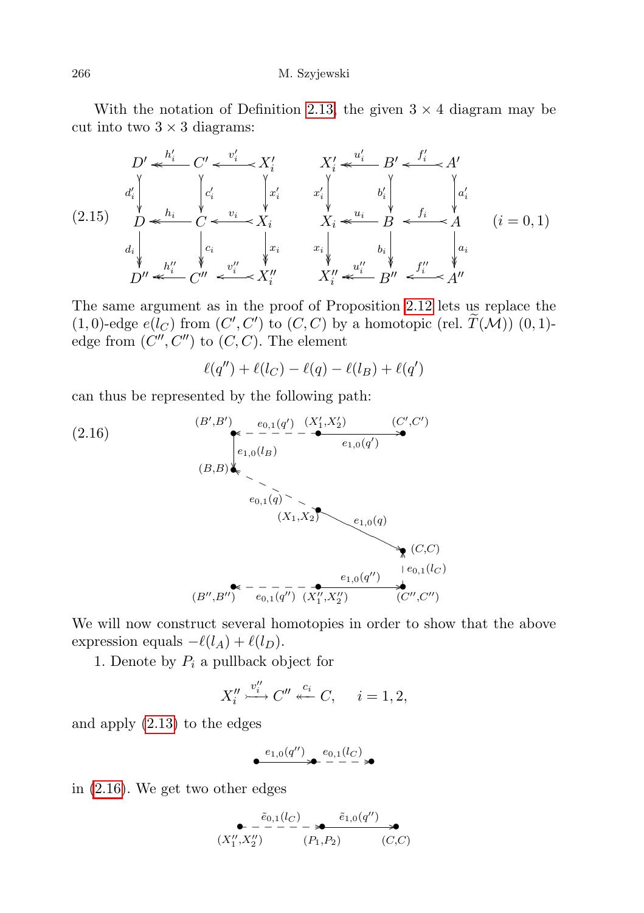With the notation of Definition 2.13, the given $3 \times 4$ diagram may be cut into two $3 \times 3$ diagrams:

$$
\text{(2.15)}\qquad
\begin{array}{ccccc}
D' & \overset{h_i'}{\twoheadleftarrow} & C' & \overset{v_i'}{\leftarrowtail} & X_i' \\
{\scriptstyle d_i'}\downarrow & & \downarrow{\scriptstyle c_i'} & & \downarrow{\scriptstyle x_i'} \\
D & \overset{h_i}{\twoheadleftarrow} & C & \overset{v_i}{\leftarrowtail} & X_i \\
{\scriptstyle d_i}\downarrow & & \downarrow{\scriptstyle c_i} & & \downarrow{\scriptstyle x_i} \\
D'' & \overset{h_i''}{\twoheadleftarrow} & C'' & \overset{v_i''}{\leftarrowtail} & X_i''
\end{array}
\qquad
\begin{array}{ccccc}
X_i' & \overset{u_i'}{\twoheadleftarrow} & B' & \overset{f_i'}{\leftarrowtail} & A' \\
{\scriptstyle x_i'}\downarrow & & \downarrow{\scriptstyle b_i'} & & \downarrow{\scriptstyle a_i'} \\
X_i & \overset{u_i}{\twoheadleftarrow} & B & \overset{f_i}{\leftarrowtail} & A \\
{\scriptstyle x_i}\downarrow & & \downarrow{\scriptstyle b_i} & & \downarrow{\scriptstyle a_i} \\
X_i'' & \overset{u_i''}{\twoheadleftarrow} & B'' & \overset{f_i''}{\leftarrowtail} & A''
\end{array}
\qquad (i = 0, 1)
$$

The same argument as in the proof of Proposition 2.12 lets us replace the $(1,0)$-edge $e(l_C)$ from $(C', C')$ to $(C, C)$ by a homotopic (rel. $\widetilde{T}(\mathcal{M})$) $(0,1)$-edge from $(C'', C'')$ to $(C, C)$. The element

$$
\ell(q'') + \ell(l_C) - \ell(q) - \ell(l_B) + \ell(q')
$$

can thus be represented by the following path:

(2.16) [Path diagram: $(X_1', X_2') \xrightarrow{e_{1,0}(q')} (C', C')$ and $(X_1', X_2') \dashrightarrow{e_{0,1}(q')} (B', B')$; $(B', B') \xrightarrow{e_{1,0}(l_B)} (B, B)$; $(X_1, X_2) \dashrightarrow{e_{0,1}(q)} (B, B)$ and $(X_1, X_2) \xrightarrow{e_{1,0}(q)} (C, C)$; $(C'', C'') \dashrightarrow{e_{0,1}(l_C)} (C, C)$; $(X_1'', X_2'') \xrightarrow{e_{1,0}(q'')} (C'', C'')$ and $(X_1'', X_2'') \dashrightarrow{e_{0,1}(q'')} (B'', B'')$.]

We will now construct several homotopies in order to show that the above expression equals $-\ell(l_A) + \ell(l_D)$.

1. Denote by $P_i$ a pullback object for

$$
X_i'' \overset{v_i''}{\rightarrowtail} C'' \overset{c_i}{\twoheadleftarrow} C, \qquad i = 1, 2,
$$

and apply (2.13) to the edges

$$
\bullet \xrightarrow{e_{1,0}(q'')} \bullet \overset{e_{0,1}(l_C)}{\dashrightarrow} \bullet
$$

in (2.16). We get two other edges

$$
(X_1'', X_2'') \overset{\tilde{e}_{0,1}(l_C)}{\dashrightarrow} (P_1, P_2) \xrightarrow{\tilde{e}_{1,0}(q'')} (C, C)
$$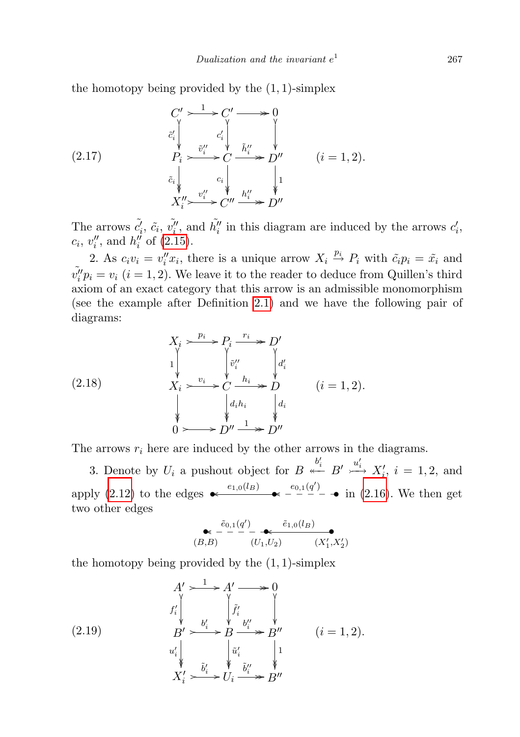the homotopy being provided by the $(1,1)$-simplex

$$
\begin{array}{ccccc}
C' & \overset{1}{\rightarrowtail} & C' & \twoheadrightarrow & 0 \\
{\scriptstyle \tilde{c}'_i}\downarrow & & {\scriptstyle c'_i}\downarrow & & \downarrow \\
P_i & \overset{\tilde{v}''_i}{\rightarrowtail} & C & \overset{\tilde{h}''_i}{\twoheadrightarrow} & D'' \\
{\scriptstyle \tilde{c}_i}\downarrow & & {\scriptstyle c_i}\downarrow & & \downarrow{\scriptstyle 1} \\
X''_i & \overset{v''_i}{\rightarrowtail} & C'' & \overset{h''_i}{\twoheadrightarrow} & D''
\end{array}
\qquad (i=1,2). \tag{2.17}
$$

The arrows $\tilde{c}'_i$, $\tilde{c}_i$, $\tilde{v}''_i$, and $\tilde{h}''_i$ in this diagram are induced by the arrows $c'_i$, $c_i$, $v''_i$, and $h''_i$ of (2.15).

2. As $c_i v_i = v''_i x_i$, there is a unique arrow $X_i \xrightarrow{p_i} P_i$ with $\tilde{c}_i p_i = \tilde{x}_i$ and $\tilde{v}''_i p_i = v_i$ $(i=1,2)$. We leave it to the reader to deduce from Quillen's third axiom of an exact category that this arrow is an admissible monomorphism (see the example after Definition 2.1) and we have the following pair of diagrams:

$$
\begin{array}{ccccc}
X_i & \overset{p_i}{\rightarrowtail} & P_i & \overset{r_i}{\twoheadrightarrow} & D' \\
{\scriptstyle 1}\downarrow & & \downarrow{\scriptstyle \tilde{v}''_i} & & \downarrow{\scriptstyle d'_i} \\
X_i & \overset{v_i}{\rightarrowtail} & C & \overset{h_i}{\twoheadrightarrow} & D \\
\downarrow & & \downarrow{\scriptstyle d_i h_i} & & \downarrow{\scriptstyle d_i} \\
0 & \rightarrowtail & D'' & \overset{1}{\twoheadrightarrow} & D''
\end{array}
\qquad (i=1,2). \tag{2.18}
$$

The arrows $r_i$ here are induced by the other arrows in the diagrams.

3. Denote by $U_i$ a pushout object for $B \overset{b'_i}{\leftarrowtail} B' \overset{u'_i}{\rightarrowtail} X'_i$, $i=1,2$, and apply (2.12) to the edges $\bullet \xleftarrow{e_{1,0}(l_B)} \bullet \overset{e_{0,1}(q')}{\leftarrow - - - -} \bullet$ in (2.16). We then get two other edges

$$
\underset{(B,B)}{\bullet} \overset{\tilde{e}_{0,1}(q')}{\leftarrow - - - -} \underset{(U_1,U_2)}{\bullet} \xleftarrow{\tilde{e}_{1,0}(l_B)} \underset{(X'_1,X'_2)}{\bullet}
$$

the homotopy being provided by the $(1,1)$-simplex

$$
\begin{array}{ccccc}
A' & \overset{1}{\rightarrowtail} & A' & \twoheadrightarrow & 0 \\
{\scriptstyle f'_i}\downarrow & & \downarrow{\scriptstyle \tilde{f}'_i} & & \downarrow \\
B' & \overset{b'_i}{\rightarrowtail} & B & \overset{b''_i}{\twoheadrightarrow} & B'' \\
{\scriptstyle u'_i}\downarrow & & \downarrow{\scriptstyle \tilde{u}'_i} & & \downarrow{\scriptstyle 1} \\
X'_i & \overset{\tilde{b}'_i}{\rightarrowtail} & U_i & \overset{\tilde{b}''_i}{\twoheadrightarrow} & B''
\end{array}
\qquad (i=1,2). \tag{2.19}
$$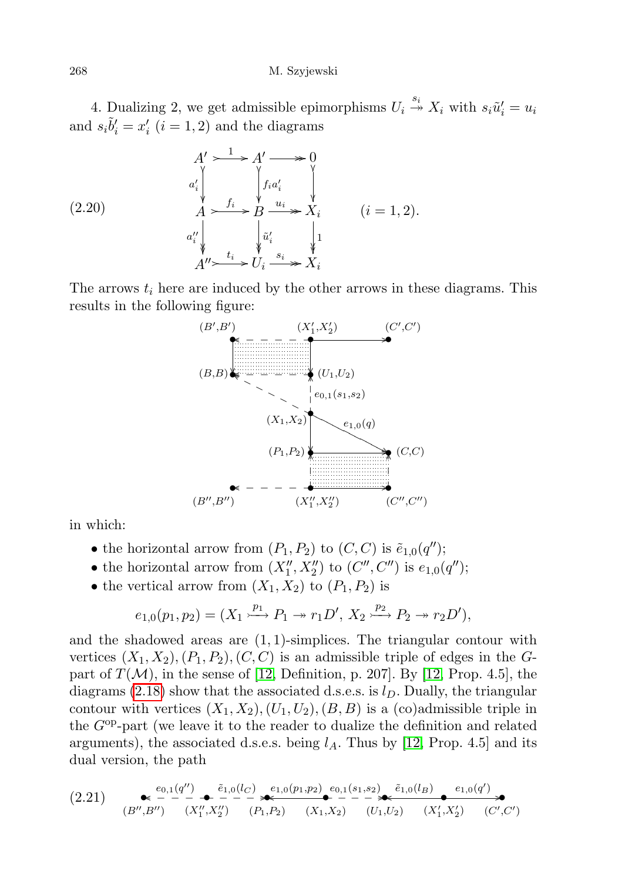4. Dualizing 2, we get admissible epimorphisms $U_i \overset{s_i}{\twoheadrightarrow} X_i$ with $s_i\tilde{u}_i' = u_i$ and $s_i\tilde{b}_i' = x_i'$ $(i = 1, 2)$ and the diagrams

$$
(2.20) \qquad
\begin{array}{ccccc}
A' & \xrightarrow{\ 1\ } & A' & \longrightarrow & 0 \\
\downarrow{\scriptstyle a_i'} & & \downarrow{\scriptstyle f_i a_i'} & & \downarrow \\
A & \xrightarrow{\ f_i\ } & B & \xrightarrow{\ u_i\ } & X_i \\
\downarrow{\scriptstyle a_i''} & & \downarrow{\scriptstyle \tilde{u}_i'} & & \downarrow{\scriptstyle 1} \\
A'' & \xrightarrow{\ t_i\ } & U_i & \xrightarrow{\ s_i\ } & X_i
\end{array}
\qquad (i = 1, 2).
$$

The arrows $t_i$ here are induced by the other arrows in these diagrams. This results in the following figure:

$$
\begin{array}{ccccc}
(B',B') & \dashleftarrow & (X_1',X_2') & \longrightarrow & (C',C') \\
 & & \downarrow & & \\
(B,B) & \dashleftarrow & (U_1,U_2) & & \\
 & & \Big\uparrow{\scriptstyle e_{0,1}(s_1,s_2)} & & \\
 & & (X_1,X_2) & \xrightarrow{\ e_{1,0}(q)\ } & (C,C) \\
 & & \downarrow & & \\
 & & (P_1,P_2) & \longrightarrow & (C,C) \\
 & & \uparrow & & \uparrow \\
(B'',B'') & \dashleftarrow & (X_1'',X_2'') & \longrightarrow & (C'',C'')
\end{array}
$$

(In the figure, $(X_1,X_2)$ is also joined by a dashed line to $(B,B)$, the arrow labelled $e_{1,0}(q)$ goes from $(X_1,X_2)$ to $(C,C)$, and the rectangles $(B',B'),(X_1',X_2'),(U_1,U_2),(B,B)$ and $(P_1,P_2),(C,C),(C'',C''),(X_1'',X_2'')$ are shaded.)

in which:

- the horizontal arrow from $(P_1, P_2)$ to $(C, C)$ is $\tilde{e}_{1,0}(q'')$;
- the horizontal arrow from $(X_1'', X_2'')$ to $(C'', C'')$ is $e_{1,0}(q'')$;
- the vertical arrow from $(X_1, X_2)$ to $(P_1, P_2)$ is

$$e_{1,0}(p_1, p_2) = (X_1 \overset{p_1}{\rightarrowtail} P_1 \twoheadrightarrow r_1 D',\ X_2 \overset{p_2}{\rightarrowtail} P_2 \twoheadrightarrow r_2 D'),$$

and the shadowed areas are $(1, 1)$-simplices. The triangular contour with vertices $(X_1, X_2), (P_1, P_2), (C, C)$ is an admissible triple of edges in the $G$-part of $T(\mathcal{M})$, in the sense of [12, Definition, p. 207]. By [12, Prop. 4.5], the diagrams (2.18) show that the associated d.s.e.s. is $l_D$. Dually, the triangular contour with vertices $(X_1, X_2), (U_1, U_2), (B, B)$ is a (co)admissible triple in the $G^{\mathrm{op}}$-part (we leave it to the reader to dualize the definition and related arguments), the associated d.s.e.s. being $l_A$. Thus by [12, Prop. 4.5] and its dual version, the path

$$
(2.21) \qquad
(B'',B'') \overset{e_{0,1}(q'')}{\dashleftarrow} (X_1'',X_2'') \overset{\tilde{e}_{1,0}(l_C)}{\dashrightarrow} (P_1,P_2) \overset{e_{1,0}(p_1,p_2)}{\longleftarrow} (X_1,X_2) \overset{e_{0,1}(s_1,s_2)}{\dashrightarrow} (U_1,U_2) \overset{\tilde{e}_{1,0}(l_B)}{\longleftarrow} (X_1',U_2) \overset{e_{1,0}(q')}{\longrightarrow} (C',C')
$$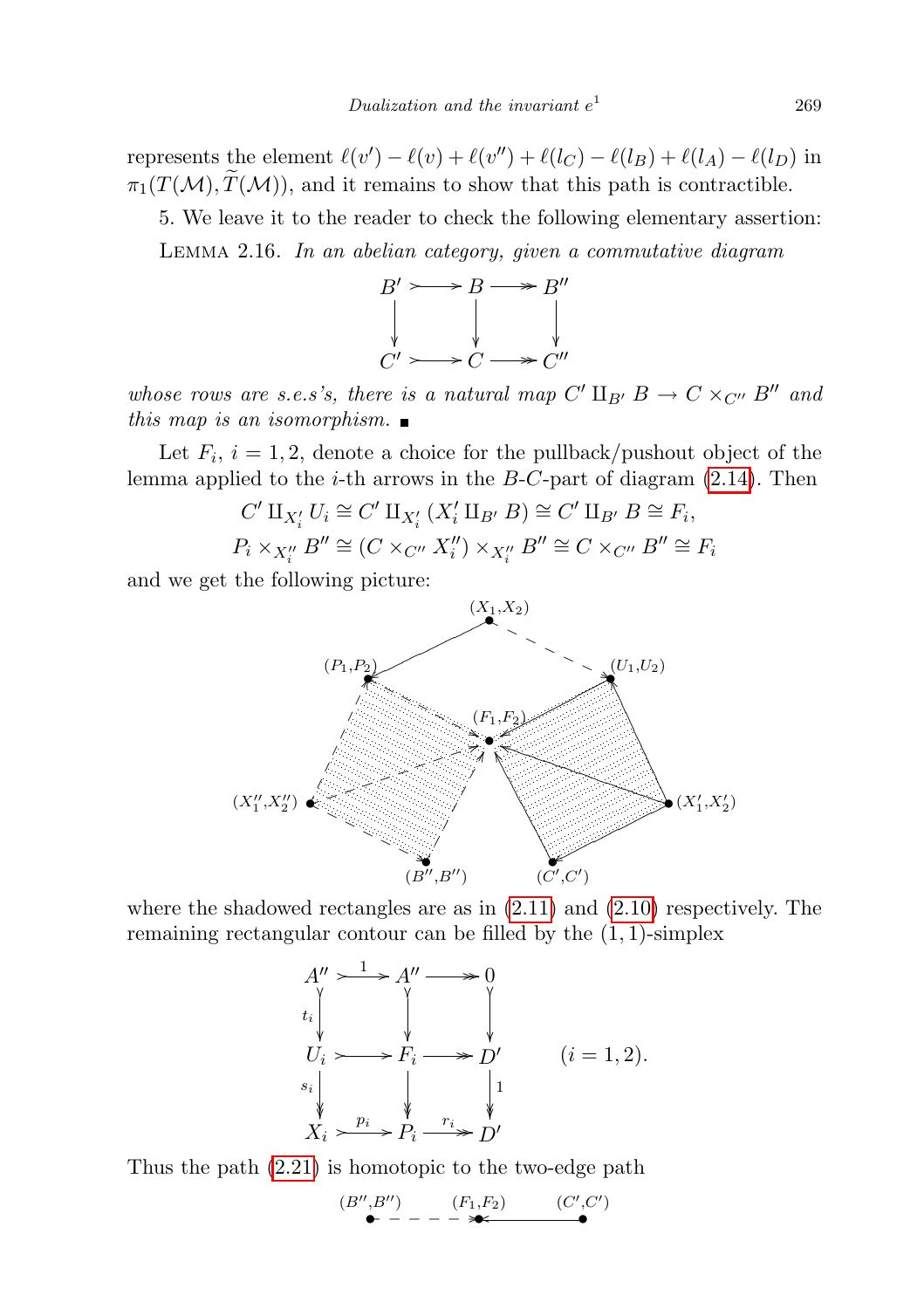represents the element $\ell(v') - \ell(v) + \ell(v'') + \ell(l_C) - \ell(l_B) + \ell(l_A) - \ell(l_D)$ in $\pi_1(T(\mathcal{M}), \widetilde{T}(\mathcal{M}))$, and it remains to show that this path is contractible.

5. We leave it to the reader to check the following elementary assertion:

Lemma 2.16. *In an abelian category, given a commutative diagram*

$$\begin{array}{ccccc} B' & \rightarrowtail & B & \twoheadrightarrow & B'' \\ \downarrow & & \downarrow & & \downarrow \\ C' & \rightarrowtail & C & \twoheadrightarrow & C'' \end{array}$$

*whose rows are s.e.s's, there is a natural map $C' \amalg_{B'} B \to C \times_{C''} B''$ and this map is an isomorphism.* ■

Let $F_i$, $i = 1, 2$, denote a choice for the pullback/pushout object of the lemma applied to the $i$-th arrows in the $B$-$C$-part of diagram (2.14). Then

$$C' \amalg_{X_i'} U_i \cong C' \amalg_{X_i'} (X_i' \amalg_{B'} B) \cong C' \amalg_{B'} B \cong F_i,$$

$$P_i \times_{X_i''} B'' \cong (C \times_{C''} X_i'') \times_{X_i''} B'' \cong C \times_{C''} B'' \cong F_i$$

and we get the following picture:

$$\begin{array}{ccccc} & & (X_1,X_2) & & \\ & \swarrow & & \searrow & \\ (P_1,P_2) & & (F_1,F_2) & & (U_1,U_2) \\ & & & & \\ (X_1'',X_2'') & & & & (X_1',X_2') \\ & (B'',B'') & & (C',C') & \end{array}$$

where the shadowed rectangles are as in (2.11) and (2.10) respectively. The remaining rectangular contour can be filled by the $(1,1)$-simplex

$$\begin{array}{ccccc} A'' & \xrightarrow{1} & A'' & \twoheadrightarrow & 0 \\ {\scriptstyle t_i}\downarrow & & \downarrow & & \downarrow \\ U_i & \rightarrowtail & F_i & \twoheadrightarrow & D' \\ {\scriptstyle s_i}\downarrow & & \downarrow & & \downarrow{\scriptstyle 1} \\ X_i & \xrightarrow{p_i} & P_i & \xrightarrow{r_i} & D' \end{array} \qquad (i = 1, 2).$$

Thus the path (2.21) is homotopic to the two-edge path

$$(B'',B'') \dashrightarrow (F_1,F_2) \longleftarrow (C',C')$$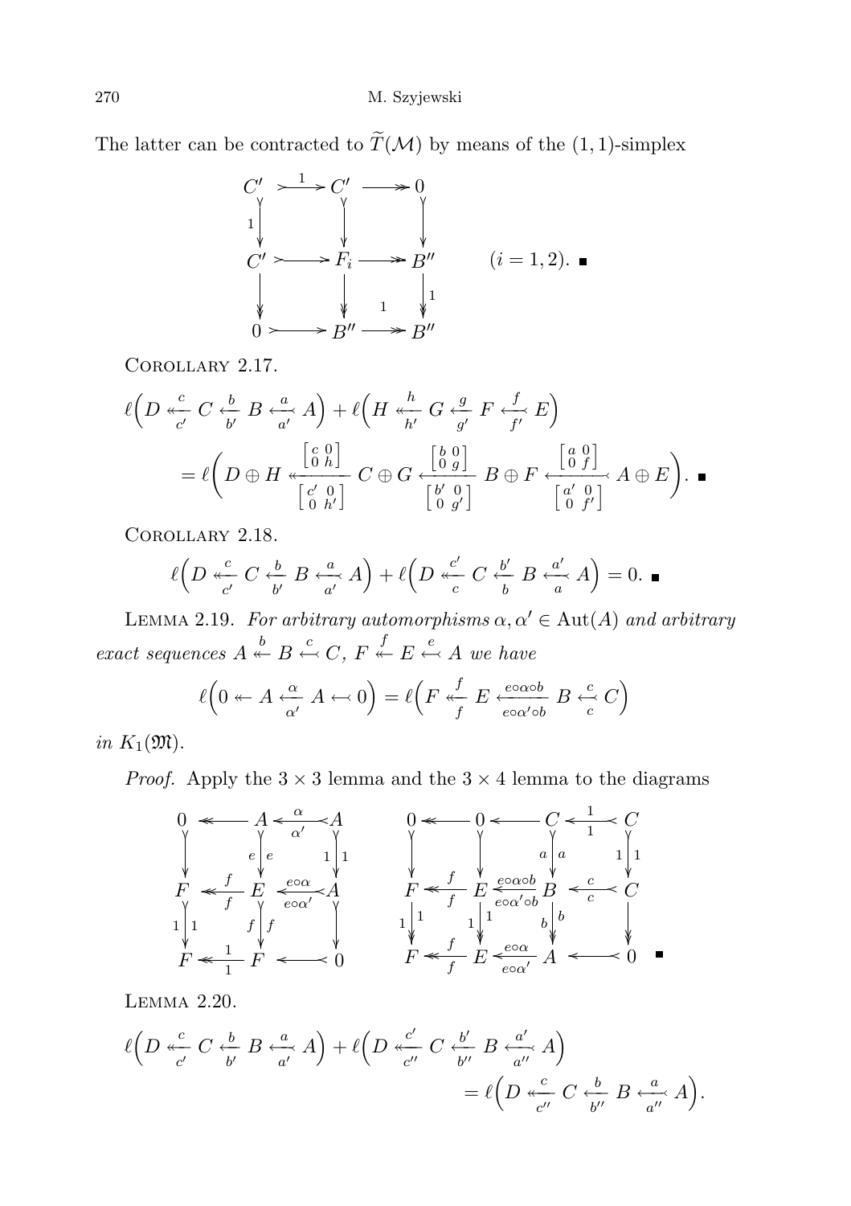The latter can be contracted to $\widetilde{T}(\mathcal{M})$ by means of the $(1,1)$-simplex

$$\begin{array}{ccccc}
C' & \overset{1}{\rightarrowtail} & C' & \twoheadrightarrow & 0 \\
{\scriptstyle 1}\downarrow & & \downarrow & & \downarrow \\
C' & \rightarrowtail & F_i & \twoheadrightarrow & B'' \\
\downarrow & & \downarrow & & \downarrow{\scriptstyle 1} \\
0 & \rightarrowtail & B'' & \overset{1}{\twoheadrightarrow} & B''
\end{array} \qquad (i = 1,2). \quad \blacksquare$$

COROLLARY 2.17.

$$\ell\Big(D \underset{c'}{\overset{c}{\twoheadleftarrow}} C \underset{b'}{\overset{b}{\leftarrow}} B \underset{a'}{\overset{a}{\leftarrowtail}} A\Big) + \ell\Big(H \underset{h'}{\overset{h}{\twoheadleftarrow}} G \underset{g'}{\overset{g}{\leftarrow}} F \underset{f'}{\overset{f}{\leftarrowtail}} E\Big)$$
$$= \ell\bigg(D \oplus H \underset{\left[\begin{smallmatrix} c' & 0 \\ 0 & h' \end{smallmatrix}\right]}{\overset{\left[\begin{smallmatrix} c & 0 \\ 0 & h \end{smallmatrix}\right]}{\twoheadleftarrow}} C \oplus G \underset{\left[\begin{smallmatrix} b' & 0 \\ 0 & g' \end{smallmatrix}\right]}{\overset{\left[\begin{smallmatrix} b & 0 \\ 0 & g \end{smallmatrix}\right]}{\leftarrow}} B \oplus F \underset{\left[\begin{smallmatrix} a' & 0 \\ 0 & f' \end{smallmatrix}\right]}{\overset{\left[\begin{smallmatrix} a & 0 \\ 0 & f \end{smallmatrix}\right]}{\leftarrowtail}} A \oplus E\bigg). \quad \blacksquare$$

COROLLARY 2.18.

$$\ell\Big(D \underset{c'}{\overset{c}{\twoheadleftarrow}} C \underset{b'}{\overset{b}{\leftarrow}} B \underset{a'}{\overset{a}{\leftarrowtail}} A\Big) + \ell\Big(D \underset{c}{\overset{c'}{\twoheadleftarrow}} C \underset{b}{\overset{b'}{\leftarrow}} B \underset{a}{\overset{a'}{\leftarrowtail}} A\Big) = 0. \quad \blacksquare$$

LEMMA 2.19. *For arbitrary automorphisms $\alpha, \alpha' \in \mathrm{Aut}(A)$ and arbitrary exact sequences $A \overset{b}{\twoheadleftarrow} B \overset{c}{\leftarrowtail} C$, $F \overset{f}{\twoheadleftarrow} E \overset{e}{\leftarrowtail} A$ we have*

$$\ell\Big(0 \twoheadleftarrow A \underset{\alpha'}{\overset{\alpha}{\leftarrowtail}} A \leftarrowtail 0\Big) = \ell\Big(F \underset{f}{\overset{f}{\twoheadleftarrow}} E \underset{e\circ\alpha'\circ b}{\overset{e\circ\alpha\circ b}{\longleftarrow}} B \underset{c}{\overset{c}{\leftarrowtail}} C\Big)$$

*in $K_1(\mathfrak{M})$.*

*Proof.* Apply the $3 \times 3$ lemma and the $3 \times 4$ lemma to the diagrams

$$\begin{array}{ccccc}
0 & \twoheadleftarrow & A & \underset{\alpha'}{\overset{\alpha}{\leftarrowtail}} & A \\
\downarrow & & {\scriptstyle e}\downarrow{\scriptstyle e} & & {\scriptstyle 1}\downarrow{\scriptstyle 1} \\
F & \underset{f}{\overset{f}{\twoheadleftarrow}} & E & \underset{e\circ\alpha'}{\overset{e\circ\alpha}{\leftarrowtail}} & A \\
{\scriptstyle 1}\downarrow{\scriptstyle 1} & & {\scriptstyle f}\downarrow{\scriptstyle f} & & \downarrow \\
F & \underset{1}{\overset{1}{\twoheadleftarrow}} & F & \leftarrowtail & 0
\end{array}
\qquad
\begin{array}{ccccccc}
0 & \twoheadleftarrow & 0 & \leftarrow & C & \underset{1}{\overset{1}{\leftarrowtail}} & C \\
\downarrow & & \downarrow & & {\scriptstyle a}\downarrow{\scriptstyle a} & & {\scriptstyle 1}\downarrow{\scriptstyle 1} \\
F & \underset{f}{\overset{f}{\twoheadleftarrow}} & E & \underset{e\circ\alpha'\circ b}{\overset{e\circ\alpha\circ b}{\leftarrow}} & B & \underset{c}{\overset{c}{\leftarrowtail}} & C \\
{\scriptstyle 1}\downarrow{\scriptstyle 1} & & {\scriptstyle 1}\downarrow{\scriptstyle 1} & & {\scriptstyle b}\downarrow{\scriptstyle b} & & \downarrow \\
F & \underset{f}{\overset{f}{\twoheadleftarrow}} & E & \underset{e\circ\alpha'}{\overset{e\circ\alpha}{\leftarrowtail}} & A & \leftarrowtail & 0
\end{array} \quad \blacksquare$$

LEMMA 2.20.

$$\ell\Big(D \underset{c'}{\overset{c}{\twoheadleftarrow}} C \underset{b'}{\overset{b}{\leftarrow}} B \underset{a'}{\overset{a}{\leftarrowtail}} A\Big) + \ell\Big(D \underset{c''}{\overset{c'}{\twoheadleftarrow}} C \underset{b''}{\overset{b'}{\leftarrow}} B \underset{a''}{\overset{a'}{\leftarrowtail}} A\Big)$$
$$= \ell\Big(D \underset{c''}{\overset{c}{\twoheadleftarrow}} C \underset{b''}{\overset{b}{\leftarrow}} B \underset{a''}{\overset{a}{\leftarrowtail}} A\Big).$$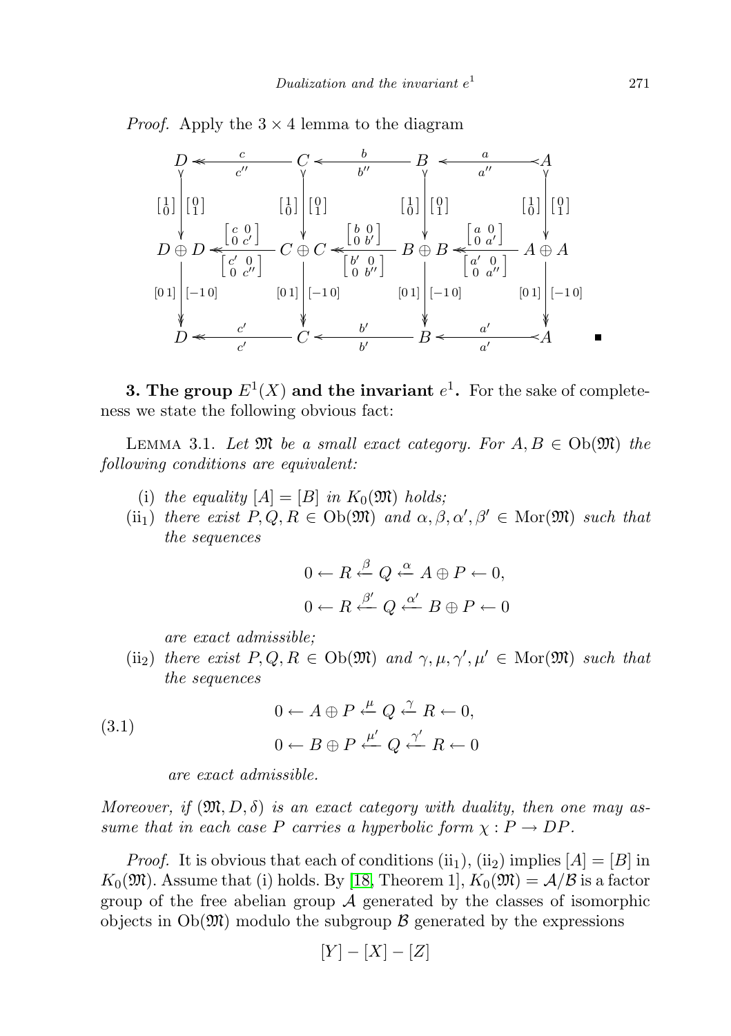*Proof.* Apply the $3 \times 4$ lemma to the diagram

$$
\begin{array}{ccccccc}
D & \overset{c}{\underset{c''}{\twoheadleftarrow}} & C & \overset{b}{\underset{b''}{\leftarrowtail}} & B & \overset{a}{\underset{a''}{\leftarrowtail}} & A \\
{\scriptstyle \left[\begin{smallmatrix}1\\0\end{smallmatrix}\right]} \big\downarrow {\scriptstyle \left[\begin{smallmatrix}0\\1\end{smallmatrix}\right]} & & {\scriptstyle \left[\begin{smallmatrix}1\\0\end{smallmatrix}\right]} \big\downarrow {\scriptstyle \left[\begin{smallmatrix}0\\1\end{smallmatrix}\right]} & & {\scriptstyle \left[\begin{smallmatrix}1\\0\end{smallmatrix}\right]} \big\downarrow {\scriptstyle \left[\begin{smallmatrix}0\\1\end{smallmatrix}\right]} & & {\scriptstyle \left[\begin{smallmatrix}1\\0\end{smallmatrix}\right]} \big\downarrow {\scriptstyle \left[\begin{smallmatrix}0\\1\end{smallmatrix}\right]} \\
D \oplus D & \overset{\left[\begin{smallmatrix}c & 0\\ 0 & c'\end{smallmatrix}\right]}{\underset{\left[\begin{smallmatrix}c' & 0\\ 0 & c''\end{smallmatrix}\right]}{\twoheadleftarrow}} & C \oplus C & \overset{\left[\begin{smallmatrix}b & 0\\ 0 & b'\end{smallmatrix}\right]}{\underset{\left[\begin{smallmatrix}b' & 0\\ 0 & b''\end{smallmatrix}\right]}{\twoheadleftarrow}} & B \oplus B & \overset{\left[\begin{smallmatrix}a & 0\\ 0 & a'\end{smallmatrix}\right]}{\underset{\left[\begin{smallmatrix}a' & 0\\ 0 & a''\end{smallmatrix}\right]}{\twoheadleftarrow}} & A \oplus A \\
{\scriptstyle [0\,1]} \big\downarrow {\scriptstyle [-1\,0]} & & {\scriptstyle [0\,1]} \big\downarrow {\scriptstyle [-1\,0]} & & {\scriptstyle [0\,1]} \big\downarrow {\scriptstyle [-1\,0]} & & {\scriptstyle [0\,1]} \big\downarrow {\scriptstyle [-1\,0]} \\
D & \overset{c'}{\underset{c'}{\twoheadleftarrow}} & C & \overset{b'}{\underset{b'}{\leftarrow}} & B & \overset{a'}{\underset{a'}{\leftarrowtail}} & A
\end{array}
$$

■

**3. The group $E^1(X)$ and the invariant $e^1$.** For the sake of completeness we state the following obvious fact:

LEMMA 3.1. *Let $\mathfrak{M}$ be a small exact category. For $A, B \in \mathrm{Ob}(\mathfrak{M})$ the following conditions are equivalent:*

(i) *the equality $[A] = [B]$ in $K_0(\mathfrak{M})$ holds;*

(ii$_1$) *there exist $P, Q, R \in \mathrm{Ob}(\mathfrak{M})$ and $\alpha, \beta, \alpha', \beta' \in \mathrm{Mor}(\mathfrak{M})$ such that the sequences*

$$0 \leftarrow R \overset{\beta}{\leftarrow} Q \overset{\alpha}{\leftarrow} A \oplus P \leftarrow 0,$$
$$0 \leftarrow R \overset{\beta'}{\leftarrow} Q \overset{\alpha'}{\leftarrow} B \oplus P \leftarrow 0$$

*are exact admissible;*

(ii$_2$) *there exist $P, Q, R \in \mathrm{Ob}(\mathfrak{M})$ and $\gamma, \mu, \gamma', \mu' \in \mathrm{Mor}(\mathfrak{M})$ such that the sequences*

$$0 \leftarrow A \oplus P \overset{\mu}{\leftarrow} Q \overset{\gamma}{\leftarrow} R \leftarrow 0,$$
$$0 \leftarrow B \oplus P \overset{\mu'}{\leftarrow} Q \overset{\gamma'}{\leftarrow} R \leftarrow 0 \tag{3.1}$$

*are exact admissible.*

*Moreover, if $(\mathfrak{M}, D, \delta)$ is an exact category with duality, then one may assume that in each case $P$ carries a hyperbolic form $\chi : P \to DP$.*

*Proof.* It is obvious that each of conditions (ii$_1$), (ii$_2$) implies $[A] = [B]$ in $K_0(\mathfrak{M})$. Assume that (i) holds. By [18, Theorem 1], $K_0(\mathfrak{M}) = \mathcal{A}/\mathcal{B}$ is a factor group of the free abelian group $\mathcal{A}$ generated by the classes of isomorphic objects in $\mathrm{Ob}(\mathfrak{M})$ modulo the subgroup $\mathcal{B}$ generated by the expressions

$$[Y] - [X] - [Z]$$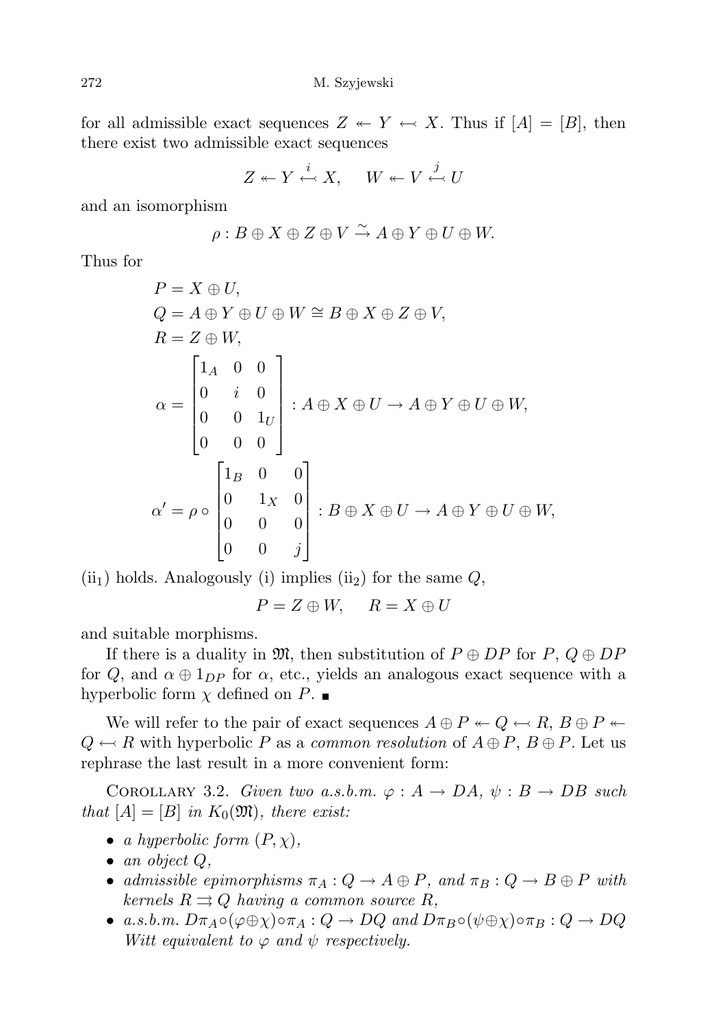for all admissible exact sequences $Z \twoheadleftarrow Y \leftarrowtail X$. Thus if $[A] = [B]$, then there exist two admissible exact sequences

$$Z \twoheadleftarrow Y \overset{i}{\leftarrowtail} X, \quad W \twoheadleftarrow V \overset{j}{\leftarrowtail} U$$

and an isomorphism

$$\rho : B \oplus X \oplus Z \oplus V \overset{\sim}{\to} A \oplus Y \oplus U \oplus W.$$

Thus for

$$\begin{aligned}
P &= X \oplus U,\\
Q &= A \oplus Y \oplus U \oplus W \cong B \oplus X \oplus Z \oplus V,\\
R &= Z \oplus W,\\
\alpha &= \begin{bmatrix} 1_A & 0 & 0 \\ 0 & i & 0 \\ 0 & 0 & 1_U \\ 0 & 0 & 0 \end{bmatrix} : A \oplus X \oplus U \to A \oplus Y \oplus U \oplus W,\\
\alpha' &= \rho \circ \begin{bmatrix} 1_B & 0 & 0 \\ 0 & 1_X & 0 \\ 0 & 0 & 0 \\ 0 & 0 & j \end{bmatrix} : B \oplus X \oplus U \to A \oplus Y \oplus U \oplus W,
\end{aligned}$$

(ii$_1$) holds. Analogously (i) implies (ii$_2$) for the same $Q$,

$$P = Z \oplus W, \quad R = X \oplus U$$

and suitable morphisms.

If there is a duality in $\mathfrak{M}$, then substitution of $P \oplus DP$ for $P$, $Q \oplus DP$ for $Q$, and $\alpha \oplus 1_{DP}$ for $\alpha$, etc., yields an analogous exact sequence with a hyperbolic form $\chi$ defined on $P$. ∎

We will refer to the pair of exact sequences $A \oplus P \twoheadleftarrow Q \leftarrowtail R$, $B \oplus P \twoheadleftarrow Q \leftarrowtail R$ with hyperbolic $P$ as a *common resolution* of $A \oplus P$, $B \oplus P$. Let us rephrase the last result in a more convenient form:

Corollary 3.2. *Given two a.s.b.m. $\varphi : A \to DA$, $\psi : B \to DB$ such that $[A] = [B]$ in $K_0(\mathfrak{M})$, there exist:*

- *a hyperbolic form $(P, \chi)$,*
- *an object $Q$,*
- *admissible epimorphisms $\pi_A : Q \to A \oplus P$, and $\pi_B : Q \to B \oplus P$ with kernels $R \rightrightarrows Q$ having a common source $R$,*
- *a.s.b.m. $D\pi_A \circ (\varphi \oplus \chi) \circ \pi_A : Q \to DQ$ and $D\pi_B \circ (\psi \oplus \chi) \circ \pi_B : Q \to DQ$ Witt equivalent to $\varphi$ and $\psi$ respectively.*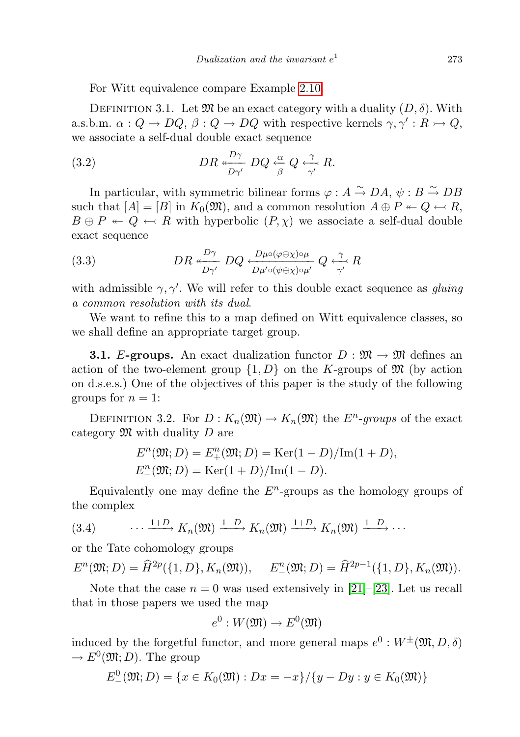For Witt equivalence compare Example 2.10.

Definition 3.1. Let $\mathfrak{M}$ be an exact category with a duality $(D, \delta)$. With a.s.b.m. $\alpha : Q \to DQ$, $\beta : Q \to DQ$ with respective kernels $\gamma, \gamma' : R \rightarrowtail Q$, we associate a self-dual double exact sequence

$$DR \underset{D\gamma'}{\overset{D\gamma}{\twoheadleftarrow}} DQ \underset{\beta}{\overset{\alpha}{\leftarrow}} Q \underset{\gamma'}{\overset{\gamma}{\leftarrowtail}} R. \tag{3.2}$$

In particular, with symmetric bilinear forms $\varphi : A \xrightarrow{\sim} DA$, $\psi : B \xrightarrow{\sim} DB$ such that $[A] = [B]$ in $K_0(\mathfrak{M})$, and a common resolution $A \oplus P \twoheadleftarrow Q \leftarrowtail R$, $B \oplus P \twoheadleftarrow Q \leftarrowtail R$ with hyperbolic $(P, \chi)$ we associate a self-dual double exact sequence

$$DR \underset{D\gamma'}{\overset{D\gamma}{\twoheadleftarrow}} DQ \underset{D\mu' \circ (\psi \oplus \chi) \circ \mu'}{\overset{D\mu \circ (\varphi \oplus \chi) \circ \mu}{\longleftarrow}} Q \underset{\gamma'}{\overset{\gamma}{\leftarrowtail}} R \tag{3.3}$$

with admissible $\gamma, \gamma'$. We will refer to this double exact sequence as *gluing a common resolution with its dual*.

We want to refine this to a map defined on Witt equivalence classes, so we shall define an appropriate target group.

**3.1. $E$-groups.** An exact dualization functor $D : \mathfrak{M} \to \mathfrak{M}$ defines an action of the two-element group $\{1, D\}$ on the $K$-groups of $\mathfrak{M}$ (by action on d.s.e.s.) One of the objectives of this paper is the study of the following groups for $n = 1$:

Definition 3.2. For $D : K_n(\mathfrak{M}) \to K_n(\mathfrak{M})$ the *$E^n$-groups* of the exact category $\mathfrak{M}$ with duality $D$ are

$$E^n(\mathfrak{M}; D) = E^n_+(\mathfrak{M}; D) = \mathrm{Ker}(1 - D)/\mathrm{Im}(1 + D),$$
$$E^n_-(\mathfrak{M}; D) = \mathrm{Ker}(1 + D)/\mathrm{Im}(1 - D).$$

Equivalently one may define the $E^n$-groups as the homology groups of the complex

$$\cdots \xrightarrow{1+D} K_n(\mathfrak{M}) \xrightarrow{1-D} K_n(\mathfrak{M}) \xrightarrow{1+D} K_n(\mathfrak{M}) \xrightarrow{1-D} \cdots \tag{3.4}$$

or the Tate cohomology groups

$$E^n(\mathfrak{M}; D) = \widehat{H}^{2p}(\{1, D\}, K_n(\mathfrak{M})), \qquad E^n_-(\mathfrak{M}; D) = \widehat{H}^{2p-1}(\{1, D\}, K_n(\mathfrak{M})).$$

Note that the case $n = 0$ was used extensively in [21]–[23]. Let us recall that in those papers we used the map

$$e^0 : W(\mathfrak{M}) \to E^0(\mathfrak{M})$$

induced by the forgetful functor, and more general maps $e^0 : W^{\pm}(\mathfrak{M}, D, \delta) \to E^0(\mathfrak{M}; D)$. The group

$$E^0_-(\mathfrak{M}; D) = \{x \in K_0(\mathfrak{M}) : Dx = -x\}/\{y - Dy : y \in K_0(\mathfrak{M})\}$$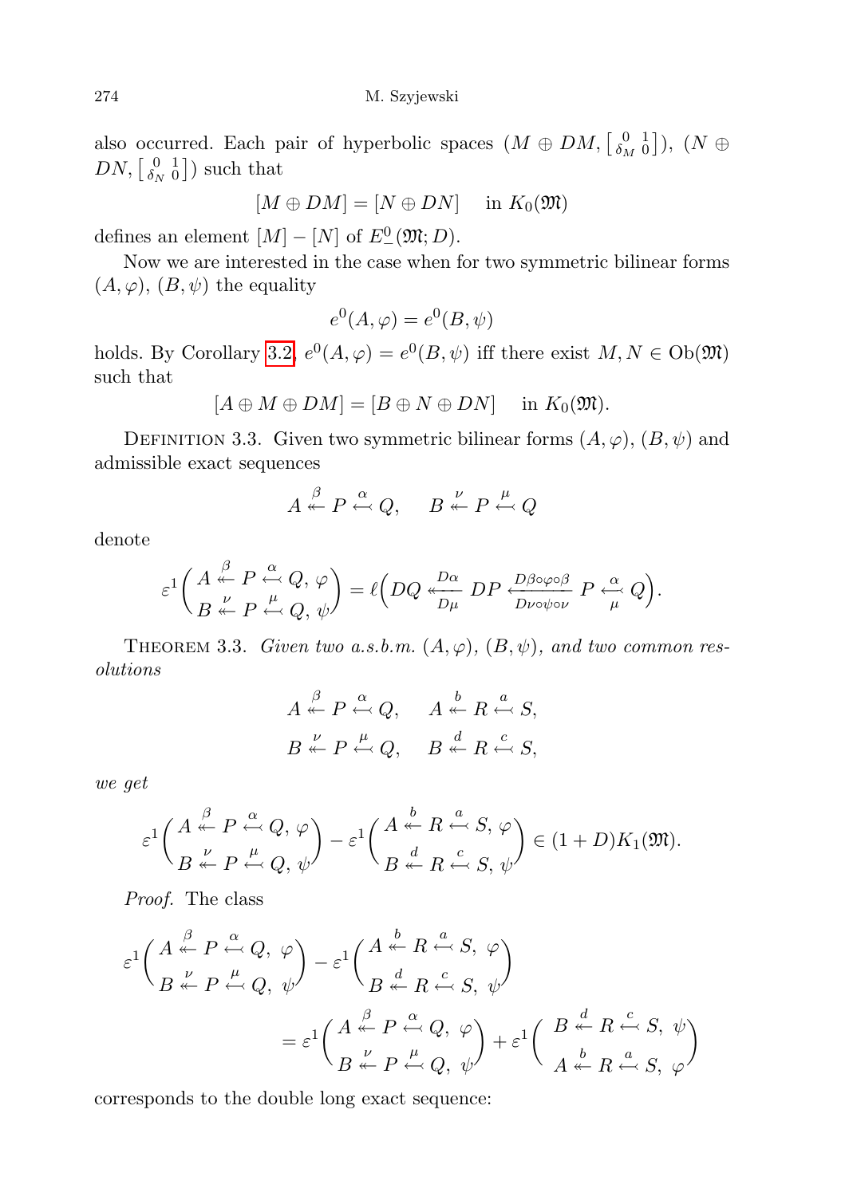also occurred. Each pair of hyperbolic spaces $(M \oplus DM, \left[\begin{smallmatrix} 0 & 1 \\ \delta_M & 0 \end{smallmatrix}\right])$, $(N \oplus DN, \left[\begin{smallmatrix} 0 & 1 \\ \delta_N & 0 \end{smallmatrix}\right])$ such that

$$[M \oplus DM] = [N \oplus DN] \quad \text{in } K_0(\mathfrak{M})$$

defines an element $[M] - [N]$ of $E^0_-(\mathfrak{M}; D)$.

Now we are interested in the case when for two symmetric bilinear forms $(A, \varphi)$, $(B, \psi)$ the equality

$$e^0(A, \varphi) = e^0(B, \psi)$$

holds. By Corollary 3.2, $e^0(A, \varphi) = e^0(B, \psi)$ iff there exist $M, N \in \mathrm{Ob}(\mathfrak{M})$ such that

$$[A \oplus M \oplus DM] = [B \oplus N \oplus DN] \quad \text{in } K_0(\mathfrak{M}).$$

Definition 3.3. Given two symmetric bilinear forms $(A, \varphi)$, $(B, \psi)$ and admissible exact sequences

$$A \overset{\beta}{\twoheadleftarrow} P \overset{\alpha}{\hookleftarrow} Q, \quad B \overset{\nu}{\twoheadleftarrow} P \overset{\mu}{\hookleftarrow} Q$$

denote

$$\varepsilon^1\begin{pmatrix} A \overset{\beta}{\twoheadleftarrow} P \overset{\alpha}{\hookleftarrow} Q,\ \varphi \\ B \overset{\nu}{\twoheadleftarrow} P \overset{\mu}{\hookleftarrow} Q,\ \psi \end{pmatrix} = \ell\Big(DQ \underset{D\mu}{\overset{D\alpha}{\hookleftarrow}} DP \underset{D\nu \circ \psi \circ \nu}{\overset{D\beta \circ \varphi \circ \beta}{\longleftarrow}} P \underset{\mu}{\overset{\alpha}{\hookleftarrow}} Q\Big).$$

Theorem 3.3. *Given two a.s.b.m. $(A, \varphi)$, $(B, \psi)$, and two common resolutions*

$$A \overset{\beta}{\twoheadleftarrow} P \overset{\alpha}{\hookleftarrow} Q, \quad A \overset{b}{\twoheadleftarrow} R \overset{a}{\hookleftarrow} S,$$
$$B \overset{\nu}{\twoheadleftarrow} P \overset{\mu}{\hookleftarrow} Q, \quad B \overset{d}{\twoheadleftarrow} R \overset{c}{\hookleftarrow} S,$$

*we get*

$$\varepsilon^1\begin{pmatrix} A \overset{\beta}{\twoheadleftarrow} P \overset{\alpha}{\hookleftarrow} Q,\ \varphi \\ B \overset{\nu}{\twoheadleftarrow} P \overset{\mu}{\hookleftarrow} Q,\ \psi \end{pmatrix} - \varepsilon^1\begin{pmatrix} A \overset{b}{\twoheadleftarrow} R \overset{a}{\hookleftarrow} S,\ \varphi \\ B \overset{d}{\twoheadleftarrow} R \overset{c}{\hookleftarrow} S,\ \psi \end{pmatrix} \in (1 + D)K_1(\mathfrak{M}).$$

*Proof.* The class

$$\begin{aligned}
\varepsilon^1\begin{pmatrix} A \overset{\beta}{\twoheadleftarrow} P \overset{\alpha}{\hookleftarrow} Q,\ \varphi \\ B \overset{\nu}{\twoheadleftarrow} P \overset{\mu}{\hookleftarrow} Q,\ \psi \end{pmatrix} &- \varepsilon^1\begin{pmatrix} A \overset{b}{\twoheadleftarrow} R \overset{a}{\hookleftarrow} S,\ \varphi \\ B \overset{d}{\twoheadleftarrow} R \overset{c}{\hookleftarrow} S,\ \psi \end{pmatrix} \\
&= \varepsilon^1\begin{pmatrix} A \overset{\beta}{\twoheadleftarrow} P \overset{\alpha}{\hookleftarrow} Q,\ \varphi \\ B \overset{\nu}{\twoheadleftarrow} P \overset{\mu}{\hookleftarrow} Q,\ \psi \end{pmatrix} + \varepsilon^1\begin{pmatrix} B \overset{d}{\twoheadleftarrow} R \overset{c}{\hookleftarrow} S,\ \psi \\ A \overset{b}{\twoheadleftarrow} R \overset{a}{\hookleftarrow} S,\ \varphi \end{pmatrix}
\end{aligned}$$

corresponds to the double long exact sequence: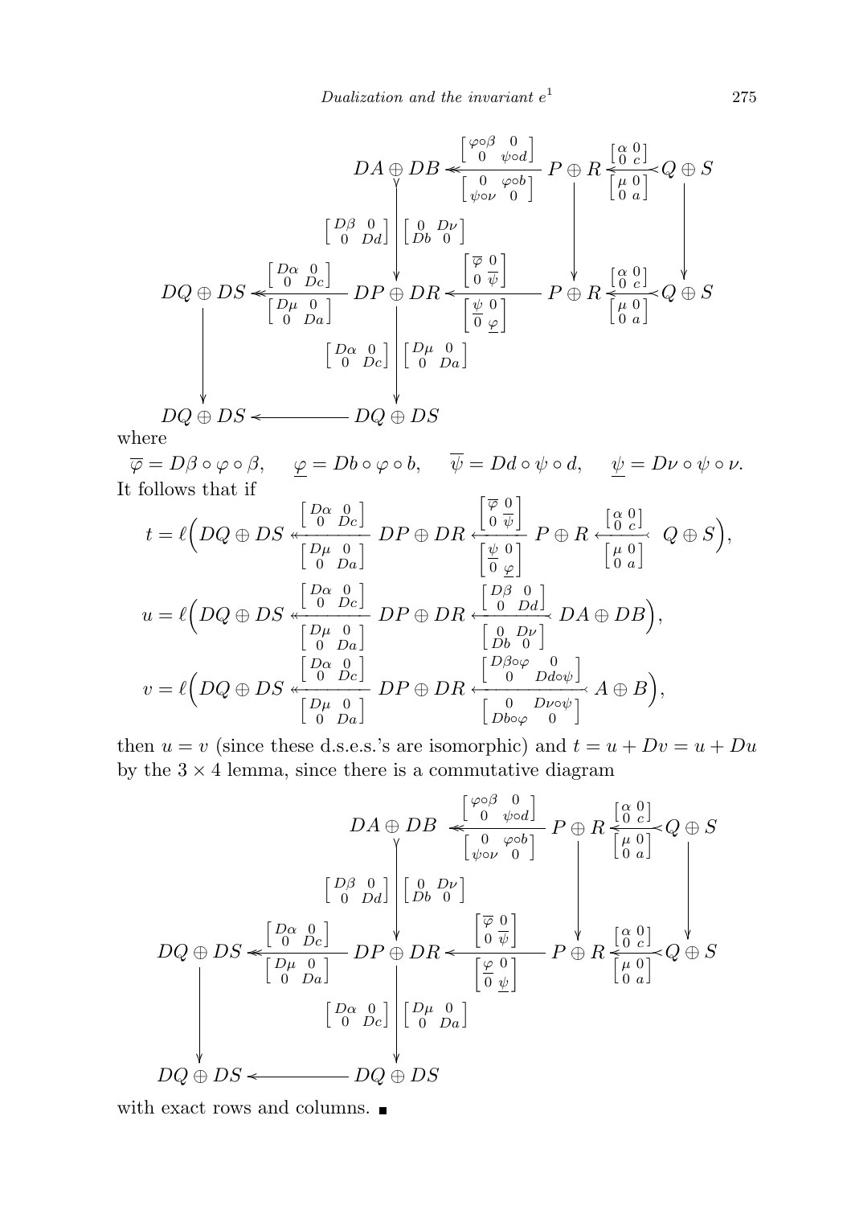$$
\begin{array}{ccccccc}
 & & DA \oplus DB & \overset{\left[\begin{smallmatrix} \varphi\circ\beta & 0 \\ 0 & \psi\circ d \end{smallmatrix}\right]}{\underset{\left[\begin{smallmatrix} 0 & \varphi\circ b \\ \psi\circ\nu & 0 \end{smallmatrix}\right]}{\twoheadleftarrow}} & P \oplus R & \overset{\left[\begin{smallmatrix} \alpha & 0 \\ 0 & c \end{smallmatrix}\right]}{\underset{\left[\begin{smallmatrix} \mu & 0 \\ 0 & a \end{smallmatrix}\right]}{\leftarrowtail}} & Q \oplus S \\
 & & \left[\begin{smallmatrix} D\beta & 0 \\ 0 & Dd \end{smallmatrix}\right] \Big\downarrow \left[\begin{smallmatrix} 0 & D\nu \\ Db & 0 \end{smallmatrix}\right] & & \Big\downarrow & & \Big\downarrow \\
DQ \oplus DS & \overset{\left[\begin{smallmatrix} D\alpha & 0 \\ 0 & Dc \end{smallmatrix}\right]}{\underset{\left[\begin{smallmatrix} D\mu & 0 \\ 0 & Da \end{smallmatrix}\right]}{\twoheadleftarrow}} & DP \oplus DR & \overset{\left[\begin{smallmatrix} \overline{\varphi} & 0 \\ 0 & \overline{\psi} \end{smallmatrix}\right]}{\underset{\left[\begin{smallmatrix} \underline{\psi} & 0 \\ 0 & \underline{\varphi} \end{smallmatrix}\right]}{\longleftarrow}} & P \oplus R & \overset{\left[\begin{smallmatrix} \alpha & 0 \\ 0 & c \end{smallmatrix}\right]}{\underset{\left[\begin{smallmatrix} \mu & 0 \\ 0 & a \end{smallmatrix}\right]}{\leftarrowtail}} & Q \oplus S \\
\Big\downarrow & & \left[\begin{smallmatrix} D\alpha & 0 \\ 0 & Dc \end{smallmatrix}\right] \Big\downarrow \left[\begin{smallmatrix} D\mu & 0 \\ 0 & Da \end{smallmatrix}\right] & & & & \\
DQ \oplus DS & \longleftarrow & DQ \oplus DS & & & &
\end{array}
$$

where

$$\overline{\varphi} = D\beta \circ \varphi \circ \beta, \qquad \underline{\varphi} = Db \circ \varphi \circ b, \qquad \overline{\psi} = Dd \circ \psi \circ d, \qquad \underline{\psi} = D\nu \circ \psi \circ \nu.$$

It follows that if

$$t = \ell\Big(DQ \oplus DS \overset{\left[\begin{smallmatrix} D\alpha & 0 \\ 0 & Dc \end{smallmatrix}\right]}{\underset{\left[\begin{smallmatrix} D\mu & 0 \\ 0 & Da \end{smallmatrix}\right]}{\twoheadleftarrow}} DP \oplus DR \overset{\left[\begin{smallmatrix} \overline{\varphi} & 0 \\ 0 & \overline{\psi} \end{smallmatrix}\right]}{\underset{\left[\begin{smallmatrix} \underline{\psi} & 0 \\ 0 & \underline{\varphi} \end{smallmatrix}\right]}{\longleftarrow}} P \oplus R \overset{\left[\begin{smallmatrix} \alpha & 0 \\ 0 & c \end{smallmatrix}\right]}{\underset{\left[\begin{smallmatrix} \mu & 0 \\ 0 & a \end{smallmatrix}\right]}{\leftarrowtail}} Q \oplus S\Big),$$

$$u = \ell\Big(DQ \oplus DS \overset{\left[\begin{smallmatrix} D\alpha & 0 \\ 0 & Dc \end{smallmatrix}\right]}{\underset{\left[\begin{smallmatrix} D\mu & 0 \\ 0 & Da \end{smallmatrix}\right]}{\twoheadleftarrow}} DP \oplus DR \overset{\left[\begin{smallmatrix} D\beta & 0 \\ 0 & Dd \end{smallmatrix}\right]}{\underset{\left[\begin{smallmatrix} 0 & D\nu \\ Db & 0 \end{smallmatrix}\right]}{\leftarrowtail}} DA \oplus DB\Big),$$

$$v = \ell\Big(DQ \oplus DS \overset{\left[\begin{smallmatrix} D\alpha & 0 \\ 0 & Dc \end{smallmatrix}\right]}{\underset{\left[\begin{smallmatrix} D\mu & 0 \\ 0 & Da \end{smallmatrix}\right]}{\twoheadleftarrow}} DP \oplus DR \overset{\left[\begin{smallmatrix} D\beta\circ\varphi & 0 \\ 0 & Dd\circ\psi \end{smallmatrix}\right]}{\underset{\left[\begin{smallmatrix} 0 & D\nu\circ\psi \\ Db\circ\varphi & 0 \end{smallmatrix}\right]}{\leftarrowtail}} A \oplus B\Big),$$

then $u = v$ (since these d.s.e.s.'s are isomorphic) and $t = u + Dv = u + Du$ by the $3 \times 4$ lemma, since there is a commutative diagram

$$
\begin{array}{ccccccc}
 & & DA \oplus DB & \overset{\left[\begin{smallmatrix} \varphi\circ\beta & 0 \\ 0 & \psi\circ d \end{smallmatrix}\right]}{\underset{\left[\begin{smallmatrix} 0 & \varphi\circ b \\ \psi\circ\nu & 0 \end{smallmatrix}\right]}{\twoheadleftarrow}} & P \oplus R & \overset{\left[\begin{smallmatrix} \alpha & 0 \\ 0 & c \end{smallmatrix}\right]}{\underset{\left[\begin{smallmatrix} \mu & 0 \\ 0 & a \end{smallmatrix}\right]}{\leftarrowtail}} & Q \oplus S \\
 & & \left[\begin{smallmatrix} D\beta & 0 \\ 0 & Dd \end{smallmatrix}\right] \Big\downarrow \left[\begin{smallmatrix} 0 & D\nu \\ Db & 0 \end{smallmatrix}\right] & & \Big\downarrow & & \Big\downarrow \\
DQ \oplus DS & \overset{\left[\begin{smallmatrix} D\alpha & 0 \\ 0 & Dc \end{smallmatrix}\right]}{\underset{\left[\begin{smallmatrix} D\mu & 0 \\ 0 & Da \end{smallmatrix}\right]}{\twoheadleftarrow}} & DP \oplus DR & \overset{\left[\begin{smallmatrix} \overline{\varphi} & 0 \\ 0 & \overline{\psi} \end{smallmatrix}\right]}{\underset{\left[\begin{smallmatrix} \underline{\varphi} & 0 \\ 0 & \underline{\psi} \end{smallmatrix}\right]}{\longleftarrow}} & P \oplus R & \overset{\left[\begin{smallmatrix} \alpha & 0 \\ 0 & c \end{smallmatrix}\right]}{\underset{\left[\begin{smallmatrix} \mu & 0 \\ 0 & a \end{smallmatrix}\right]}{\leftarrowtail}} & Q \oplus S \\
\Big\downarrow & & \left[\begin{smallmatrix} D\alpha & 0 \\ 0 & Dc \end{smallmatrix}\right] \Big\downarrow \left[\begin{smallmatrix} D\mu & 0 \\ 0 & Da \end{smallmatrix}\right] & & & & \\
DQ \oplus DS & \longleftarrow & DQ \oplus DS & & & &
\end{array}
$$

with exact rows and columns. ∎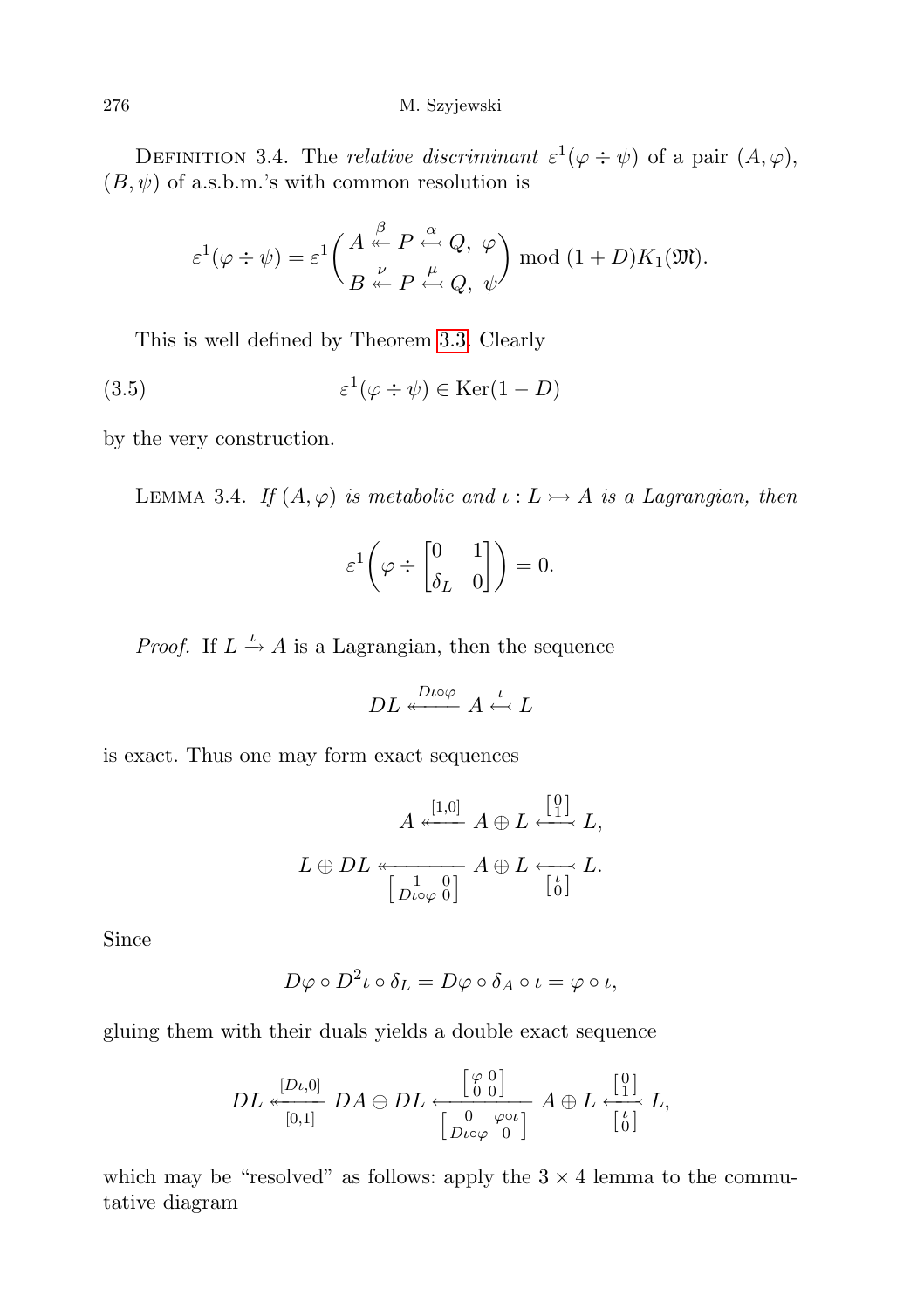Definition 3.4. The *relative discriminant* $\varepsilon^1(\varphi \div \psi)$ of a pair $(A, \varphi)$, $(B, \psi)$ of a.s.b.m.'s with common resolution is

$$\varepsilon^1(\varphi \div \psi) = \varepsilon^1\begin{pmatrix} A \overset{\beta}{\twoheadleftarrow} P \overset{\alpha}{\leftarrowtail} Q,\ \varphi \\ B \overset{\nu}{\twoheadleftarrow} P \overset{\mu}{\leftarrowtail} Q,\ \psi \end{pmatrix} \bmod (1 + D)K_1(\mathfrak{M}).$$

This is well defined by Theorem 3.3. Clearly

$$\varepsilon^1(\varphi \div \psi) \in \operatorname{Ker}(1 - D) \tag{3.5}$$

by the very construction.

Lemma 3.4. *If $(A, \varphi)$ is metabolic and $\iota : L \rightarrowtail A$ is a Lagrangian, then*

$$\varepsilon^1\left(\varphi \div \begin{bmatrix} 0 & 1 \\ \delta_L & 0 \end{bmatrix}\right) = 0.$$

*Proof.* If $L \xrightarrow{\iota} A$ is a Lagrangian, then the sequence

$$DL \overset{D\iota\circ\varphi}{\twoheadleftarrow} A \overset{\iota}{\leftarrowtail} L$$

is exact. Thus one may form exact sequences

$$A \overset{[1,0]}{\twoheadleftarrow} A \oplus L \overset{\left[\begin{smallmatrix} 0 \\ 1 \end{smallmatrix}\right]}{\leftarrowtail} L,$$

$$L \oplus DL \underset{\left[\begin{smallmatrix} 1 & 0 \\ D\iota\circ\varphi & 0 \end{smallmatrix}\right]}{\twoheadleftarrow} A \oplus L \underset{\left[\begin{smallmatrix} \iota \\ 0 \end{smallmatrix}\right]}{\leftarrowtail} L.$$

Since

$$D\varphi \circ D^2\iota \circ \delta_L = D\varphi \circ \delta_A \circ \iota = \varphi \circ \iota,$$

gluing them with their duals yields a double exact sequence

$$DL \underset{[0,1]}{\overset{[D\iota,0]}{\twoheadleftarrow}} DA \oplus DL \underset{\left[\begin{smallmatrix} 0 & \varphi\circ\iota \\ D\iota\circ\varphi & 0 \end{smallmatrix}\right]}{\overset{\left[\begin{smallmatrix} \varphi & 0 \\ 0 & 0 \end{smallmatrix}\right]}{\longleftarrow}} A \oplus L \underset{\left[\begin{smallmatrix} \iota \\ 0 \end{smallmatrix}\right]}{\overset{\left[\begin{smallmatrix} 0 \\ 1 \end{smallmatrix}\right]}{\leftarrowtail}} L,$$

which may be "resolved" as follows: apply the $3 \times 4$ lemma to the commutative diagram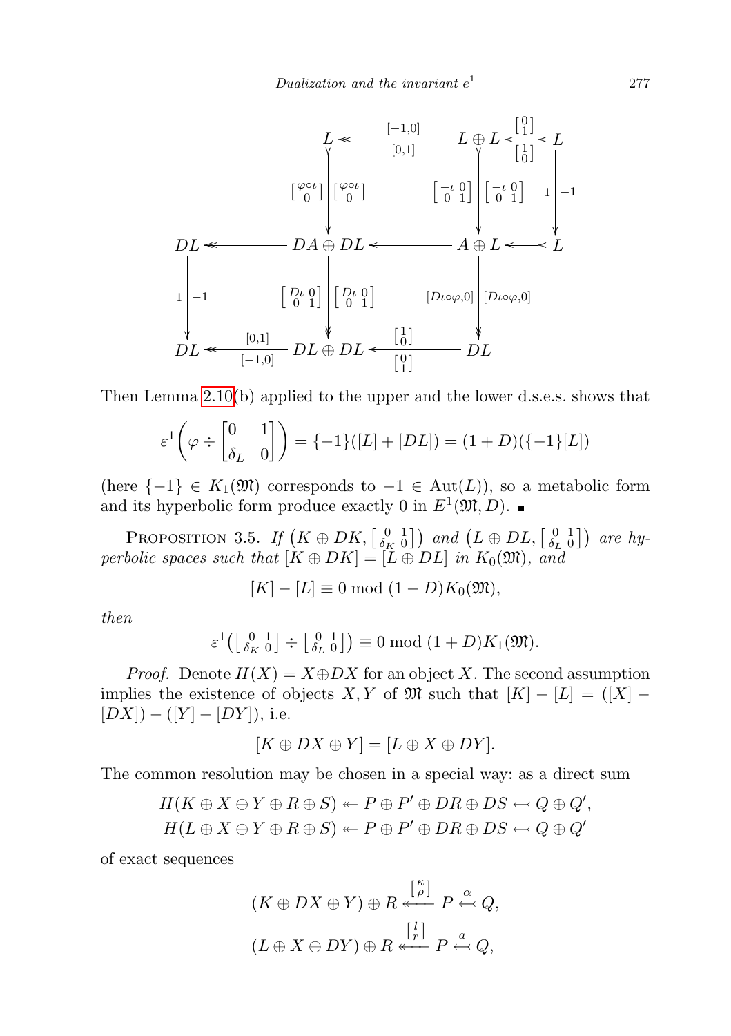$$
\begin{array}{ccccccc}
 & & L & \overset{[-1,0]}{\underset{[0,1]}{\twoheadleftarrow}} & L \oplus L & \overset{\left[\begin{smallmatrix}0\\1\end{smallmatrix}\right]}{\underset{\left[\begin{smallmatrix}1\\0\end{smallmatrix}\right]}{\leftarrowtail}} & L \\
 & & {\scriptstyle \left[\begin{smallmatrix}\varphi\circ\iota\\0\end{smallmatrix}\right]}\Big\downarrow\Big\downarrow{\scriptstyle \left[\begin{smallmatrix}\varphi\circ\iota\\0\end{smallmatrix}\right]} & & {\scriptstyle \left[\begin{smallmatrix}-\iota&0\\0&1\end{smallmatrix}\right]}\Big\downarrow\Big\downarrow{\scriptstyle \left[\begin{smallmatrix}-\iota&0\\0&1\end{smallmatrix}\right]} & & {\scriptstyle 1}\Big\downarrow{\scriptstyle -1} \\
DL & \twoheadleftarrow & DA \oplus DL & \leftarrowtail & A \oplus L & \leftarrowtail & L \\
{\scriptstyle 1}\Big\downarrow{\scriptstyle -1} & & {\scriptstyle \left[\begin{smallmatrix}D\iota&0\\0&1\end{smallmatrix}\right]}\Big\downarrow\Big\downarrow{\scriptstyle \left[\begin{smallmatrix}D\iota&0\\0&1\end{smallmatrix}\right]} & & {\scriptstyle [D\iota\circ\varphi,0]}\Big\downarrow\Big\downarrow{\scriptstyle [D\iota\circ\varphi,0]} & & \\
DL & \overset{[0,1]}{\underset{[-1,0]}{\twoheadleftarrow}} & DL \oplus DL & \overset{\left[\begin{smallmatrix}1\\0\end{smallmatrix}\right]}{\underset{\left[\begin{smallmatrix}0\\1\end{smallmatrix}\right]}{\leftarrowtail}} & DL & &
\end{array}
$$

Then Lemma 2.10(b) applied to the upper and the lower d.s.e.s. shows that

$$
\varepsilon^1\left(\varphi \div \begin{bmatrix} 0 & 1 \\ \delta_L & 0 \end{bmatrix}\right) = \{-1\}([L] + [DL]) = (1 + D)(\{-1\}[L])
$$

(here $\{-1\} \in K_1(\mathfrak{M})$ corresponds to $-1 \in \operatorname{Aut}(L)$), so a metabolic form and its hyperbolic form produce exactly 0 in $E^1(\mathfrak{M}, D)$. ∎

Proposition 3.5. *If* $\left(K \oplus DK, \left[\begin{smallmatrix} 0 & 1 \\ \delta_K & 0 \end{smallmatrix}\right]\right)$ *and* $\left(L \oplus DL, \left[\begin{smallmatrix} 0 & 1 \\ \delta_L & 0 \end{smallmatrix}\right]\right)$ *are hyperbolic spaces such that* $[K \oplus DK] = [L \oplus DL]$ *in* $K_0(\mathfrak{M})$, *and*

$$
[K] - [L] \equiv 0 \bmod (1 - D)K_0(\mathfrak{M}),
$$

*then*

$$
\varepsilon^1\left(\left[\begin{smallmatrix} 0 & 1 \\ \delta_K & 0 \end{smallmatrix}\right] \div \left[\begin{smallmatrix} 0 & 1 \\ \delta_L & 0 \end{smallmatrix}\right]\right) \equiv 0 \bmod (1 + D)K_1(\mathfrak{M}).
$$

*Proof.* Denote $H(X) = X \oplus DX$ for an object $X$. The second assumption implies the existence of objects $X, Y$ of $\mathfrak{M}$ such that $[K] - [L] = ([X] - [DX]) - ([Y] - [DY])$, i.e.

$$
[K \oplus DX \oplus Y] = [L \oplus X \oplus DY].
$$

The common resolution may be chosen in a special way: as a direct sum

$$
H(K \oplus X \oplus Y \oplus R \oplus S) \twoheadleftarrow P \oplus P' \oplus DR \oplus DS \leftarrowtail Q \oplus Q',
$$
$$
H(L \oplus X \oplus Y \oplus R \oplus S) \twoheadleftarrow P \oplus P' \oplus DR \oplus DS \leftarrowtail Q \oplus Q'
$$

of exact sequences

$$
(K \oplus DX \oplus Y) \oplus R \overset{\left[\begin{smallmatrix}\kappa\\\rho\end{smallmatrix}\right]}{\twoheadleftarrow} P \overset{\alpha}{\leftarrowtail} Q,
$$
$$
(L \oplus X \oplus DY) \oplus R \overset{\left[\begin{smallmatrix}l\\r\end{smallmatrix}\right]}{\twoheadleftarrow} P \overset{a}{\leftarrowtail} Q,
$$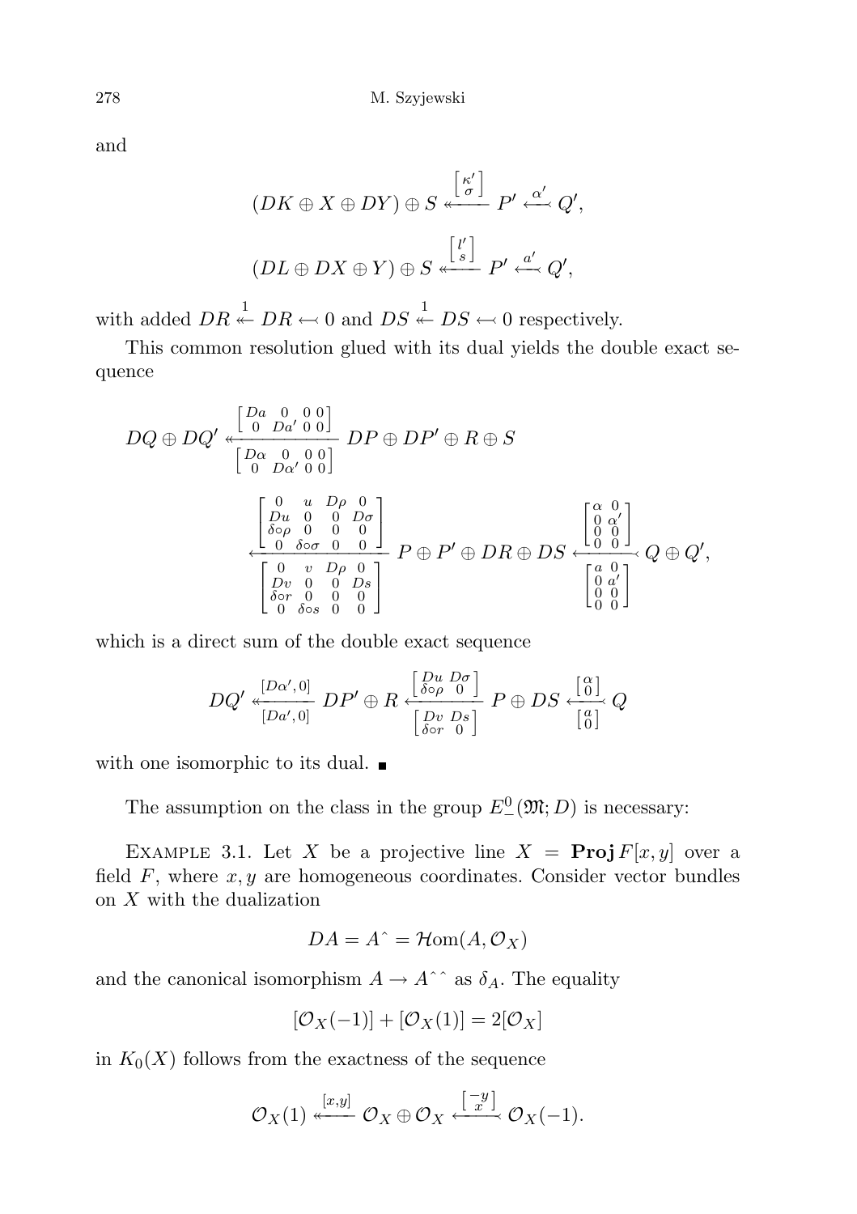and

$$(DK \oplus X \oplus DY) \oplus S \xleftarrow{\left[\begin{smallmatrix} \kappa' \\ \sigma \end{smallmatrix}\right]} P' \xleftarrow{\alpha'} Q',$$

$$(DL \oplus DX \oplus Y) \oplus S \xleftarrow{\left[\begin{smallmatrix} l' \\ s \end{smallmatrix}\right]} P' \xleftarrow{a'} Q',$$

with added $DR \overset{1}{\twoheadleftarrow} DR \leftarrowtail 0$ and $DS \overset{1}{\twoheadleftarrow} DS \leftarrowtail 0$ respectively.

This common resolution glued with its dual yields the double exact sequence

$$DQ \oplus DQ' \underset{\left[\begin{smallmatrix} D\alpha & 0 & 0 & 0 \\ 0 & D\alpha' & 0 & 0 \end{smallmatrix}\right]}{\overset{\left[\begin{smallmatrix} Da & 0 & 0 & 0 \\ 0 & Da' & 0 & 0 \end{smallmatrix}\right]}{\twoheadleftarrow}} DP \oplus DP' \oplus R \oplus S$$

$$\underset{\left[\begin{smallmatrix} 0 & v & D\rho & 0 \\ Dv & 0 & 0 & Ds \\ \delta\circ r & 0 & 0 & 0 \\ 0 & \delta\circ s & 0 & 0 \end{smallmatrix}\right]}{\overset{\left[\begin{smallmatrix} 0 & u & D\rho & 0 \\ Du & 0 & 0 & D\sigma \\ \delta\circ\rho & 0 & 0 & 0 \\ 0 & \delta\circ\sigma & 0 & 0 \end{smallmatrix}\right]}{\longleftarrow}} P \oplus P' \oplus DR \oplus DS \underset{\left[\begin{smallmatrix} a & 0 \\ 0 & a' \\ 0 & 0 \\ 0 & 0 \end{smallmatrix}\right]}{\overset{\left[\begin{smallmatrix} \alpha & 0 \\ 0 & \alpha' \\ 0 & 0 \\ 0 & 0 \end{smallmatrix}\right]}{\leftarrowtail}} Q \oplus Q',$$

which is a direct sum of the double exact sequence

$$DQ' \underset{[Da', 0]}{\overset{[D\alpha', 0]}{\twoheadleftarrow}} DP' \oplus R \underset{\left[\begin{smallmatrix} Dv & Ds \\ \delta\circ r & 0 \end{smallmatrix}\right]}{\overset{\left[\begin{smallmatrix} Du & D\sigma \\ \delta\circ\rho & 0 \end{smallmatrix}\right]}{\longleftarrow}} P \oplus DS \underset{\left[\begin{smallmatrix} a \\ 0 \end{smallmatrix}\right]}{\overset{\left[\begin{smallmatrix} \alpha \\ 0 \end{smallmatrix}\right]}{\leftarrowtail}} Q$$

with one isomorphic to its dual. ■

The assumption on the class in the group $E^0_-(\mathfrak{M}; D)$ is necessary:

Example 3.1. Let $X$ be a projective line $X = \mathbf{Proj}\, F[x, y]$ over a field $F$, where $x, y$ are homogeneous coordinates. Consider vector bundles on $X$ with the dualization

$$DA = A\hat{} = \mathcal{H}\mathrm{om}(A, \mathcal{O}_X)$$

and the canonical isomorphism $A \to A\hat{}\,\hat{}$ as $\delta_A$. The equality

$$[\mathcal{O}_X(-1)] + [\mathcal{O}_X(1)] = 2[\mathcal{O}_X]$$

in $K_0(X)$ follows from the exactness of the sequence

$$\mathcal{O}_X(1) \xleftarrow{[x,y]} \mathcal{O}_X \oplus \mathcal{O}_X \xleftarrow{\left[\begin{smallmatrix} -y \\ x \end{smallmatrix}\right]} \mathcal{O}_X(-1).$$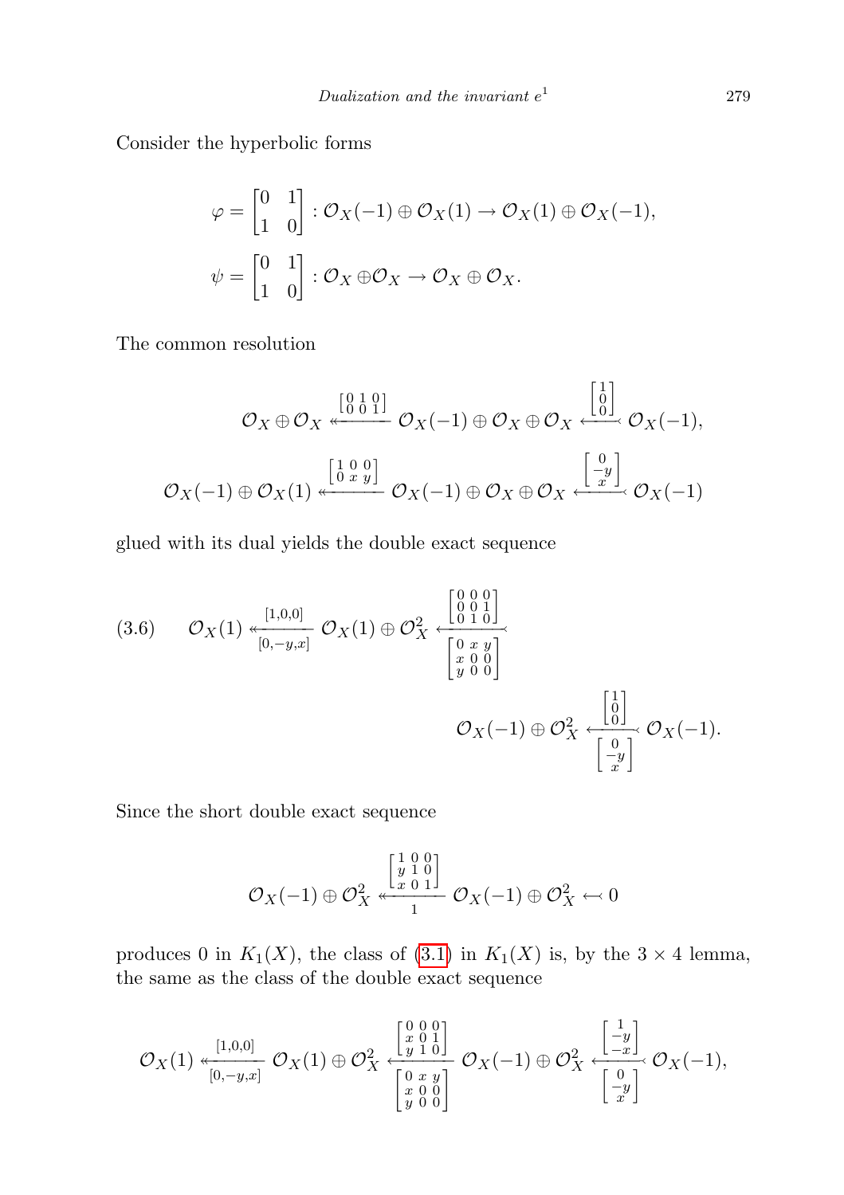Consider the hyperbolic forms

$$\varphi = \begin{bmatrix} 0 & 1 \\ 1 & 0 \end{bmatrix} : \mathcal{O}_X(-1) \oplus \mathcal{O}_X(1) \to \mathcal{O}_X(1) \oplus \mathcal{O}_X(-1),$$

$$\psi = \begin{bmatrix} 0 & 1 \\ 1 & 0 \end{bmatrix} : \mathcal{O}_X \oplus \mathcal{O}_X \to \mathcal{O}_X \oplus \mathcal{O}_X.$$

The common resolution

$$\mathcal{O}_X \oplus \mathcal{O}_X \xleftarrow{\left[\begin{smallmatrix} 0 & 1 & 0 \\ 0 & 0 & 1 \end{smallmatrix}\right]} \mathcal{O}_X(-1) \oplus \mathcal{O}_X \oplus \mathcal{O}_X \xleftarrow{\left[\begin{smallmatrix} 1 \\ 0 \\ 0 \end{smallmatrix}\right]} \mathcal{O}_X(-1),$$

$$\mathcal{O}_X(-1) \oplus \mathcal{O}_X(1) \xleftarrow{\left[\begin{smallmatrix} 1 & 0 & 0 \\ 0 & x & y \end{smallmatrix}\right]} \mathcal{O}_X(-1) \oplus \mathcal{O}_X \oplus \mathcal{O}_X \xleftarrow{\left[\begin{smallmatrix} 0 \\ -y \\ x \end{smallmatrix}\right]} \mathcal{O}_X(-1)$$

glued with its dual yields the double exact sequence

$$(3.6) \qquad \mathcal{O}_X(1) \underset{[0,-y,x]}{\overset{[1,0,0]}{\twoheadleftarrow}} \mathcal{O}_X(1) \oplus \mathcal{O}_X^2 \underset{\left[\begin{smallmatrix} 0 & x & y \\ x & 0 & 0 \\ y & 0 & 0 \end{smallmatrix}\right]}{\overset{\left[\begin{smallmatrix} 0 & 0 & 0 \\ 0 & 0 & 1 \\ 0 & 1 & 0 \end{smallmatrix}\right]}{\longleftarrow}} \mathcal{O}_X(-1) \oplus \mathcal{O}_X^2 \underset{\left[\begin{smallmatrix} 0 \\ -y \\ x \end{smallmatrix}\right]}{\overset{\left[\begin{smallmatrix} 1 \\ 0 \\ 0 \end{smallmatrix}\right]}{\leftarrowtail}} \mathcal{O}_X(-1).$$

Since the short double exact sequence

$$\mathcal{O}_X(-1) \oplus \mathcal{O}_X^2 \underset{1}{\overset{\left[\begin{smallmatrix} 1 & 0 & 0 \\ y & 1 & 0 \\ x & 0 & 1 \end{smallmatrix}\right]}{\twoheadleftarrow}} \mathcal{O}_X(-1) \oplus \mathcal{O}_X^2 \leftarrowtail 0$$

produces 0 in $K_1(X)$, the class of (3.1) in $K_1(X)$ is, by the $3 \times 4$ lemma, the same as the class of the double exact sequence

$$\mathcal{O}_X(1) \underset{[0,-y,x]}{\overset{[1,0,0]}{\twoheadleftarrow}} \mathcal{O}_X(1) \oplus \mathcal{O}_X^2 \underset{\left[\begin{smallmatrix} 0 & x & y \\ x & 0 & 0 \\ y & 0 & 0 \end{smallmatrix}\right]}{\overset{\left[\begin{smallmatrix} 0 & 0 & 0 \\ x & 0 & 1 \\ y & 1 & 0 \end{smallmatrix}\right]}{\longleftarrow}} \mathcal{O}_X(-1) \oplus \mathcal{O}_X^2 \underset{\left[\begin{smallmatrix} 0 \\ -y \\ x \end{smallmatrix}\right]}{\overset{\left[\begin{smallmatrix} 1 \\ -y \\ -x \end{smallmatrix}\right]}{\leftarrowtail}} \mathcal{O}_X(-1),$$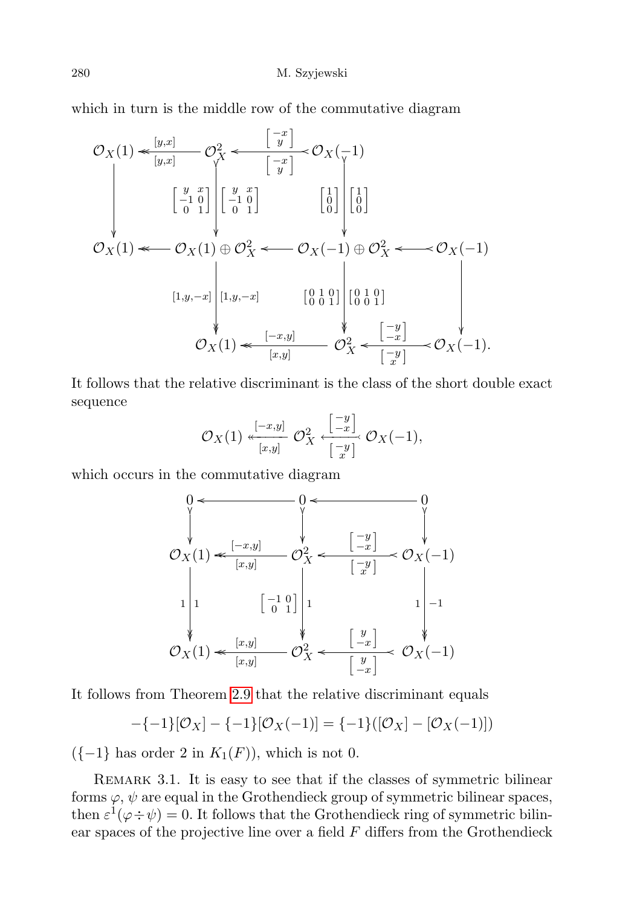which in turn is the middle row of the commutative diagram

$$
\begin{array}{ccccccc}
\mathcal{O}_X(1) & \overset{[y,x]}{\underset{[y,x]}{\twoheadleftarrow}} & \mathcal{O}_X^2 & \overset{\left[\begin{smallmatrix}-x\\ y\end{smallmatrix}\right]}{\underset{\left[\begin{smallmatrix}-x\\ y\end{smallmatrix}\right]}{\longleftarrow}} & \mathcal{O}_X(-1) & & \\
\downarrow & & \left[\begin{smallmatrix} y & x\\ -1 & 0\\ 0 & 1\end{smallmatrix}\right]\Big\downarrow\left[\begin{smallmatrix} y & x\\ -1 & 0\\ 0 & 1\end{smallmatrix}\right] & & \left[\begin{smallmatrix}1\\0\\0\end{smallmatrix}\right]\Big\downarrow\left[\begin{smallmatrix}1\\0\\0\end{smallmatrix}\right] & & \\
\mathcal{O}_X(1) & \twoheadleftarrow & \mathcal{O}_X(1)\oplus\mathcal{O}_X^2 & \longleftarrow & \mathcal{O}_X(-1)\oplus\mathcal{O}_X^2 & \longleftarrow & \mathcal{O}_X(-1) \\
 & & [1,y,-x]\Big\downarrow[1,y,-x] & & \left[\begin{smallmatrix}0&1&0\\0&0&1\end{smallmatrix}\right]\Big\downarrow\left[\begin{smallmatrix}0&1&0\\0&0&1\end{smallmatrix}\right] & & \downarrow \\
 & & \mathcal{O}_X(1) & \overset{[-x,y]}{\underset{[x,y]}{\twoheadleftarrow}} & \mathcal{O}_X^2 & \overset{\left[\begin{smallmatrix}-y\\ -x\end{smallmatrix}\right]}{\underset{\left[\begin{smallmatrix}-y\\ x\end{smallmatrix}\right]}{\longleftarrow}} & \mathcal{O}_X(-1).
\end{array}
$$

It follows that the relative discriminant is the class of the short double exact sequence

$$
\mathcal{O}_X(1) \overset{[-x,y]}{\underset{[x,y]}{\twoheadleftarrow}} \mathcal{O}_X^2 \overset{\left[\begin{smallmatrix}-y\\ -x\end{smallmatrix}\right]}{\underset{\left[\begin{smallmatrix}-y\\ x\end{smallmatrix}\right]}{\longleftarrow}} \mathcal{O}_X(-1),
$$

which occurs in the commutative diagram

$$
\begin{array}{ccccc}
0 & \longleftarrow & 0 & \longleftarrow & 0 \\
\downarrow & & \downarrow & & \downarrow \\
\mathcal{O}_X(1) & \overset{[-x,y]}{\underset{[x,y]}{\twoheadleftarrow}} & \mathcal{O}_X^2 & \overset{\left[\begin{smallmatrix}-y\\ -x\end{smallmatrix}\right]}{\underset{\left[\begin{smallmatrix}-y\\ x\end{smallmatrix}\right]}{\longleftarrow}} & \mathcal{O}_X(-1) \\
1\Big\downarrow 1 & & \left[\begin{smallmatrix}-1&0\\0&1\end{smallmatrix}\right]\Big\downarrow 1 & & 1\Big\downarrow -1 \\
\mathcal{O}_X(1) & \overset{[x,y]}{\underset{[x,y]}{\twoheadleftarrow}} & \mathcal{O}_X^2 & \overset{\left[\begin{smallmatrix}y\\ -x\end{smallmatrix}\right]}{\underset{\left[\begin{smallmatrix}y\\ -x\end{smallmatrix}\right]}{\longleftarrow}} & \mathcal{O}_X(-1)
\end{array}
$$

It follows from Theorem 2.9 that the relative discriminant equals

$$
-\{-1\}[\mathcal{O}_X] - \{-1\}[\mathcal{O}_X(-1)] = \{-1\}([\mathcal{O}_X] - [\mathcal{O}_X(-1)])
$$

($\{-1\}$ has order 2 in $K_1(F)$), which is not 0.

Remark 3.1. It is easy to see that if the classes of symmetric bilinear forms $\varphi$, $\psi$ are equal in the Grothendieck group of symmetric bilinear spaces, then $\varepsilon^1(\varphi \div \psi) = 0$. It follows that the Grothendieck ring of symmetric bilinear spaces of the projective line over a field $F$ differs from the Grothendieck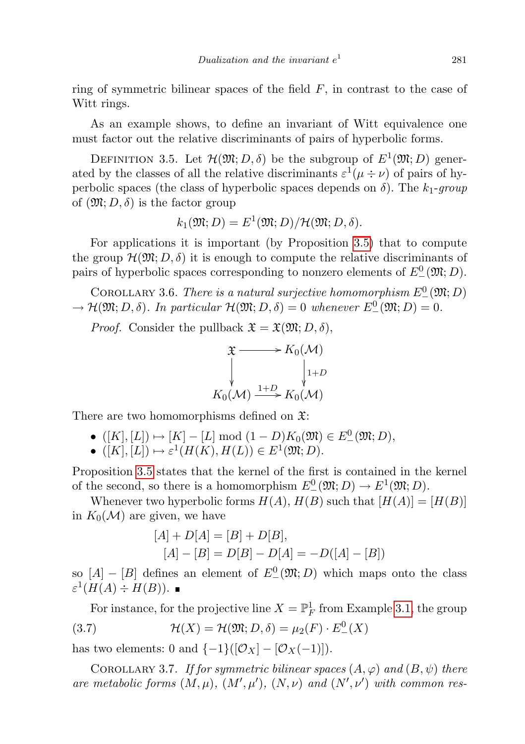ring of symmetric bilinear spaces of the field $F$, in contrast to the case of Witt rings.

As an example shows, to define an invariant of Witt equivalence one must factor out the relative discriminants of pairs of hyperbolic forms.

Definition 3.5. Let $\mathcal{H}(\mathfrak{M}; D, \delta)$ be the subgroup of $E^1(\mathfrak{M}; D)$ generated by the classes of all the relative discriminants $\varepsilon^1(\mu \div \nu)$ of pairs of hyperbolic spaces (the class of hyperbolic spaces depends on $\delta$). The *$k_1$-group* of $(\mathfrak{M}; D, \delta)$ is the factor group

$$k_1(\mathfrak{M}; D) = E^1(\mathfrak{M}; D)/\mathcal{H}(\mathfrak{M}; D, \delta).$$

For applications it is important (by Proposition 3.5) that to compute the group $\mathcal{H}(\mathfrak{M}; D, \delta)$ it is enough to compute the relative discriminants of pairs of hyperbolic spaces corresponding to nonzero elements of $E^0_-(\mathfrak{M}; D)$.

Corollary 3.6. *There is a natural surjective homomorphism $E^0_-(\mathfrak{M}; D) \to \mathcal{H}(\mathfrak{M}; D, \delta)$. In particular $\mathcal{H}(\mathfrak{M}; D, \delta) = 0$ whenever $E^0_-(\mathfrak{M}; D) = 0$.*

*Proof.* Consider the pullback $\mathfrak{X} = \mathfrak{X}(\mathfrak{M}; D, \delta)$,

$$\begin{array}{ccc} \mathfrak{X} & \longrightarrow & K_0(\mathcal{M}) \\ \downarrow & & \downarrow{\scriptstyle 1+D} \\ K_0(\mathcal{M}) & \xrightarrow{1+D} & K_0(\mathcal{M}) \end{array}$$

There are two homomorphisms defined on $\mathfrak{X}$:

- $([K], [L]) \mapsto [K] - [L] \bmod (1 - D)K_0(\mathfrak{M}) \in E^0_-(\mathfrak{M}; D)$,
- $([K], [L]) \mapsto \varepsilon^1(H(K), H(L)) \in E^1(\mathfrak{M}; D)$.

Proposition 3.5 states that the kernel of the first is contained in the kernel of the second, so there is a homomorphism $E^0_-(\mathfrak{M}; D) \to E^1(\mathfrak{M}; D)$.

Whenever two hyperbolic forms $H(A)$, $H(B)$ such that $[H(A)] = [H(B)]$ in $K_0(\mathcal{M})$ are given, we have

$$\begin{aligned} [A] + D[A] &= [B] + D[B], \\ [A] - [B] &= D[B] - D[A] = -D([A] - [B]) \end{aligned}$$

so $[A] - [B]$ defines an element of $E^0_-(\mathfrak{M}; D)$ which maps onto the class $\varepsilon^1(H(A) \div H(B))$. ∎

For instance, for the projective line $X = \mathbb{P}^1_F$ from Example 3.1, the group

$$\mathcal{H}(X) = \mathcal{H}(\mathfrak{M}; D, \delta) = \mu_2(F) \cdot E^0_-(X) \tag{3.7}$$

has two elements: 0 and $\{-1\}([\mathcal{O}_X] - [\mathcal{O}_X(-1)])$.

Corollary 3.7. *If for symmetric bilinear spaces $(A, \varphi)$ and $(B, \psi)$ there are metabolic forms $(M, \mu)$, $(M', \mu')$, $(N, \nu)$ and $(N', \nu')$ with common res-*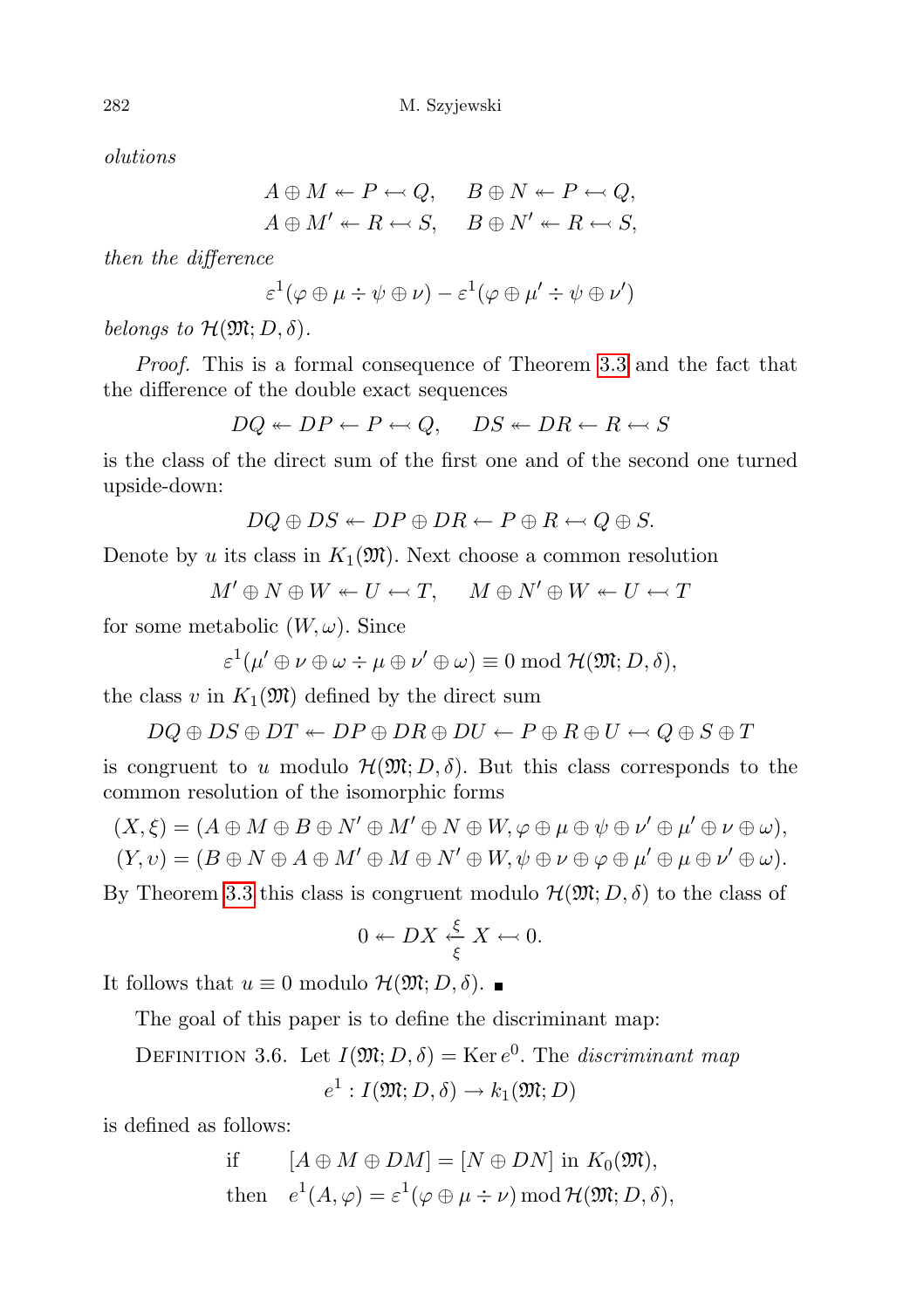*olutions*

$$A \oplus M \twoheadleftarrow P \hookleftarrow Q, \quad B \oplus N \twoheadleftarrow P \hookleftarrow Q,$$
$$A \oplus M' \twoheadleftarrow R \hookleftarrow S, \quad B \oplus N' \twoheadleftarrow R \hookleftarrow S,$$

*then the difference*

$$\varepsilon^1(\varphi \oplus \mu \div \psi \oplus \nu) - \varepsilon^1(\varphi \oplus \mu' \div \psi \oplus \nu')$$

*belongs to* $\mathcal{H}(\mathfrak{M}; D, \delta)$.

*Proof.* This is a formal consequence of Theorem 3.3 and the fact that the difference of the double exact sequences

$$DQ \twoheadleftarrow DP \leftarrow P \hookleftarrow Q, \quad DS \twoheadleftarrow DR \leftarrow R \hookleftarrow S$$

is the class of the direct sum of the first one and of the second one turned upside-down:

$$DQ \oplus DS \twoheadleftarrow DP \oplus DR \leftarrow P \oplus R \hookleftarrow Q \oplus S.$$

Denote by $u$ its class in $K_1(\mathfrak{M})$. Next choose a common resolution

$$M' \oplus N \oplus W \twoheadleftarrow U \hookleftarrow T, \quad M \oplus N' \oplus W \twoheadleftarrow U \hookleftarrow T$$

for some metabolic $(W, \omega)$. Since

$$\varepsilon^1(\mu' \oplus \nu \oplus \omega \div \mu \oplus \nu' \oplus \omega) \equiv 0 \bmod \mathcal{H}(\mathfrak{M}; D, \delta),$$

the class $v$ in $K_1(\mathfrak{M})$ defined by the direct sum

$$DQ \oplus DS \oplus DT \twoheadleftarrow DP \oplus DR \oplus DU \leftarrow P \oplus R \oplus U \hookleftarrow Q \oplus S \oplus T$$

is congruent to $u$ modulo $\mathcal{H}(\mathfrak{M}; D, \delta)$. But this class corresponds to the common resolution of the isomorphic forms

$$(X, \xi) = (A \oplus M \oplus B \oplus N' \oplus M' \oplus N \oplus W, \varphi \oplus \mu \oplus \psi \oplus \nu' \oplus \mu' \oplus \nu \oplus \omega),$$
$$(Y, \upsilon) = (B \oplus N \oplus A \oplus M' \oplus M \oplus N' \oplus W, \psi \oplus \nu \oplus \varphi \oplus \mu' \oplus \mu \oplus \nu' \oplus \omega).$$

By Theorem 3.3 this class is congruent modulo $\mathcal{H}(\mathfrak{M}; D, \delta)$ to the class of

$$0 \twoheadleftarrow DX \underset{\xi}{\overset{\xi}{\leftarrow}} X \hookleftarrow 0.$$

It follows that $u \equiv 0$ modulo $\mathcal{H}(\mathfrak{M}; D, \delta)$. ∎

The goal of this paper is to define the discriminant map:

DEFINITION 3.6. Let $I(\mathfrak{M}; D, \delta) = \operatorname{Ker} e^0$. The *discriminant map*

$$e^1 : I(\mathfrak{M}; D, \delta) \to k_1(\mathfrak{M}; D)$$

is defined as follows:

$$\text{if} \quad [A \oplus M \oplus DM] = [N \oplus DN] \text{ in } K_0(\mathfrak{M}),$$
$$\text{then} \quad e^1(A, \varphi) = \varepsilon^1(\varphi \oplus \mu \div \nu) \bmod \mathcal{H}(\mathfrak{M}; D, \delta),$$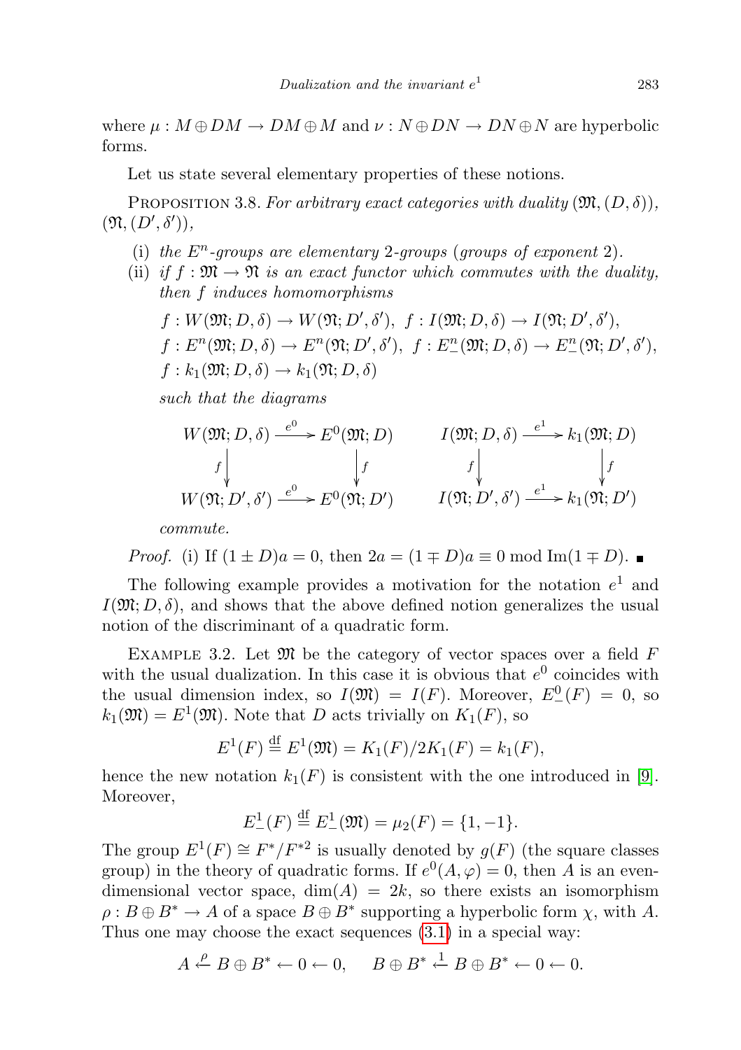where $\mu : M \oplus DM \to DM \oplus M$ and $\nu : N \oplus DN \to DN \oplus N$ are hyperbolic forms.

Let us state several elementary properties of these notions.

PROPOSITION 3.8. *For arbitrary exact categories with duality* $(\mathfrak{M}, (D, \delta))$, $(\mathfrak{N}, (D', \delta'))$,

(i) *the* $E^n$*-groups are elementary* 2*-groups* (*groups of exponent* 2).

(ii) *if* $f : \mathfrak{M} \to \mathfrak{N}$ *is an exact functor which commutes with the duality, then* $f$ *induces homomorphisms*

$$f : W(\mathfrak{M}; D, \delta) \to W(\mathfrak{N}; D', \delta'),\ \ f : I(\mathfrak{M}; D, \delta) \to I(\mathfrak{N}; D', \delta'),$$
$$f : E^n(\mathfrak{M}; D, \delta) \to E^n(\mathfrak{N}; D', \delta'),\ \ f : E^n_-(\mathfrak{M}; D, \delta) \to E^n_-(\mathfrak{N}; D', \delta'),$$
$$f : k_1(\mathfrak{M}; D, \delta) \to k_1(\mathfrak{N}; D, \delta)$$

*such that the diagrams*

$$\begin{array}{ccc} W(\mathfrak{M}; D, \delta) & \xrightarrow{e^0} & E^0(\mathfrak{M}; D) \\ {\scriptstyle f}\downarrow & & \downarrow{\scriptstyle f} \\ W(\mathfrak{N}; D', \delta') & \xrightarrow{e^0} & E^0(\mathfrak{N}; D') \end{array} \qquad \begin{array}{ccc} I(\mathfrak{M}; D, \delta) & \xrightarrow{e^1} & k_1(\mathfrak{M}; D) \\ {\scriptstyle f}\downarrow & & \downarrow{\scriptstyle f} \\ I(\mathfrak{N}; D', \delta') & \xrightarrow{e^1} & k_1(\mathfrak{N}; D') \end{array}$$

*commute.*

*Proof.* (i) If $(1 \pm D)a = 0$, then $2a = (1 \mp D)a \equiv 0 \bmod \operatorname{Im}(1 \mp D)$. ■

The following example provides a motivation for the notation $e^1$ and $I(\mathfrak{M}; D, \delta)$, and shows that the above defined notion generalizes the usual notion of the discriminant of a quadratic form.

EXAMPLE 3.2. Let $\mathfrak{M}$ be the category of vector spaces over a field $F$ with the usual dualization. In this case it is obvious that $e^0$ coincides with the usual dimension index, so $I(\mathfrak{M}) = I(F)$. Moreover, $E^0_-(F) = 0$, so $k_1(\mathfrak{M}) = E^1(\mathfrak{M})$. Note that $D$ acts trivially on $K_1(F)$, so

$$E^1(F) \stackrel{\text{df}}{=} E^1(\mathfrak{M}) = K_1(F)/2K_1(F) = k_1(F),$$

hence the new notation $k_1(F)$ is consistent with the one introduced in [9]. Moreover,

$$E^1_-(F) \stackrel{\text{df}}{=} E^1_-(\mathfrak{M}) = \mu_2(F) = \{1, -1\}.$$

The group $E^1(F) \cong F^*/F^{*2}$ is usually denoted by $g(F)$ (the square classes group) in the theory of quadratic forms. If $e^0(A, \varphi) = 0$, then $A$ is an even-dimensional vector space, $\dim(A) = 2k$, so there exists an isomorphism $\rho : B \oplus B^* \to A$ of a space $B \oplus B^*$ supporting a hyperbolic form $\chi$, with $A$. Thus one may choose the exact sequences (3.1) in a special way:

$$A \xleftarrow{\rho} B \oplus B^* \leftarrow 0 \leftarrow 0, \qquad B \oplus B^* \xleftarrow{1} B \oplus B^* \leftarrow 0 \leftarrow 0.$$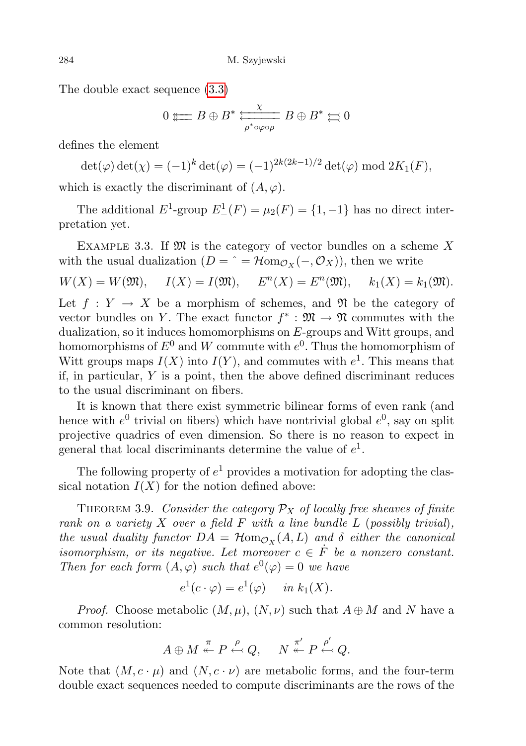The double exact sequence (3.3)

$$0 \leftleftarrows B \oplus B^* \underset{\rho^* \circ \varphi \circ \rho}{\overset{\chi}{\leftleftarrows}} B \oplus B^* \leftrightarrows 0$$

defines the element

$$\det(\varphi)\det(\chi) = (-1)^k \det(\varphi) = (-1)^{2k(2k-1)/2}\det(\varphi) \bmod 2K_1(F),$$

which is exactly the discriminant of $(A, \varphi)$.

The additional $E^1$-group $E^1_-(F) = \mu_2(F) = \{1, -1\}$ has no direct interpretation yet.

Example 3.3. If $\mathfrak{M}$ is the category of vector bundles on a scheme $X$ with the usual dualization ($D = \hat{\ } = \mathcal{H}\mathrm{om}_{\mathcal{O}_X}(-, \mathcal{O}_X)$), then we write

$$W(X) = W(\mathfrak{M}), \quad I(X) = I(\mathfrak{M}), \quad E^n(X) = E^n(\mathfrak{M}), \quad k_1(X) = k_1(\mathfrak{M}).$$

Let $f : Y \to X$ be a morphism of schemes, and $\mathfrak{N}$ be the category of vector bundles on $Y$. The exact functor $f^* : \mathfrak{M} \to \mathfrak{N}$ commutes with the dualization, so it induces homomorphisms on $E$-groups and Witt groups, and homomorphisms of $E^0$ and $W$ commute with $e^0$. Thus the homomorphism of Witt groups maps $I(X)$ into $I(Y)$, and commutes with $e^1$. This means that if, in particular, $Y$ is a point, then the above defined discriminant reduces to the usual discriminant on fibers.

It is known that there exist symmetric bilinear forms of even rank (and hence with $e^0$ trivial on fibers) which have nontrivial global $e^0$, say on split projective quadrics of even dimension. So there is no reason to expect in general that local discriminants determine the value of $e^1$.

The following property of $e^1$ provides a motivation for adopting the classical notation $I(X)$ for the notion defined above:

Theorem 3.9. *Consider the category $\mathcal{P}_X$ of locally free sheaves of finite rank on a variety $X$ over a field $F$ with a line bundle $L$ (possibly trivial), the usual duality functor $DA = \mathcal{H}\mathrm{om}_{\mathcal{O}_X}(A, L)$ and $\delta$ either the canonical isomorphism, or its negative. Let moreover $c \in \dot{F}$ be a nonzero constant. Then for each form $(A, \varphi)$ such that $e^0(\varphi) = 0$ we have*

$$e^1(c \cdot \varphi) = e^1(\varphi) \quad \textit{in } k_1(X).$$

*Proof.* Choose metabolic $(M, \mu)$, $(N, \nu)$ such that $A \oplus M$ and $N$ have a common resolution:

$$A \oplus M \overset{\pi}{\twoheadleftarrow} P \overset{\rho}{\hookleftarrow} Q, \qquad N \overset{\pi'}{\twoheadleftarrow} P \overset{\rho'}{\hookleftarrow} Q.$$

Note that $(M, c \cdot \mu)$ and $(N, c \cdot \nu)$ are metabolic forms, and the four-term double exact sequences needed to compute discriminants are the rows of the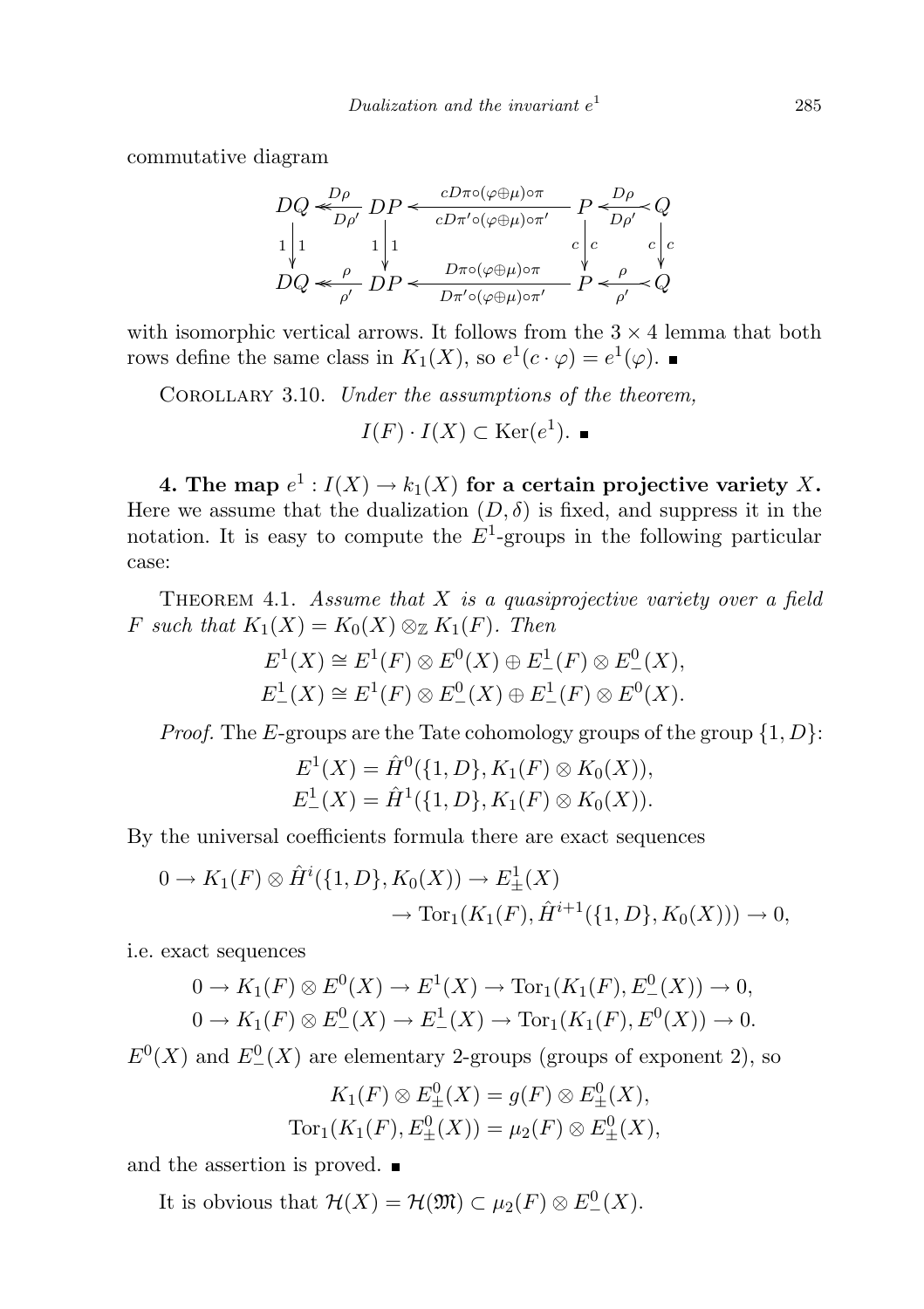commutative diagram

$$\begin{array}{ccccccc}
DQ & \overset{D\rho}{\underset{D\rho'}{\twoheadleftarrow}} & DP & \overset{cD\pi\circ(\varphi\oplus\mu)\circ\pi}{\underset{cD\pi'\circ(\varphi\oplus\mu)\circ\pi'}{\longleftarrow}} & P & \overset{D\rho}{\underset{D\rho'}{\leftarrowtail}} & Q \\
{\scriptstyle 1}\downarrow{\scriptstyle 1} & & {\scriptstyle 1}\downarrow{\scriptstyle 1} & & {\scriptstyle c}\downarrow{\scriptstyle c} & & {\scriptstyle c}\downarrow{\scriptstyle c} \\
DQ & \overset{\rho}{\underset{\rho'}{\twoheadleftarrow}} & DP & \overset{D\pi\circ(\varphi\oplus\mu)\circ\pi}{\underset{D\pi'\circ(\varphi\oplus\mu)\circ\pi'}{\longleftarrow}} & P & \overset{\rho}{\underset{\rho'}{\leftarrowtail}} & Q
\end{array}$$

with isomorphic vertical arrows. It follows from the $3\times 4$ lemma that both rows define the same class in $K_1(X)$, so $e^1(c\cdot\varphi) = e^1(\varphi)$. ■

Corollary 3.10. *Under the assumptions of the theorem,*

$$I(F)\cdot I(X) \subset \mathrm{Ker}(e^1). \ ■$$

**4. The map $e^1 : I(X) \to k_1(X)$ for a certain projective variety $X$.** Here we assume that the dualization $(D,\delta)$ is fixed, and suppress it in the notation. It is easy to compute the $E^1$-groups in the following particular case:

Theorem 4.1. *Assume that $X$ is a quasiprojective variety over a field $F$ such that $K_1(X) = K_0(X)\otimes_{\mathbb{Z}} K_1(F)$. Then*

$$E^1(X) \cong E^1(F)\otimes E^0(X) \oplus E^1_-(F)\otimes E^0_-(X),$$
$$E^1_-(X) \cong E^1(F)\otimes E^0_-(X) \oplus E^1_-(F)\otimes E^0(X).$$

*Proof.* The $E$-groups are the Tate cohomology groups of the group $\{1,D\}$:

$$E^1(X) = \hat{H}^0(\{1,D\}, K_1(F)\otimes K_0(X)),$$
$$E^1_-(X) = \hat{H}^1(\{1,D\}, K_1(F)\otimes K_0(X)).$$

By the universal coefficients formula there are exact sequences

$$0 \to K_1(F)\otimes \hat{H}^i(\{1,D\}, K_0(X)) \to E^1_\pm(X) \to \mathrm{Tor}_1(K_1(F), \hat{H}^{i+1}(\{1,D\}, K_0(X))) \to 0,$$

i.e. exact sequences

$$0 \to K_1(F)\otimes E^0(X) \to E^1(X) \to \mathrm{Tor}_1(K_1(F), E^0_-(X)) \to 0,$$
$$0 \to K_1(F)\otimes E^0_-(X) \to E^1_-(X) \to \mathrm{Tor}_1(K_1(F), E^0(X)) \to 0.$$

$E^0(X)$ and $E^0_-(X)$ are elementary 2-groups (groups of exponent 2), so

$$K_1(F)\otimes E^0_\pm(X) = g(F)\otimes E^0_\pm(X),$$
$$\mathrm{Tor}_1(K_1(F), E^0_\pm(X)) = \mu_2(F)\otimes E^0_\pm(X),$$

and the assertion is proved. ■

It is obvious that $\mathcal{H}(X) = \mathcal{H}(\mathfrak{M}) \subset \mu_2(F)\otimes E^0_-(X)$.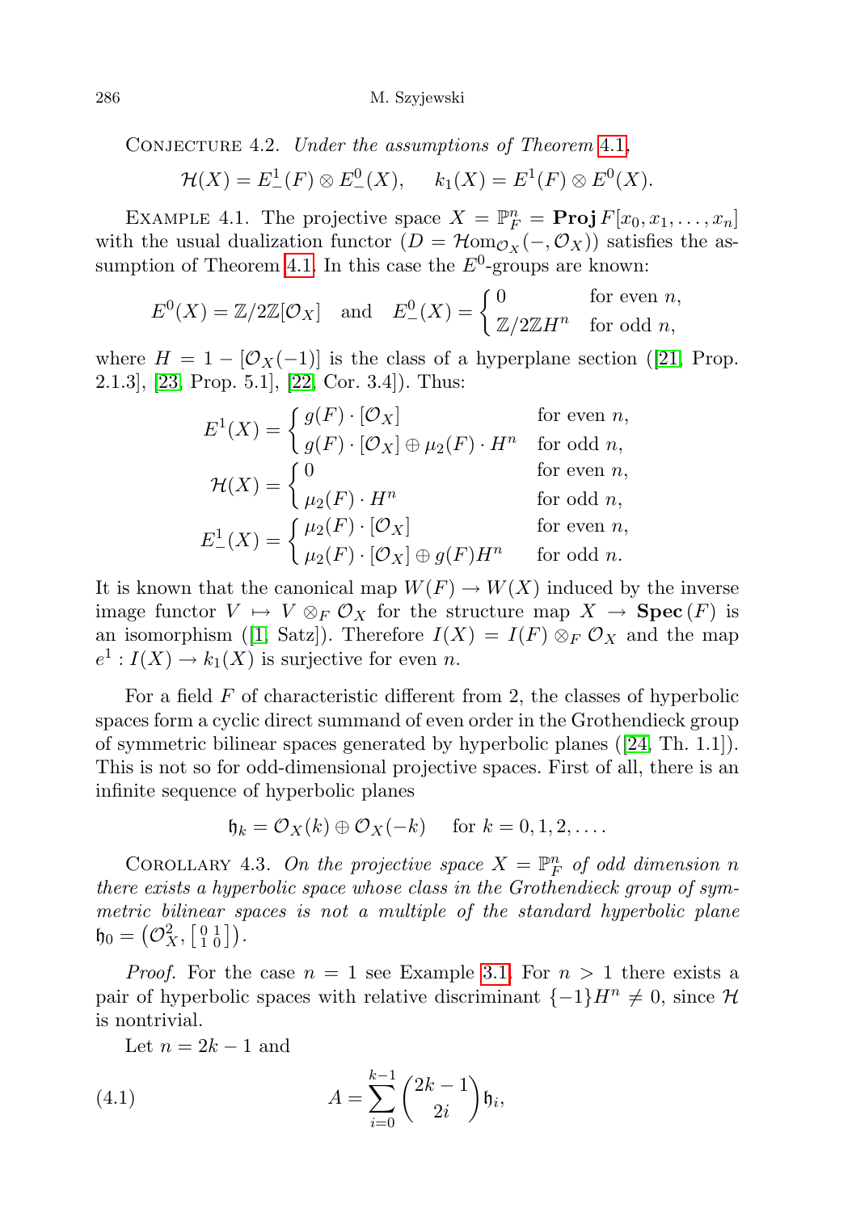Conjecture 4.2. *Under the assumptions of Theorem 4.1,*

$$\mathcal{H}(X) = E^1_-(F) \otimes E^0_-(X), \quad k_1(X) = E^1(F) \otimes E^0(X).$$

Example 4.1. The projective space $X = \mathbb{P}^n_F = \mathbf{Proj}\, F[x_0, x_1, \ldots, x_n]$ with the usual dualization functor ($D = \mathcal{H}om_{\mathcal{O}_X}(-, \mathcal{O}_X)$) satisfies the assumption of Theorem 4.1. In this case the $E^0$-groups are known:

$$E^0(X) = \mathbb{Z}/2\mathbb{Z}[\mathcal{O}_X] \quad \text{and} \quad E^0_-(X) = \begin{cases} 0 & \text{for even } n, \\ \mathbb{Z}/2\mathbb{Z}H^n & \text{for odd } n, \end{cases}$$

where $H = 1 - [\mathcal{O}_X(-1)]$ is the class of a hyperplane section ([21, Prop. 2.1.3], [23, Prop. 5.1], [22, Cor. 3.4]). Thus:

$$E^1(X) = \begin{cases} g(F) \cdot [\mathcal{O}_X] & \text{for even } n, \\ g(F) \cdot [\mathcal{O}_X] \oplus \mu_2(F) \cdot H^n & \text{for odd } n, \end{cases}$$

$$\mathcal{H}(X) = \begin{cases} 0 & \text{for even } n, \\ \mu_2(F) \cdot H^n & \text{for odd } n, \end{cases}$$

$$E^1_-(X) = \begin{cases} \mu_2(F) \cdot [\mathcal{O}_X] & \text{for even } n, \\ \mu_2(F) \cdot [\mathcal{O}_X] \oplus g(F)H^n & \text{for odd } n. \end{cases}$$

It is known that the canonical map $W(F) \to W(X)$ induced by the inverse image functor $V \mapsto V \otimes_F \mathcal{O}_X$ for the structure map $X \to \mathbf{Spec}\,(F)$ is an isomorphism ([1, Satz]). Therefore $I(X) = I(F) \otimes_F \mathcal{O}_X$ and the map $e^1 : I(X) \to k_1(X)$ is surjective for even $n$.

For a field $F$ of characteristic different from 2, the classes of hyperbolic spaces form a cyclic direct summand of even order in the Grothendieck group of symmetric bilinear spaces generated by hyperbolic planes ([24, Th. 1.1]). This is not so for odd-dimensional projective spaces. First of all, there is an infinite sequence of hyperbolic planes

$$\mathfrak{h}_k = \mathcal{O}_X(k) \oplus \mathcal{O}_X(-k) \quad \text{for } k = 0, 1, 2, \ldots.$$

Corollary 4.3. *On the projective space $X = \mathbb{P}^n_F$ of odd dimension $n$ there exists a hyperbolic space whose class in the Grothendieck group of symmetric bilinear spaces is not a multiple of the standard hyperbolic plane $\mathfrak{h}_0 = \left(\mathcal{O}^2_X, \left[\begin{smallmatrix} 0 & 1 \\ 1 & 0 \end{smallmatrix}\right]\right)$.*

*Proof.* For the case $n = 1$ see Example 3.1. For $n > 1$ there exists a pair of hyperbolic spaces with relative discriminant $\{-1\}H^n \neq 0$, since $\mathcal{H}$ is nontrivial.

Let $n = 2k - 1$ and

$$A = \sum_{i=0}^{k-1} \binom{2k-1}{2i} \mathfrak{h}_i, \tag{4.1}$$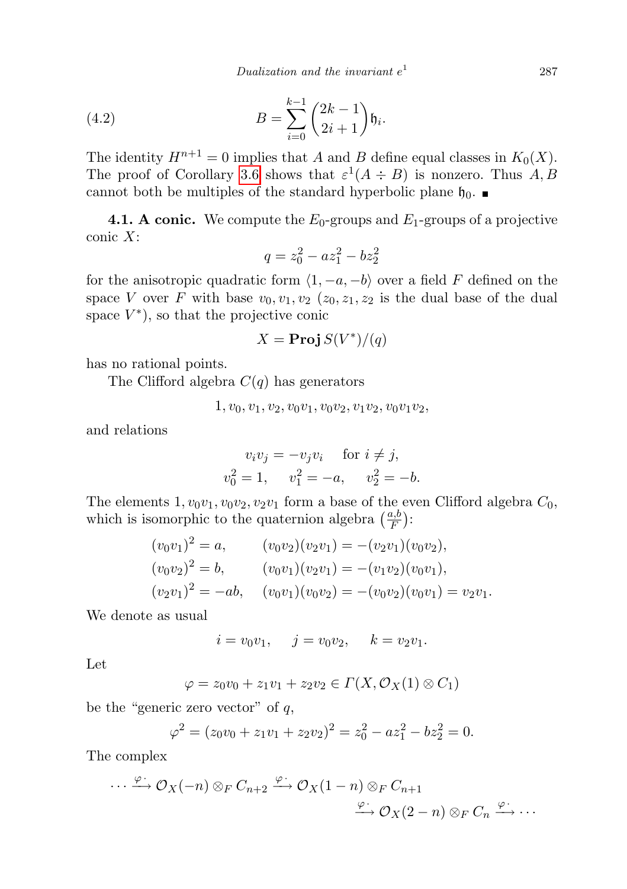$$B = \sum_{i=0}^{k-1} \binom{2k-1}{2i+1} \mathfrak{h}_i. \tag{4.2}$$

The identity $H^{n+1} = 0$ implies that $A$ and $B$ define equal classes in $K_0(X)$. The proof of Corollary 3.6 shows that $\varepsilon^1(A \dotdiv B)$ is nonzero. Thus $A, B$ cannot both be multiples of the standard hyperbolic plane $\mathfrak{h}_0$. ∎

**4.1. A conic.** We compute the $E_0$-groups and $E_1$-groups of a projective conic $X$:

$$q = z_0^2 - az_1^2 - bz_2^2$$

for the anisotropic quadratic form $\langle 1, -a, -b\rangle$ over a field $F$ defined on the space $V$ over $F$ with base $v_0, v_1, v_2$ ($z_0, z_1, z_2$ is the dual base of the dual space $V^*$), so that the projective conic

$$X = \mathbf{Proj}\, S(V^*)/(q)$$

has no rational points.

The Clifford algebra $C(q)$ has generators

$$1, v_0, v_1, v_2, v_0v_1, v_0v_2, v_1v_2, v_0v_1v_2,$$

and relations

$$v_iv_j = -v_jv_i \quad \text{for } i \neq j,$$
$$v_0^2 = 1, \quad v_1^2 = -a, \quad v_2^2 = -b.$$

The elements $1, v_0v_1, v_0v_2, v_2v_1$ form a base of the even Clifford algebra $C_0$, which is isomorphic to the quaternion algebra $\left(\frac{a,b}{F}\right)$:

$$\begin{aligned}
(v_0v_1)^2 &= a, & (v_0v_2)(v_2v_1) &= -(v_2v_1)(v_0v_2),\\
(v_0v_2)^2 &= b, & (v_0v_1)(v_2v_1) &= -(v_1v_2)(v_0v_1),\\
(v_2v_1)^2 &= -ab, & (v_0v_1)(v_0v_2) &= -(v_0v_2)(v_0v_1) = v_2v_1.
\end{aligned}$$

We denote as usual

$$i = v_0v_1, \quad j = v_0v_2, \quad k = v_2v_1.$$

Let

$$\varphi = z_0v_0 + z_1v_1 + z_2v_2 \in \Gamma(X, \mathcal{O}_X(1) \otimes C_1)$$

be the "generic zero vector" of $q$,

$$\varphi^2 = (z_0v_0 + z_1v_1 + z_2v_2)^2 = z_0^2 - az_1^2 - bz_2^2 = 0.$$

The complex

$$\cdots \xrightarrow{\varphi\cdot} \mathcal{O}_X(-n) \otimes_F C_{n+2} \xrightarrow{\varphi\cdot} \mathcal{O}_X(1-n) \otimes_F C_{n+1} \xrightarrow{\varphi\cdot} \mathcal{O}_X(2-n) \otimes_F C_n \xrightarrow{\varphi\cdot} \cdots$$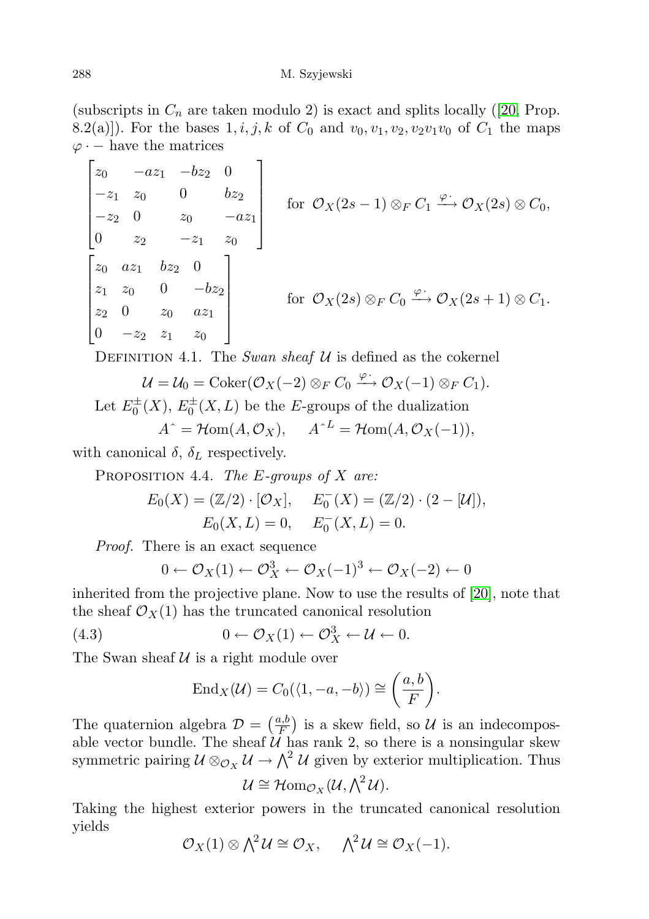(subscripts in $C_n$ are taken modulo 2) is exact and splits locally ([20, Prop. 8.2(a)]). For the bases $1, i, j, k$ of $C_0$ and $v_0, v_1, v_2, v_2v_1v_0$ of $C_1$ the maps $\varphi \cdot -$ have the matrices

$$\begin{bmatrix} z_0 & -az_1 & -bz_2 & 0 \\ -z_1 & z_0 & 0 & bz_2 \\ -z_2 & 0 & z_0 & -az_1 \\ 0 & z_2 & -z_1 & z_0 \end{bmatrix} \quad \text{for } \mathcal{O}_X(2s-1) \otimes_F C_1 \xrightarrow{\varphi \cdot} \mathcal{O}_X(2s) \otimes C_0,$$

$$\begin{bmatrix} z_0 & az_1 & bz_2 & 0 \\ z_1 & z_0 & 0 & -bz_2 \\ z_2 & 0 & z_0 & az_1 \\ 0 & -z_2 & z_1 & z_0 \end{bmatrix} \quad \text{for } \mathcal{O}_X(2s) \otimes_F C_0 \xrightarrow{\varphi \cdot} \mathcal{O}_X(2s+1) \otimes C_1.$$

Definition 4.1. The *Swan sheaf* $\mathcal{U}$ is defined as the cokernel

$$\mathcal{U} = \mathcal{U}_0 = \operatorname{Coker}(\mathcal{O}_X(-2) \otimes_F C_0 \xrightarrow{\varphi \cdot} \mathcal{O}_X(-1) \otimes_F C_1).$$

Let $E_0^{\pm}(X)$, $E_0^{\pm}(X, L)$ be the $E$-groups of the dualization

$$A\hat{} = \mathcal{H}\mathrm{om}(A, \mathcal{O}_X), \qquad A^{\hat{}L} = \mathcal{H}\mathrm{om}(A, \mathcal{O}_X(-1)),$$

with canonical $\delta$, $\delta_L$ respectively.

Proposition 4.4. *The $E$-groups of $X$ are:*

$$E_0(X) = (\mathbb{Z}/2) \cdot [\mathcal{O}_X], \quad E_0^-(X) = (\mathbb{Z}/2) \cdot (2 - [\mathcal{U}]),$$
$$E_0(X, L) = 0, \quad E_0^-(X, L) = 0.$$

*Proof.* There is an exact sequence

$$0 \leftarrow \mathcal{O}_X(1) \leftarrow \mathcal{O}_X^3 \leftarrow \mathcal{O}_X(-1)^3 \leftarrow \mathcal{O}_X(-2) \leftarrow 0$$

inherited from the projective plane. Now to use the results of [20], note that the sheaf $\mathcal{O}_X(1)$ has the truncated canonical resolution

$$0 \leftarrow \mathcal{O}_X(1) \leftarrow \mathcal{O}_X^3 \leftarrow \mathcal{U} \leftarrow 0. \tag{4.3}$$

The Swan sheaf $\mathcal{U}$ is a right module over

$$\operatorname{End}_X(\mathcal{U}) = C_0(\langle 1, -a, -b \rangle) \cong \left(\frac{a, b}{F}\right).$$

The quaternion algebra $\mathcal{D} = \left(\frac{a,b}{F}\right)$ is a skew field, so $\mathcal{U}$ is an indecomposable vector bundle. The sheaf $\mathcal{U}$ has rank 2, so there is a nonsingular skew symmetric pairing $\mathcal{U} \otimes_{\mathcal{O}_X} \mathcal{U} \to \bigwedge^2 \mathcal{U}$ given by exterior multiplication. Thus

$$\mathcal{U} \cong \mathcal{H}\mathrm{om}_{\mathcal{O}_X}(\mathcal{U}, \textstyle\bigwedge^2 \mathcal{U}).$$

Taking the highest exterior powers in the truncated canonical resolution yields

$$\mathcal{O}_X(1) \otimes \textstyle\bigwedge^2 \mathcal{U} \cong \mathcal{O}_X, \quad \textstyle\bigwedge^2 \mathcal{U} \cong \mathcal{O}_X(-1).$$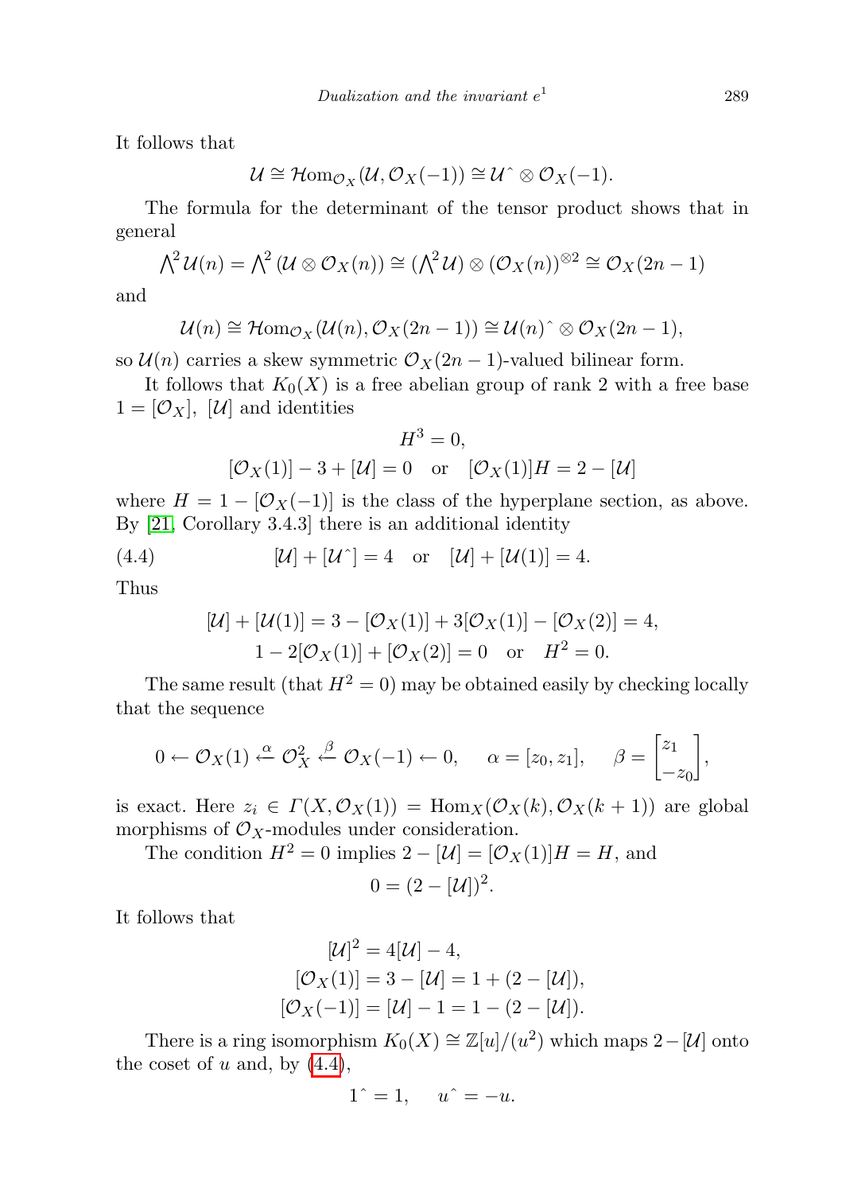It follows that

$$\mathcal{U} \cong \mathcal{H}\mathrm{om}_{\mathcal{O}_X}(\mathcal{U}, \mathcal{O}_X(-1)) \cong \mathcal{U}\hat{\ } \otimes \mathcal{O}_X(-1).$$

The formula for the determinant of the tensor product shows that in general

$$\textstyle\bigwedge^2 \mathcal{U}(n) = \bigwedge^2 (\mathcal{U} \otimes \mathcal{O}_X(n)) \cong (\bigwedge^2 \mathcal{U}) \otimes (\mathcal{O}_X(n))^{\otimes 2} \cong \mathcal{O}_X(2n-1)$$

and

$$\mathcal{U}(n) \cong \mathcal{H}\mathrm{om}_{\mathcal{O}_X}(\mathcal{U}(n), \mathcal{O}_X(2n-1)) \cong \mathcal{U}(n)\hat{\ } \otimes \mathcal{O}_X(2n-1),$$

so $\mathcal{U}(n)$ carries a skew symmetric $\mathcal{O}_X(2n-1)$-valued bilinear form.

It follows that $K_0(X)$ is a free abelian group of rank 2 with a free base $1 = [\mathcal{O}_X]$, $[\mathcal{U}]$ and identities

$$H^3 = 0,$$
$$[\mathcal{O}_X(1)] - 3 + [\mathcal{U}] = 0 \quad \text{or} \quad [\mathcal{O}_X(1)]H = 2 - [\mathcal{U}]$$

where $H = 1 - [\mathcal{O}_X(-1)]$ is the class of the hyperplane section, as above. By [21, Corollary 3.4.3] there is an additional identity

$$[\mathcal{U}] + [\mathcal{U}\hat{\ }] = 4 \quad \text{or} \quad [\mathcal{U}] + [\mathcal{U}(1)] = 4. \tag{4.4}$$

Thus

$$[\mathcal{U}] + [\mathcal{U}(1)] = 3 - [\mathcal{O}_X(1)] + 3[\mathcal{O}_X(1)] - [\mathcal{O}_X(2)] = 4,$$
$$1 - 2[\mathcal{O}_X(1)] + [\mathcal{O}_X(2)] = 0 \quad \text{or} \quad H^2 = 0.$$

The same result (that $H^2 = 0$) may be obtained easily by checking locally that the sequence

$$0 \leftarrow \mathcal{O}_X(1) \xleftarrow{\alpha} \mathcal{O}_X^2 \xleftarrow{\beta} \mathcal{O}_X(-1) \leftarrow 0, \qquad \alpha = [z_0, z_1], \qquad \beta = \begin{bmatrix} z_1 \\ -z_0 \end{bmatrix},$$

is exact. Here $z_i \in \Gamma(X, \mathcal{O}_X(1)) = \mathrm{Hom}_X(\mathcal{O}_X(k), \mathcal{O}_X(k+1))$ are global morphisms of $\mathcal{O}_X$-modules under consideration.

The condition $H^2 = 0$ implies $2 - [\mathcal{U}] = [\mathcal{O}_X(1)]H = H$, and

$$0 = (2 - [\mathcal{U}])^2.$$

It follows that

$$[\mathcal{U}]^2 = 4[\mathcal{U}] - 4,$$
$$[\mathcal{O}_X(1)] = 3 - [\mathcal{U}] = 1 + (2 - [\mathcal{U}]),$$
$$[\mathcal{O}_X(-1)] = [\mathcal{U}] - 1 = 1 - (2 - [\mathcal{U}]).$$

There is a ring isomorphism $K_0(X) \cong \mathbb{Z}[u]/(u^2)$ which maps $2 - [\mathcal{U}]$ onto the coset of $u$ and, by (4.4),

$$1\hat{\ } = 1, \qquad u\hat{\ } = -u.$$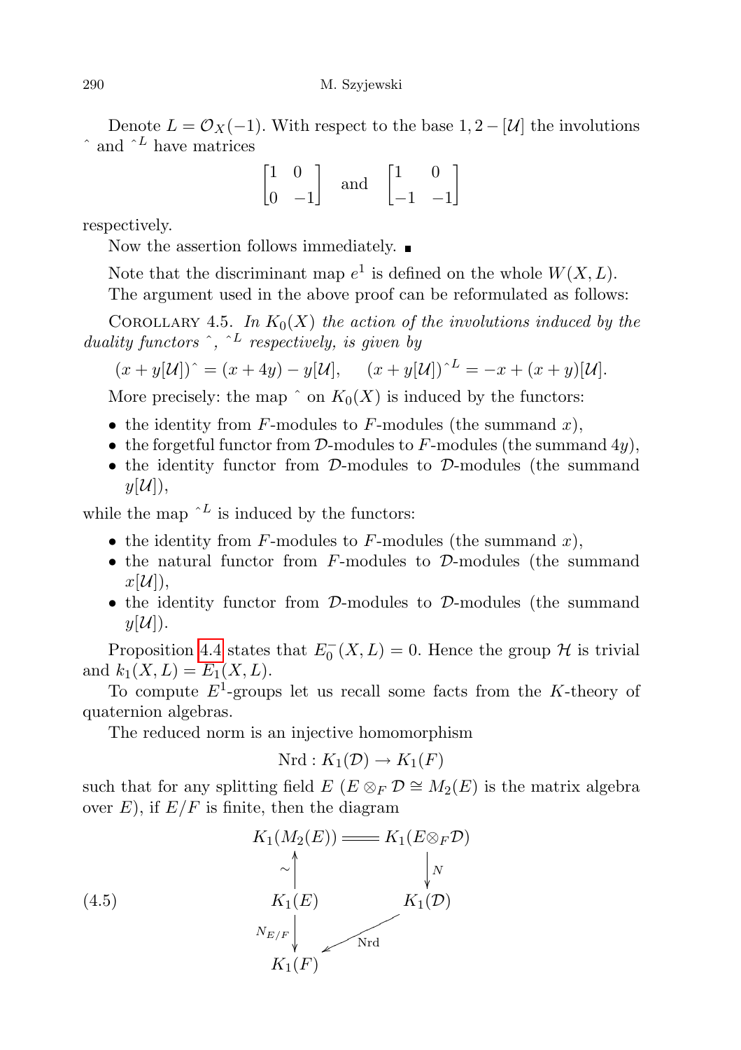Denote $L = \mathcal{O}_X(-1)$. With respect to the base $1, 2-[\mathcal{U}]$ the involutions $\hat{}$ and $\hat{}^L$ have matrices

$$\begin{bmatrix} 1 & 0 \\ 0 & -1 \end{bmatrix} \quad \text{and} \quad \begin{bmatrix} 1 & 0 \\ -1 & -1 \end{bmatrix}$$

respectively.

Now the assertion follows immediately. ■

Note that the discriminant map $e^1$ is defined on the whole $W(X, L)$.

The argument used in the above proof can be reformulated as follows:

Corollary 4.5. *In $K_0(X)$ the action of the involutions induced by the duality functors $\hat{}$, $\hat{}^L$ respectively, is given by*

$$(x + y[\mathcal{U}])\hat{} = (x + 4y) - y[\mathcal{U}], \qquad (x + y[\mathcal{U}])\hat{}^L = -x + (x + y)[\mathcal{U}].$$

More precisely: the map $\hat{}$ on $K_0(X)$ is induced by the functors:

- the identity from $F$-modules to $F$-modules (the summand $x$),
- the forgetful functor from $\mathcal{D}$-modules to $F$-modules (the summand $4y$),
- the identity functor from $\mathcal{D}$-modules to $\mathcal{D}$-modules (the summand $y[\mathcal{U}]$),

while the map $\hat{}^L$ is induced by the functors:

- the identity from $F$-modules to $F$-modules (the summand $x$),
- the natural functor from $F$-modules to $\mathcal{D}$-modules (the summand $x[\mathcal{U}]$),
- the identity functor from $\mathcal{D}$-modules to $\mathcal{D}$-modules (the summand $y[\mathcal{U}]$).

Proposition 4.4 states that $E_0^-(X, L) = 0$. Hence the group $\mathcal{H}$ is trivial and $k_1(X, L) = E_1(X, L)$.

To compute $E^1$-groups let us recall some facts from the $K$-theory of quaternion algebras.

The reduced norm is an injective homomorphism

$$\mathrm{Nrd} : K_1(\mathcal{D}) \to K_1(F)$$

such that for any splitting field $E$ ($E \otimes_F \mathcal{D} \cong M_2(E)$ is the matrix algebra over $E$), if $E/F$ is finite, then the diagram

$$\begin{array}{ccc} K_1(M_2(E)) & = & K_1(E \otimes_F \mathcal{D}) \\ \uparrow \sim & & \downarrow N \\ K_1(E) & & K_1(\mathcal{D}) \\ \downarrow N_{E/F} & \swarrow \mathrm{Nrd} & \\ K_1(F) & & \end{array} \tag{4.5}$$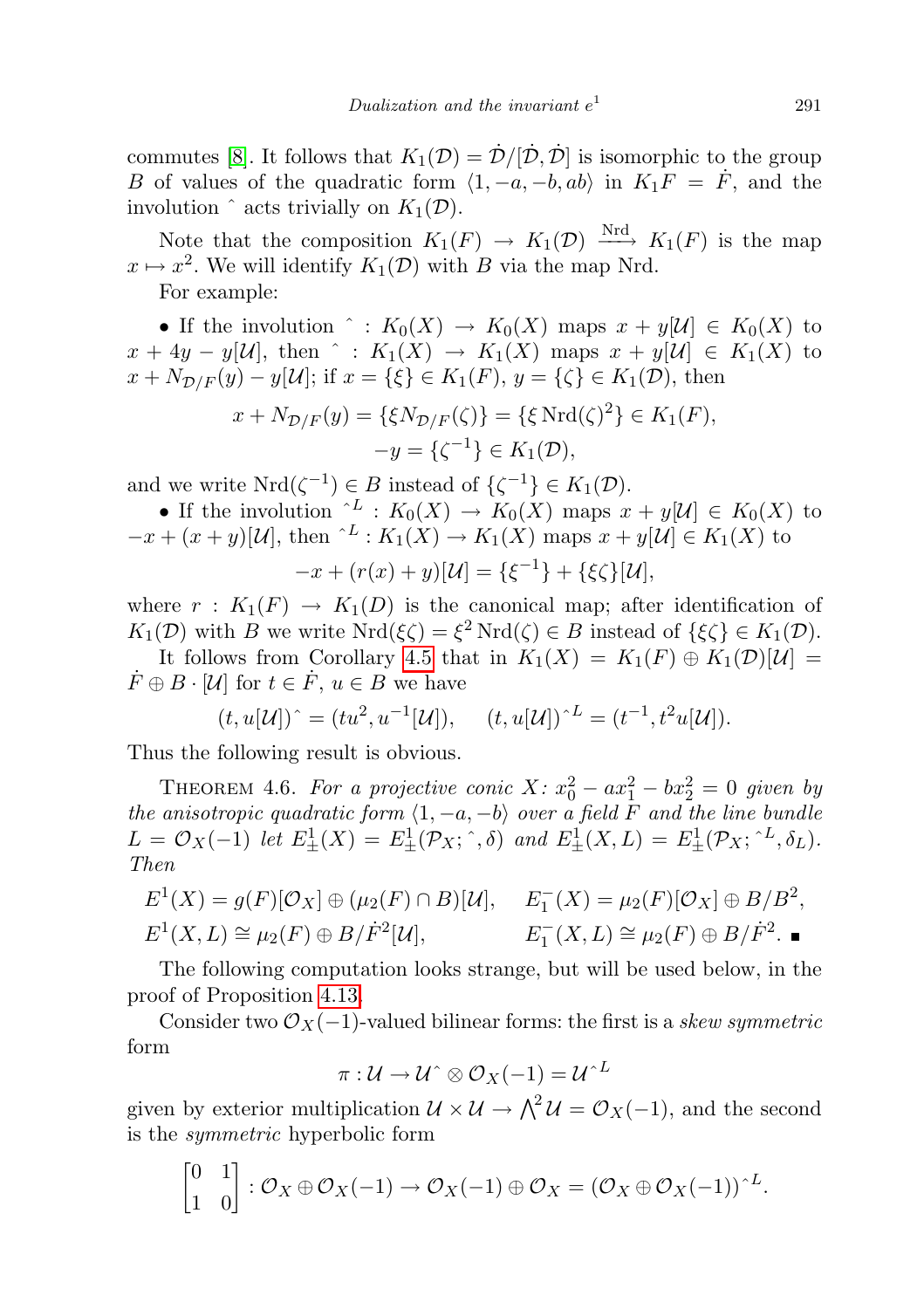commutes [8]. It follows that $K_1(\mathcal{D}) = \dot{\mathcal{D}}/[\dot{\mathcal{D}}, \dot{\mathcal{D}}]$ is isomorphic to the group $B$ of values of the quadratic form $\langle 1, -a, -b, ab\rangle$ in $K_1 F = \dot{F}$, and the involution $\hat{}$ acts trivially on $K_1(\mathcal{D})$.

Note that the composition $K_1(F) \to K_1(\mathcal{D}) \xrightarrow{\mathrm{Nrd}} K_1(F)$ is the map $x \mapsto x^2$. We will identify $K_1(\mathcal{D})$ with $B$ via the map Nrd.

For example:

• If the involution $\hat{} : K_0(X) \to K_0(X)$ maps $x + y[\mathcal{U}] \in K_0(X)$ to $x + 4y - y[\mathcal{U}]$, then $\hat{} : K_1(X) \to K_1(X)$ maps $x + y[\mathcal{U}] \in K_1(X)$ to $x + N_{\mathcal{D}/F}(y) - y[\mathcal{U}]$; if $x = \{\xi\} \in K_1(F)$, $y = \{\zeta\} \in K_1(\mathcal{D})$, then

$$x + N_{\mathcal{D}/F}(y) = \{\xi N_{\mathcal{D}/F}(\zeta)\} = \{\xi \,\mathrm{Nrd}(\zeta)^2\} \in K_1(F),$$
$$-y = \{\zeta^{-1}\} \in K_1(\mathcal{D}),$$

and we write $\mathrm{Nrd}(\zeta^{-1}) \in B$ instead of $\{\zeta^{-1}\} \in K_1(\mathcal{D})$.

• If the involution $\hat{}^L : K_0(X) \to K_0(X)$ maps $x + y[\mathcal{U}] \in K_0(X)$ to $-x + (x+y)[\mathcal{U}]$, then $\hat{}^L : K_1(X) \to K_1(X)$ maps $x + y[\mathcal{U}] \in K_1(X)$ to

$$-x + (r(x) + y)[\mathcal{U}] = \{\xi^{-1}\} + \{\xi\zeta\}[\mathcal{U}],$$

where $r : K_1(F) \to K_1(D)$ is the canonical map; after identification of $K_1(\mathcal{D})$ with $B$ we write $\mathrm{Nrd}(\xi\zeta) = \xi^2 \,\mathrm{Nrd}(\zeta) \in B$ instead of $\{\xi\zeta\} \in K_1(\mathcal{D})$.

It follows from Corollary 4.5 that in $K_1(X) = K_1(F) \oplus K_1(\mathcal{D})[\mathcal{U}] = \dot{F} \oplus B \cdot [\mathcal{U}]$ for $t \in \dot{F}$, $u \in B$ we have

$$(t, u[\mathcal{U}])\hat{} = (tu^2, u^{-1}[\mathcal{U}]), \qquad (t, u[\mathcal{U}])^{\hat{}L} = (t^{-1}, t^2 u[\mathcal{U}]).$$

Thus the following result is obvious.

Theorem 4.6. *For a projective conic $X\colon x_0^2 - ax_1^2 - bx_2^2 = 0$ given by the anisotropic quadratic form $\langle 1, -a, -b\rangle$ over a field $F$ and the line bundle $L = \mathcal{O}_X(-1)$ let $E^1_\pm(X) = E^1_\pm(\mathcal{P}_X; \hat{}, \delta)$ and $E^1_\pm(X, L) = E^1_\pm(\mathcal{P}_X; \hat{}^L, \delta_L)$. Then*

$$E^1(X) = g(F)[\mathcal{O}_X] \oplus (\mu_2(F) \cap B)[\mathcal{U}], \qquad E^-_1(X) = \mu_2(F)[\mathcal{O}_X] \oplus B/B^2,$$
$$E^1(X, L) \cong \mu_2(F) \oplus B/\dot{F}^2[\mathcal{U}], \qquad E^-_1(X, L) \cong \mu_2(F) \oplus B/\dot{F}^2. \ \blacksquare$$

The following computation looks strange, but will be used below, in the proof of Proposition 4.13.

Consider two $\mathcal{O}_X(-1)$-valued bilinear forms: the first is a *skew symmetric* form

$$\pi : \mathcal{U} \to \mathcal{U}\hat{} \otimes \mathcal{O}_X(-1) = \mathcal{U}^{\hat{}L}$$

given by exterior multiplication $\mathcal{U} \times \mathcal{U} \to \bigwedge^2 \mathcal{U} = \mathcal{O}_X(-1)$, and the second is the *symmetric* hyperbolic form

$$\begin{bmatrix} 0 & 1 \\ 1 & 0 \end{bmatrix} : \mathcal{O}_X \oplus \mathcal{O}_X(-1) \to \mathcal{O}_X(-1) \oplus \mathcal{O}_X = (\mathcal{O}_X \oplus \mathcal{O}_X(-1))^{\hat{}L}.$$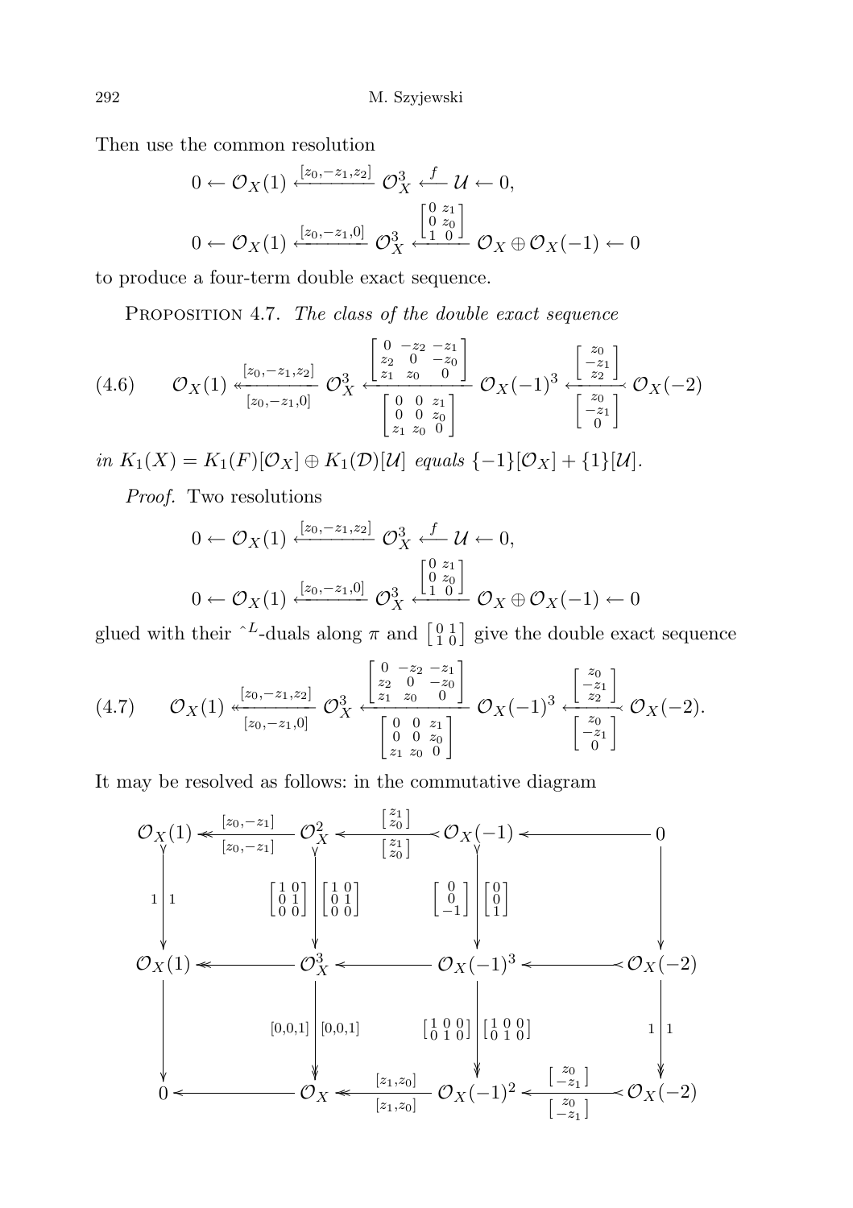Then use the common resolution

$$0 \leftarrow \mathcal{O}_X(1) \xleftarrow{[z_0,-z_1,z_2]} \mathcal{O}_X^3 \xleftarrow{f} \mathcal{U} \leftarrow 0,$$

$$0 \leftarrow \mathcal{O}_X(1) \xleftarrow{[z_0,-z_1,0]} \mathcal{O}_X^3 \xleftarrow{\left[\begin{smallmatrix} 0 & z_1 \\ 0 & z_0 \\ 1 & 0 \end{smallmatrix}\right]} \mathcal{O}_X \oplus \mathcal{O}_X(-1) \leftarrow 0$$

to produce a four-term double exact sequence.

Proposition 4.7. *The class of the double exact sequence*

$$\mathcal{O}_X(1) \underset{[z_0,-z_1,0]}{\overset{[z_0,-z_1,z_2]}{\twoheadleftarrow}} \mathcal{O}_X^3 \underset{\left[\begin{smallmatrix} 0 & 0 & z_1 \\ 0 & 0 & z_0 \\ z_1 & z_0 & 0 \end{smallmatrix}\right]}{\overset{\left[\begin{smallmatrix} 0 & -z_2 & -z_1 \\ z_2 & 0 & -z_0 \\ z_1 & z_0 & 0 \end{smallmatrix}\right]}{\longleftarrow}} \mathcal{O}_X(-1)^3 \underset{\left[\begin{smallmatrix} z_0 \\ -z_1 \\ 0 \end{smallmatrix}\right]}{\overset{\left[\begin{smallmatrix} z_0 \\ -z_1 \\ z_2 \end{smallmatrix}\right]}{\leftarrowtail}} \mathcal{O}_X(-2) \tag{4.6}$$

*in* $K_1(X) = K_1(F)[\mathcal{O}_X] \oplus K_1(\mathcal{D})[\mathcal{U}]$ *equals* $\{-1\}[\mathcal{O}_X] + \{1\}[\mathcal{U}]$.

*Proof.* Two resolutions

$$0 \leftarrow \mathcal{O}_X(1) \xleftarrow{[z_0,-z_1,z_2]} \mathcal{O}_X^3 \xleftarrow{f} \mathcal{U} \leftarrow 0,$$

$$0 \leftarrow \mathcal{O}_X(1) \xleftarrow{[z_0,-z_1,0]} \mathcal{O}_X^3 \xleftarrow{\left[\begin{smallmatrix} 0 & z_1 \\ 0 & z_0 \\ 1 & 0 \end{smallmatrix}\right]} \mathcal{O}_X \oplus \mathcal{O}_X(-1) \leftarrow 0$$

glued with their $\hat{\ }^L$-duals along $\pi$ and $\left[\begin{smallmatrix} 0 & 1 \\ 1 & 0 \end{smallmatrix}\right]$ give the double exact sequence

$$\mathcal{O}_X(1) \underset{[z_0,-z_1,0]}{\overset{[z_0,-z_1,z_2]}{\twoheadleftarrow}} \mathcal{O}_X^3 \underset{\left[\begin{smallmatrix} 0 & 0 & z_1 \\ 0 & 0 & z_0 \\ z_1 & z_0 & 0 \end{smallmatrix}\right]}{\overset{\left[\begin{smallmatrix} 0 & -z_2 & -z_1 \\ z_2 & 0 & -z_0 \\ z_1 & z_0 & 0 \end{smallmatrix}\right]}{\longleftarrow}} \mathcal{O}_X(-1)^3 \underset{\left[\begin{smallmatrix} z_0 \\ -z_1 \\ 0 \end{smallmatrix}\right]}{\overset{\left[\begin{smallmatrix} z_0 \\ -z_1 \\ z_2 \end{smallmatrix}\right]}{\leftarrowtail}} \mathcal{O}_X(-2). \tag{4.7}$$

It may be resolved as follows: in the commutative diagram

$$\begin{array}{ccccccc}
\mathcal{O}_X(1) & \underset{[z_0,-z_1]}{\overset{[z_0,-z_1]}{\twoheadleftarrow}} & \mathcal{O}_X^2 & \underset{\left[\begin{smallmatrix} z_1 \\ z_0 \end{smallmatrix}\right]}{\overset{\left[\begin{smallmatrix} z_1 \\ z_0 \end{smallmatrix}\right]}{\leftarrowtail}} & \mathcal{O}_X(-1) & \longleftarrow & 0 \\
{\scriptstyle 1}\downarrow\downarrow{\scriptstyle 1} & & {\scriptstyle \left[\begin{smallmatrix} 1 & 0 \\ 0 & 1 \\ 0 & 0 \end{smallmatrix}\right]}\downarrow\downarrow{\scriptstyle \left[\begin{smallmatrix} 1 & 0 \\ 0 & 1 \\ 0 & 0 \end{smallmatrix}\right]} & & {\scriptstyle \left[\begin{smallmatrix} 0 \\ 0 \\ -1 \end{smallmatrix}\right]}\downarrow\downarrow{\scriptstyle \left[\begin{smallmatrix} 0 \\ 0 \\ 1 \end{smallmatrix}\right]} & & \downarrow \\
\mathcal{O}_X(1) & \twoheadleftarrow & \mathcal{O}_X^3 & \longleftarrow & \mathcal{O}_X(-1)^3 & \leftarrowtail & \mathcal{O}_X(-2) \\
\downarrow & & {\scriptstyle [0,0,1]}\downarrow\downarrow{\scriptstyle [0,0,1]} & & {\scriptstyle \left[\begin{smallmatrix} 1 & 0 & 0 \\ 0 & 1 & 0 \end{smallmatrix}\right]}\downarrow\downarrow{\scriptstyle \left[\begin{smallmatrix} 1 & 0 & 0 \\ 0 & 1 & 0 \end{smallmatrix}\right]} & & {\scriptstyle 1}\downarrow\downarrow{\scriptstyle 1} \\
0 & \longleftarrow & \mathcal{O}_X & \underset{[z_1,z_0]}{\overset{[z_1,z_0]}{\twoheadleftarrow}} & \mathcal{O}_X(-1)^2 & \underset{\left[\begin{smallmatrix} z_0 \\ -z_1 \end{smallmatrix}\right]}{\overset{\left[\begin{smallmatrix} z_0 \\ -z_1 \end{smallmatrix}\right]}{\leftarrowtail}} & \mathcal{O}_X(-2)
\end{array}$$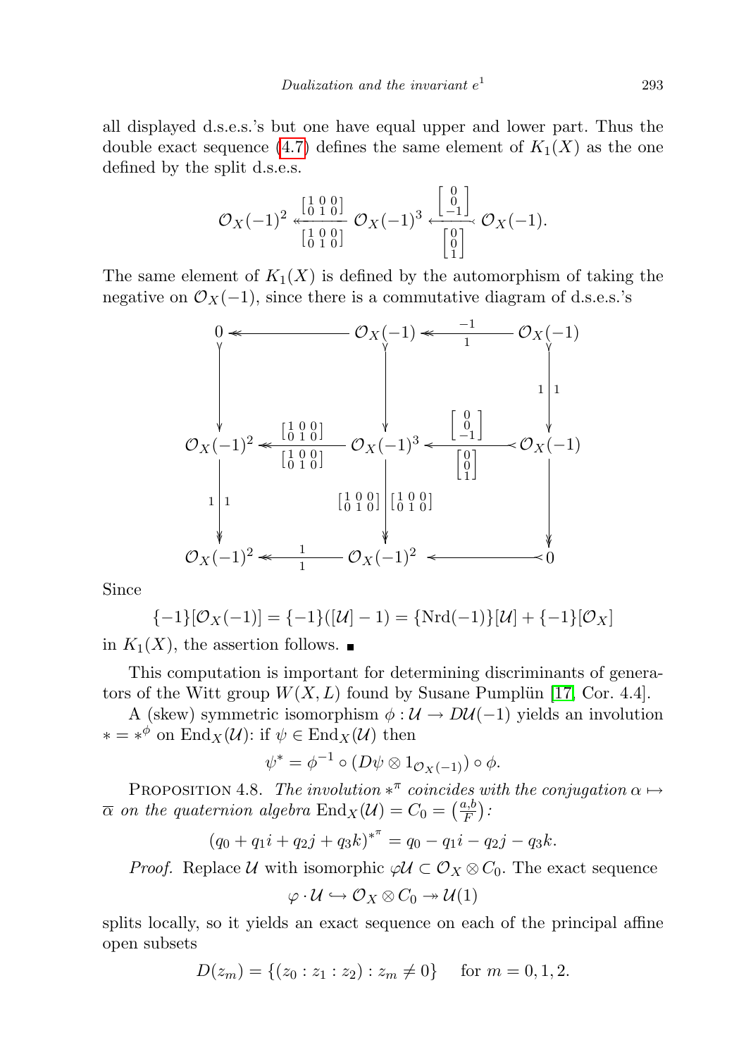all displayed d.s.e.s.'s but one have equal upper and lower part. Thus the double exact sequence (4.7) defines the same element of $K_1(X)$ as the one defined by the split d.s.e.s.

$$\mathcal{O}_X(-1)^2 \overset{\left[\begin{smallmatrix}1&0&0\\0&1&0\end{smallmatrix}\right]}{\underset{\left[\begin{smallmatrix}1&0&0\\0&1&0\end{smallmatrix}\right]}{\twoheadleftarrow}} \mathcal{O}_X(-1)^3 \overset{\left[\begin{smallmatrix}0\\0\\-1\end{smallmatrix}\right]}{\underset{\left[\begin{smallmatrix}0\\0\\1\end{smallmatrix}\right]}{\leftarrowtail}} \mathcal{O}_X(-1).$$

The same element of $K_1(X)$ is defined by the automorphism of taking the negative on $\mathcal{O}_X(-1)$, since there is a commutative diagram of d.s.e.s.'s

$$\begin{array}{ccccc}
0 & \twoheadleftarrow & \mathcal{O}_X(-1) & \overset{-1}{\underset{1}{\twoheadleftarrow}} & \mathcal{O}_X(-1) \\
\downarrow & & \downarrow & & \downarrow {\scriptstyle 1 | 1} \\
\mathcal{O}_X(-1)^2 & \overset{\left[\begin{smallmatrix}1&0&0\\0&1&0\end{smallmatrix}\right]}{\underset{\left[\begin{smallmatrix}1&0&0\\0&1&0\end{smallmatrix}\right]}{\twoheadleftarrow}} & \mathcal{O}_X(-1)^3 & \overset{\left[\begin{smallmatrix}0\\0\\-1\end{smallmatrix}\right]}{\underset{\left[\begin{smallmatrix}0\\0\\1\end{smallmatrix}\right]}{\leftarrowtail}} & \mathcal{O}_X(-1) \\
{\scriptstyle 1 | 1} \downarrow & & {\scriptstyle \left[\begin{smallmatrix}1&0&0\\0&1&0\end{smallmatrix}\right] | \left[\begin{smallmatrix}1&0&0\\0&1&0\end{smallmatrix}\right]} \downarrow & & \downarrow \\
\mathcal{O}_X(-1)^2 & \overset{1}{\underset{1}{\twoheadleftarrow}} & \mathcal{O}_X(-1)^2 & \leftarrowtail & 0
\end{array}$$

Since

$$\{-1\}[\mathcal{O}_X(-1)] = \{-1\}([\mathcal{U}] - 1) = \{\mathrm{Nrd}(-1)\}[\mathcal{U}] + \{-1\}[\mathcal{O}_X]$$

in $K_1(X)$, the assertion follows. ∎

This computation is important for determining discriminants of generators of the Witt group $W(X, L)$ found by Susane Pumplün [17, Cor. 4.4].

A (skew) symmetric isomorphism $\phi : \mathcal{U} \to D\mathcal{U}(-1)$ yields an involution $* = *^{\phi}$ on $\mathrm{End}_X(\mathcal{U})$: if $\psi \in \mathrm{End}_X(\mathcal{U})$ then

$$\psi^* = \phi^{-1} \circ (D\psi \otimes 1_{\mathcal{O}_X(-1)}) \circ \phi.$$

Proposition 4.8. *The involution $*^{\pi}$ coincides with the conjugation $\alpha \mapsto \overline{\alpha}$ on the quaternion algebra $\mathrm{End}_X(\mathcal{U}) = C_0 = \left(\frac{a,b}{F}\right)$:*

$$(q_0 + q_1 i + q_2 j + q_3 k)^{*^{\pi}} = q_0 - q_1 i - q_2 j - q_3 k.$$

*Proof.* Replace $\mathcal{U}$ with isomorphic $\varphi\mathcal{U} \subset \mathcal{O}_X \otimes C_0$. The exact sequence

$$\varphi \cdot \mathcal{U} \hookrightarrow \mathcal{O}_X \otimes C_0 \twoheadrightarrow \mathcal{U}(1)$$

splits locally, so it yields an exact sequence on each of the principal affine open subsets

$$D(z_m) = \{(z_0 : z_1 : z_2) : z_m \neq 0\} \quad \text{for } m = 0, 1, 2.$$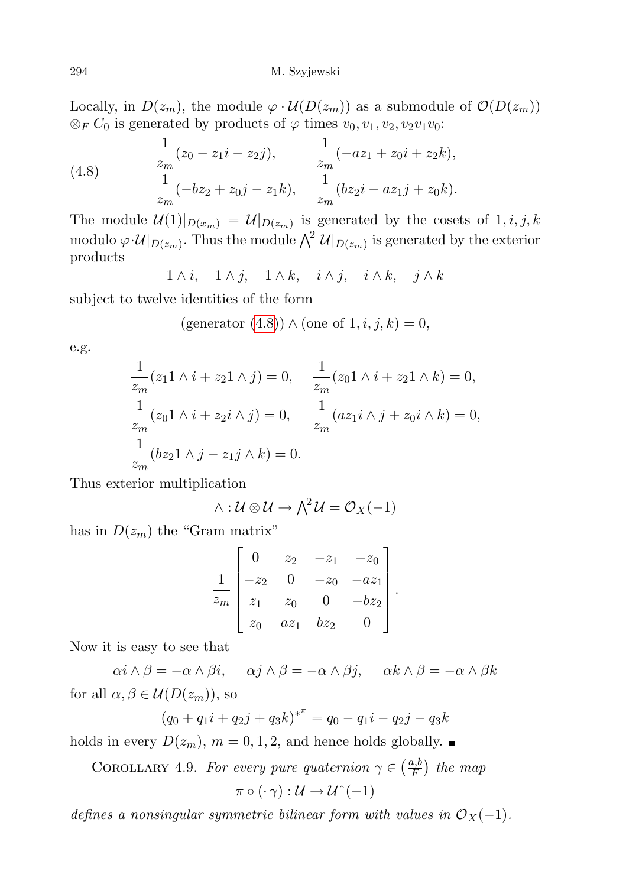Locally, in $D(z_m)$, the module $\varphi \cdot \mathcal{U}(D(z_m))$ as a submodule of $\mathcal{O}(D(z_m)) \otimes_F C_0$ is generated by products of $\varphi$ times $v_0, v_1, v_2, v_2v_1v_0$:

$$
\tag{4.8}
\begin{aligned}
&\frac{1}{z_m}(z_0 - z_1 i - z_2 j), &&\frac{1}{z_m}(-az_1 + z_0 i + z_2 k),\\
&\frac{1}{z_m}(-bz_2 + z_0 j - z_1 k), &&\frac{1}{z_m}(bz_2 i - az_1 j + z_0 k).
\end{aligned}
$$

The module $\mathcal{U}(1)|_{D(x_m)} = \mathcal{U}|_{D(z_m)}$ is generated by the cosets of $1, i, j, k$ modulo $\varphi \cdot \mathcal{U}|_{D(z_m)}$. Thus the module $\bigwedge^2 \mathcal{U}|_{D(z_m)}$ is generated by the exterior products

$$
1 \wedge i, \quad 1 \wedge j, \quad 1 \wedge k, \quad i \wedge j, \quad i \wedge k, \quad j \wedge k
$$

subject to twelve identities of the form

$$
(\text{generator (4.8)}) \wedge (\text{one of } 1, i, j, k) = 0,
$$

e.g.

$$
\begin{aligned}
&\frac{1}{z_m}(z_1 1 \wedge i + z_2 1 \wedge j) = 0, &&\frac{1}{z_m}(z_0 1 \wedge i + z_2 1 \wedge k) = 0,\\
&\frac{1}{z_m}(z_0 1 \wedge i + z_2 i \wedge j) = 0, &&\frac{1}{z_m}(az_1 i \wedge j + z_0 i \wedge k) = 0,\\
&\frac{1}{z_m}(bz_2 1 \wedge j - z_1 j \wedge k) = 0.
\end{aligned}
$$

Thus exterior multiplication

$$
\wedge : \mathcal{U} \otimes \mathcal{U} \to \textstyle\bigwedge^2 \mathcal{U} = \mathcal{O}_X(-1)
$$

has in $D(z_m)$ the "Gram matrix"

$$
\frac{1}{z_m}
\begin{bmatrix}
0 & z_2 & -z_1 & -z_0\\
-z_2 & 0 & -z_0 & -az_1\\
z_1 & z_0 & 0 & -bz_2\\
z_0 & az_1 & bz_2 & 0
\end{bmatrix}.
$$

Now it is easy to see that

$$
\alpha i \wedge \beta = -\alpha \wedge \beta i, \qquad \alpha j \wedge \beta = -\alpha \wedge \beta j, \qquad \alpha k \wedge \beta = -\alpha \wedge \beta k
$$

for all $\alpha, \beta \in \mathcal{U}(D(z_m))$, so

$$
(q_0 + q_1 i + q_2 j + q_3 k)^{*^{\pi}} = q_0 - q_1 i - q_2 j - q_3 k
$$

holds in every $D(z_m)$, $m = 0, 1, 2$, and hence holds globally. ∎

Corollary 4.9. *For every pure quaternion $\gamma \in \left(\frac{a,b}{F}\right)$ the map*

$$
\pi \circ (\cdot \gamma) : \mathcal{U} \to \mathcal{U}\hat{}(-1)
$$

*defines a nonsingular symmetric bilinear form with values in $\mathcal{O}_X(-1)$.*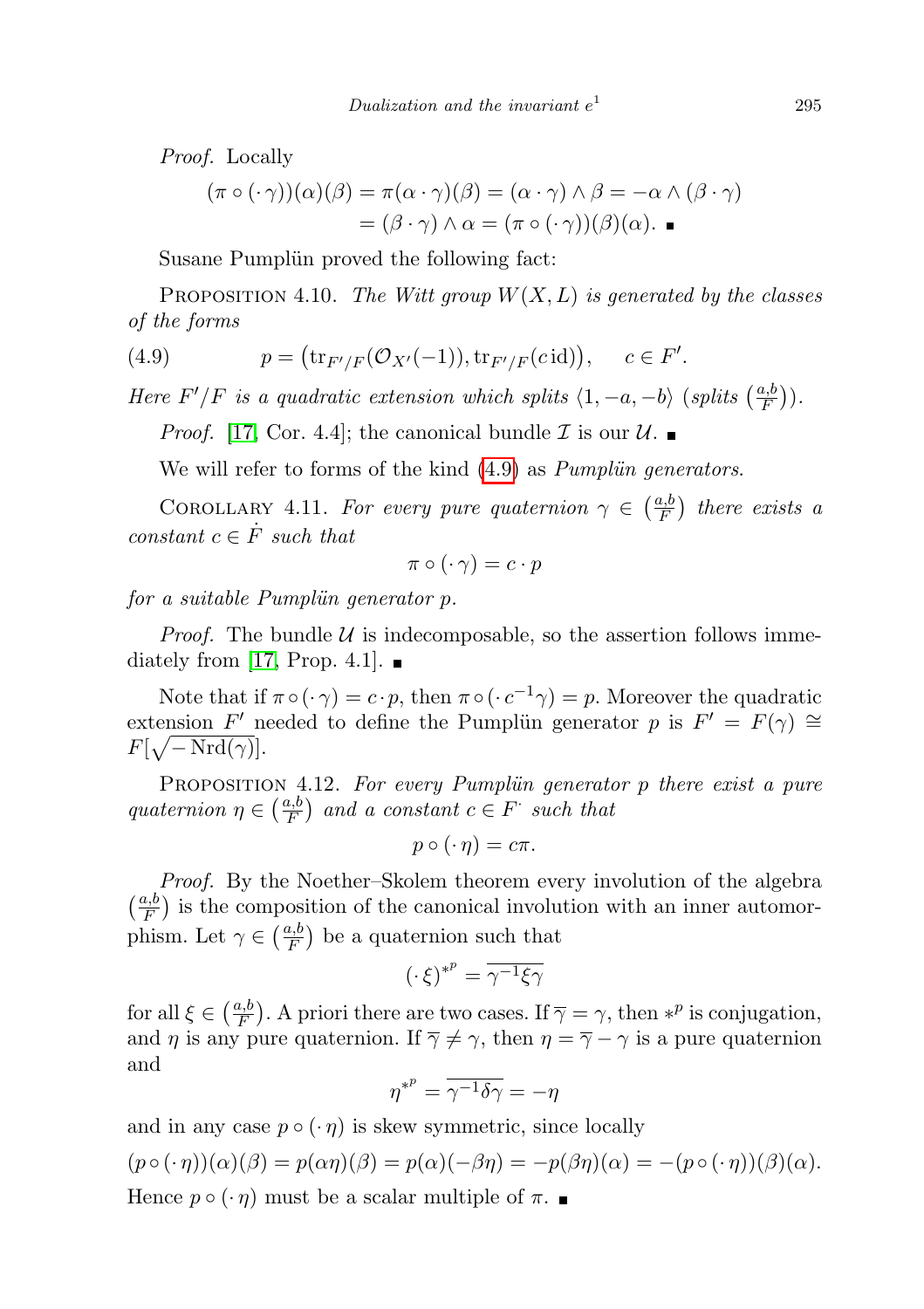*Proof.* Locally

$$
\begin{aligned}
(\pi \circ (\cdot \gamma))(\alpha)(\beta) &= \pi(\alpha \cdot \gamma)(\beta) = (\alpha \cdot \gamma) \wedge \beta = -\alpha \wedge (\beta \cdot \gamma) \\
&= (\beta \cdot \gamma) \wedge \alpha = (\pi \circ (\cdot \gamma))(\beta)(\alpha). \blacksquare
\end{aligned}
$$

Susane Pumplün proved the following fact:

PROPOSITION 4.10. *The Witt group $W(X, L)$ is generated by the classes of the forms*

$$
p = \big(\mathrm{tr}_{F'/F}(\mathcal{O}_{X'}(-1)), \mathrm{tr}_{F'/F}(c\,\mathrm{id})\big), \qquad c \in F'. \tag{4.9}
$$

*Here $F'/F$ is a quadratic extension which splits $\langle 1, -a, -b\rangle$ (splits $\big(\frac{a,b}{F}\big)$).*

*Proof.* [17, Cor. 4.4]; the canonical bundle $\mathcal{I}$ is our $\mathcal{U}$. ∎

We will refer to forms of the kind (4.9) as *Pumplün generators*.

COROLLARY 4.11. *For every pure quaternion $\gamma \in \big(\frac{a,b}{F}\big)$ there exists a constant $c \in \dot{F}$ such that*

$$
\pi \circ (\cdot \gamma) = c \cdot p
$$

*for a suitable Pumplün generator $p$.*

*Proof.* The bundle $\mathcal{U}$ is indecomposable, so the assertion follows immediately from [17, Prop. 4.1]. ∎

Note that if $\pi \circ (\cdot \gamma) = c \cdot p$, then $\pi \circ (\cdot\, c^{-1}\gamma) = p$. Moreover the quadratic extension $F'$ needed to define the Pumplün generator $p$ is $F' = F(\gamma) \cong F[\sqrt{-\operatorname{Nrd}(\gamma)}]$.

PROPOSITION 4.12. *For every Pumplün generator $p$ there exist a pure quaternion $\eta \in \big(\frac{a,b}{F}\big)$ and a constant $c \in F^{\cdot}$ such that*

$$
p \circ (\cdot \eta) = c\pi.
$$

*Proof.* By the Noether–Skolem theorem every involution of the algebra $\big(\frac{a,b}{F}\big)$ is the composition of the canonical involution with an inner automorphism. Let $\gamma \in \big(\frac{a,b}{F}\big)$ be a quaternion such that

$$
(\cdot\, \xi)^{*^p} = \overline{\gamma^{-1}\xi\gamma}
$$

for all $\xi \in \big(\frac{a,b}{F}\big)$. A priori there are two cases. If $\overline{\gamma} = \gamma$, then $*^p$ is conjugation, and $\eta$ is any pure quaternion. If $\overline{\gamma} \neq \gamma$, then $\eta = \overline{\gamma} - \gamma$ is a pure quaternion and

$$
\eta^{*^p} = \overline{\gamma^{-1}\delta\gamma} = -\eta
$$

and in any case $p \circ (\cdot \eta)$ is skew symmetric, since locally

$$
(p \circ (\cdot \eta))(\alpha)(\beta) = p(\alpha\eta)(\beta) = p(\alpha)(-\beta\eta) = -p(\beta\eta)(\alpha) = -(p \circ (\cdot \eta))(\beta)(\alpha).
$$

Hence $p \circ (\cdot \eta)$ must be a scalar multiple of $\pi$. ∎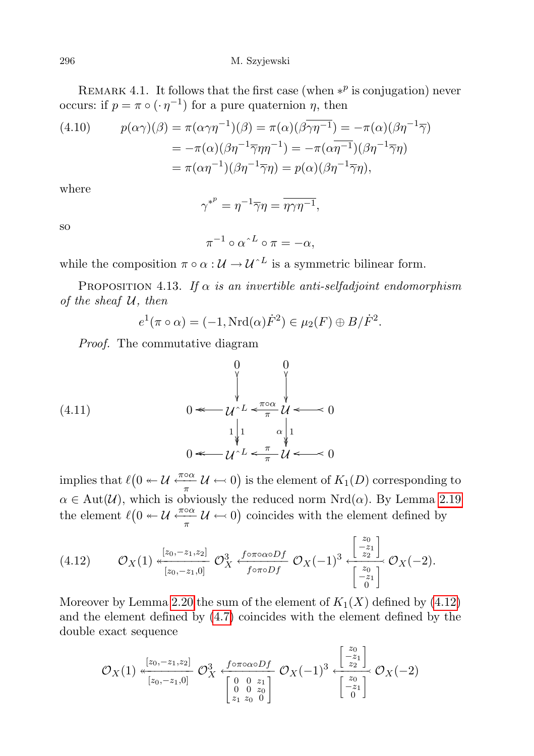Remark 4.1. It follows that the first case (when $*^p$ is conjugation) never occurs: if $p = \pi \circ (\cdot\, \eta^{-1})$ for a pure quaternion $\eta$, then

$$
\begin{aligned}
(4.10) \qquad p(\alpha\gamma)(\beta) &= \pi(\alpha\gamma\eta^{-1})(\beta) = \pi(\alpha)(\beta\overline{\gamma\eta^{-1}}) = -\pi(\alpha)(\beta\eta^{-1}\overline{\gamma}) \\
&= -\pi(\alpha)(\beta\eta^{-1}\overline{\gamma}\eta\eta^{-1}) = -\pi(\alpha\overline{\eta^{-1}})(\beta\eta^{-1}\overline{\gamma}\eta) \\
&= \pi(\alpha\eta^{-1})(\beta\eta^{-1}\overline{\gamma}\eta) = p(\alpha)(\beta\eta^{-1}\overline{\gamma}\eta),
\end{aligned}
$$

where

$$
\gamma^{*^p} = \eta^{-1}\overline{\gamma}\eta = \overline{\eta\gamma\eta^{-1}},
$$

so

$$
\pi^{-1} \circ \alpha^{\hat{}L} \circ \pi = -\alpha,
$$

while the composition $\pi \circ \alpha : \mathcal{U} \to \mathcal{U}^{\hat{}L}$ is a symmetric bilinear form.

Proposition 4.13. *If $\alpha$ is an invertible anti-selfadjoint endomorphism of the sheaf $\mathcal{U}$, then*

$$
e^1(\pi \circ \alpha) = (-1, \mathrm{Nrd}(\alpha)\dot{F}^2) \in \mu_2(F) \oplus B/\dot{F}^2.
$$

*Proof.* The commutative diagram

$$
(4.11) \qquad
\begin{array}{ccccccc}
 & & 0 & & 0 & & \\
 & & \downarrow & & \downarrow & & \\
0 & \twoheadleftarrow & \mathcal{U}^{\hat{}L} & \overset{\pi\circ\alpha}{\underset{\pi}{\leftleftarrows}} & \mathcal{U} & \leftarrowtail & 0 \\
 & & {\scriptstyle 1}\downdownarrows{\scriptstyle 1} & & {\scriptstyle \alpha}\downdownarrows{\scriptstyle 1} & & \\
0 & \twoheadleftarrow & \mathcal{U}^{\hat{}L} & \overset{\pi}{\underset{\pi}{\leftleftarrows}} & \mathcal{U} & \leftarrowtail & 0
\end{array}
$$

implies that $\ell\big(0 \twoheadleftarrow \mathcal{U} \overset{\pi\circ\alpha}{\underset{\pi}{\leftleftarrows}} \mathcal{U} \leftarrowtail 0\big)$ is the element of $K_1(D)$ corresponding to $\alpha \in \mathrm{Aut}(\mathcal{U})$, which is obviously the reduced norm $\mathrm{Nrd}(\alpha)$. By Lemma 2.19 the element $\ell\big(0 \twoheadleftarrow \mathcal{U} \overset{\pi\circ\alpha}{\underset{\pi}{\leftleftarrows}} \mathcal{U} \leftarrowtail 0\big)$ coincides with the element defined by

$$
(4.12) \qquad \mathcal{O}_X(1) \overset{[z_0,-z_1,z_2]}{\underset{[z_0,-z_1,0]}{\twoheadleftarrow}} \mathcal{O}_X^3 \overset{f\circ\pi\circ\alpha\circ Df}{\underset{f\circ\pi\circ Df}{\leftleftarrows}} \mathcal{O}_X(-1)^3 \overset{\left[\begin{smallmatrix} z_0 \\ -z_1 \\ z_2 \end{smallmatrix}\right]}{\underset{\left[\begin{smallmatrix} z_0 \\ -z_1 \\ 0 \end{smallmatrix}\right]}{\leftarrowtail}} \mathcal{O}_X(-2).
$$

Moreover by Lemma 2.20 the sum of the element of $K_1(X)$ defined by (4.12) and the element defined by (4.7) coincides with the element defined by the double exact sequence

$$
\mathcal{O}_X(1) \overset{[z_0,-z_1,z_2]}{\underset{[z_0,-z_1,0]}{\twoheadleftarrow}} \mathcal{O}_X^3 \overset{f\circ\pi\circ\alpha\circ Df}{\underset{\left[\begin{smallmatrix} 0 & 0 & z_1 \\ 0 & 0 & z_0 \\ z_1 & z_0 & 0 \end{smallmatrix}\right]}{\leftleftarrows}} \mathcal{O}_X(-1)^3 \overset{\left[\begin{smallmatrix} z_0 \\ -z_1 \\ z_2 \end{smallmatrix}\right]}{\underset{\left[\begin{smallmatrix} z_0 \\ -z_1 \\ 0 \end{smallmatrix}\right]}{\leftarrowtail}} \mathcal{O}_X(-2)
$$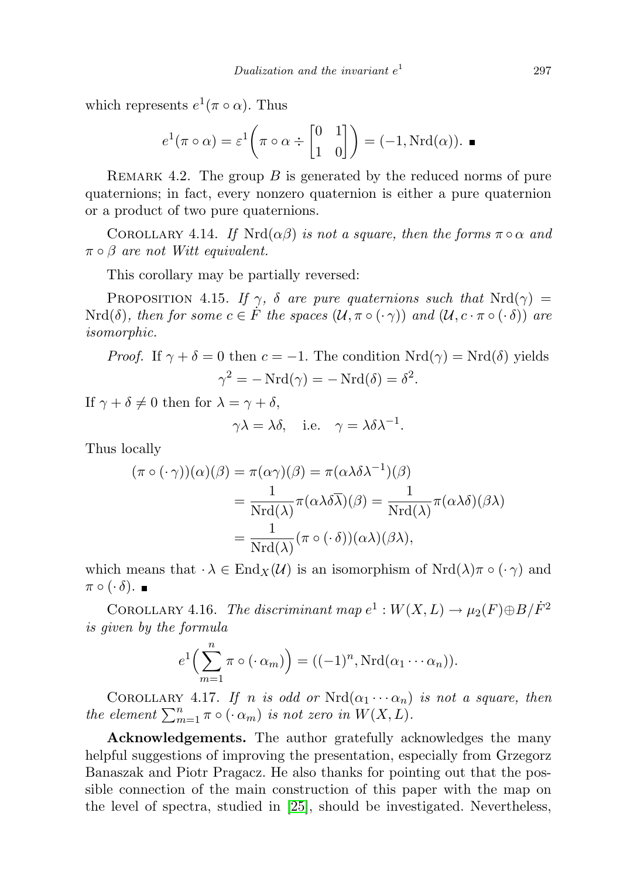which represents $e^1(\pi \circ \alpha)$. Thus

$$e^1(\pi \circ \alpha) = \varepsilon^1\bigg(\pi \circ \alpha \div \begin{bmatrix} 0 & 1 \\ 1 & 0 \end{bmatrix}\bigg) = (-1, \operatorname{Nrd}(\alpha)). \ \blacksquare$$

Remark 4.2. The group $B$ is generated by the reduced norms of pure quaternions; in fact, every nonzero quaternion is either a pure quaternion or a product of two pure quaternions.

Corollary 4.14. *If $\operatorname{Nrd}(\alpha\beta)$ is not a square, then the forms $\pi \circ \alpha$ and $\pi \circ \beta$ are not Witt equivalent.*

This corollary may be partially reversed:

Proposition 4.15. *If $\gamma$, $\delta$ are pure quaternions such that $\operatorname{Nrd}(\gamma) = \operatorname{Nrd}(\delta)$, then for some $c \in \dot{F}$ the spaces $(\mathcal{U}, \pi \circ (\cdot\gamma))$ and $(\mathcal{U}, c \cdot \pi \circ (\cdot\delta))$ are isomorphic.*

*Proof.* If $\gamma + \delta = 0$ then $c = -1$. The condition $\operatorname{Nrd}(\gamma) = \operatorname{Nrd}(\delta)$ yields

$$\gamma^2 = -\operatorname{Nrd}(\gamma) = -\operatorname{Nrd}(\delta) = \delta^2.$$

If $\gamma + \delta \neq 0$ then for $\lambda = \gamma + \delta$,

$$\gamma\lambda = \lambda\delta, \quad \text{i.e.} \quad \gamma = \lambda\delta\lambda^{-1}.$$

Thus locally

$$\begin{aligned}
(\pi \circ (\cdot\gamma))(\alpha)(\beta) &= \pi(\alpha\gamma)(\beta) = \pi(\alpha\lambda\delta\lambda^{-1})(\beta) \\
&= \frac{1}{\operatorname{Nrd}(\lambda)}\pi(\alpha\lambda\delta\overline{\lambda})(\beta) = \frac{1}{\operatorname{Nrd}(\lambda)}\pi(\alpha\lambda\delta)(\beta\lambda) \\
&= \frac{1}{\operatorname{Nrd}(\lambda)}(\pi \circ (\cdot\delta))(\alpha\lambda)(\beta\lambda),
\end{aligned}$$

which means that $\cdot\lambda \in \operatorname{End}_X(\mathcal{U})$ is an isomorphism of $\operatorname{Nrd}(\lambda)\pi \circ (\cdot\gamma)$ and $\pi \circ (\cdot\delta)$. $\blacksquare$

Corollary 4.16. *The discriminant map $e^1 : W(X, L) \to \mu_2(F) \oplus B/\dot{F}^2$ is given by the formula*

$$e^1\Big(\sum_{m=1}^{n} \pi \circ (\cdot\alpha_m)\Big) = ((-1)^n, \operatorname{Nrd}(\alpha_1 \cdots \alpha_n)).$$

Corollary 4.17. *If $n$ is odd or $\operatorname{Nrd}(\alpha_1 \cdots \alpha_n)$ is not a square, then the element $\sum_{m=1}^{n} \pi \circ (\cdot\alpha_m)$ is not zero in $W(X, L)$.*

**Acknowledgements.** The author gratefully acknowledges the many helpful suggestions of improving the presentation, especially from Grzegorz Banaszak and Piotr Pragacz. He also thanks for pointing out that the possible connection of the main construction of this paper with the map on the level of spectra, studied in [25], should be investigated. Nevertheless,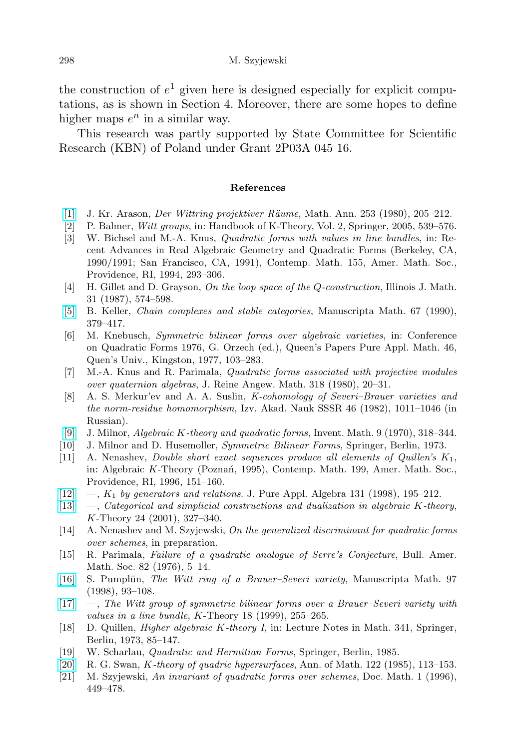the construction of $e^1$ given here is designed especially for explicit computations, as is shown in Section 4. Moreover, there are some hopes to define higher maps $e^n$ in a similar way.

This research was partly supported by State Committee for Scientific Research (KBN) of Poland under Grant 2P03A 045 16.

## References

[1] J. Kr. Arason, *Der Wittring projektiver Räume*, Math. Ann. 253 (1980), 205–212.

[2] P. Balmer, *Witt groups*, in: Handbook of K-Theory, Vol. 2, Springer, 2005, 539–576.

[3] W. Bichsel and M.-A. Knus, *Quadratic forms with values in line bundles*, in: Recent Advances in Real Algebraic Geometry and Quadratic Forms (Berkeley, CA, 1990/1991; San Francisco, CA, 1991), Contemp. Math. 155, Amer. Math. Soc., Providence, RI, 1994, 293–306.

[4] H. Gillet and D. Grayson, *On the loop space of the Q-construction*, Illinois J. Math. 31 (1987), 574–598.

[5] B. Keller, *Chain complexes and stable categories*, Manuscripta Math. 67 (1990), 379–417.

[6] M. Knebusch, *Symmetric bilinear forms over algebraic varieties*, in: Conference on Quadratic Forms 1976, G. Orzech (ed.), Queen's Papers Pure Appl. Math. 46, Quen's Univ., Kingston, 1977, 103–283.

[7] M.-A. Knus and R. Parimala, *Quadratic forms associated with projective modules over quaternion algebras*, J. Reine Angew. Math. 318 (1980), 20–31.

[8] A. S. Merkur'ev and A. A. Suslin, *K-cohomology of Severi–Brauer varieties and the norm-residue homomorphism*, Izv. Akad. Nauk SSSR 46 (1982), 1011–1046 (in Russian).

[9] J. Milnor, *Algebraic K-theory and quadratic forms*, Invent. Math. 9 (1970), 318–344.

[10] J. Milnor and D. Husemoller, *Symmetric Bilinear Forms*, Springer, Berlin, 1973.

[11] A. Nenashev, *Double short exact sequences produce all elements of Quillen's $K_1$*, in: Algebraic $K$-Theory (Poznań, 1995), Contemp. Math. 199, Amer. Math. Soc., Providence, RI, 1996, 151–160.

[12] —, *$K_1$ by generators and relations.* J. Pure Appl. Algebra 131 (1998), 195–212.

[13] —, *Categorical and simplicial constructions and dualization in algebraic K-theory*, $K$-Theory 24 (2001), 327–340.

[14] A. Nenashev and M. Szyjewski, *On the generalized discriminant for quadratic forms over schemes*, in preparation.

[15] R. Parimala, *Failure of a quadratic analogue of Serre's Conjecture*, Bull. Amer. Math. Soc. 82 (1976), 5–14.

[16] S. Pumplün, *The Witt ring of a Brauer–Severi variety*, Manuscripta Math. 97 (1998), 93–108.

[17] —, *The Witt group of symmetric bilinear forms over a Brauer–Severi variety with values in a line bundle*, $K$-Theory 18 (1999), 255–265.

[18] D. Quillen, *Higher algebraic K-theory I*, in: Lecture Notes in Math. 341, Springer, Berlin, 1973, 85–147.

[19] W. Scharlau, *Quadratic and Hermitian Forms*, Springer, Berlin, 1985.

[20] R. G. Swan, *K-theory of quadric hypersurfaces*, Ann. of Math. 122 (1985), 113–153.

[21] M. Szyjewski, *An invariant of quadratic forms over schemes*, Doc. Math. 1 (1996), 449–478.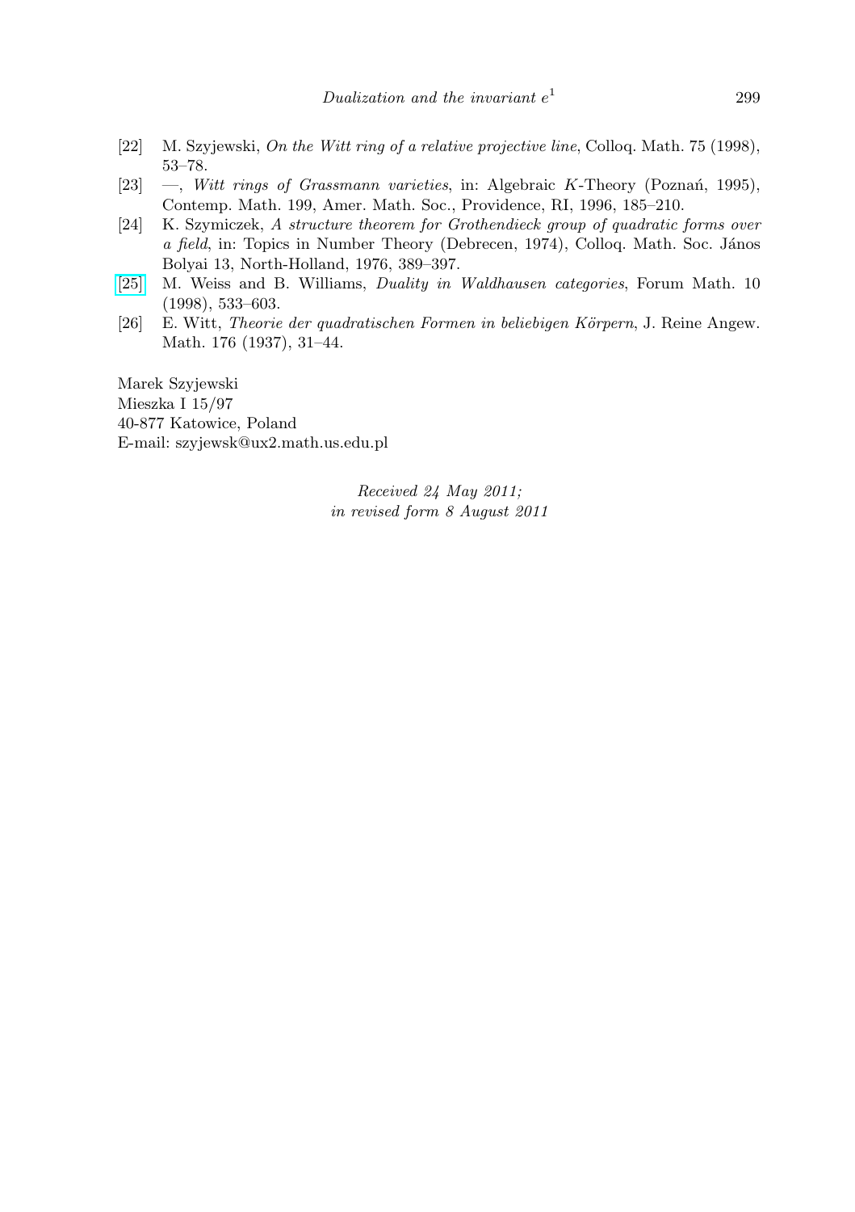[22] M. Szyjewski, *On the Witt ring of a relative projective line*, Colloq. Math. 75 (1998), 53–78.

[23] —, *Witt rings of Grassmann varieties*, in: Algebraic $K$-Theory (Poznań, 1995), Contemp. Math. 199, Amer. Math. Soc., Providence, RI, 1996, 185–210.

[24] K. Szymiczek, *A structure theorem for Grothendieck group of quadratic forms over a field*, in: Topics in Number Theory (Debrecen, 1974), Colloq. Math. Soc. János Bolyai 13, North-Holland, 1976, 389–397.

[25] M. Weiss and B. Williams, *Duality in Waldhausen categories*, Forum Math. 10 (1998), 533–603.

[26] E. Witt, *Theorie der quadratischen Formen in beliebigen Körpern*, J. Reine Angew. Math. 176 (1937), 31–44.

Marek Szyjewski
Mieszka I 15/97
40-877 Katowice, Poland
E-mail: szyjewsk@ux2.math.us.edu.pl

*Received 24 May 2011;*
*in revised form 8 August 2011*